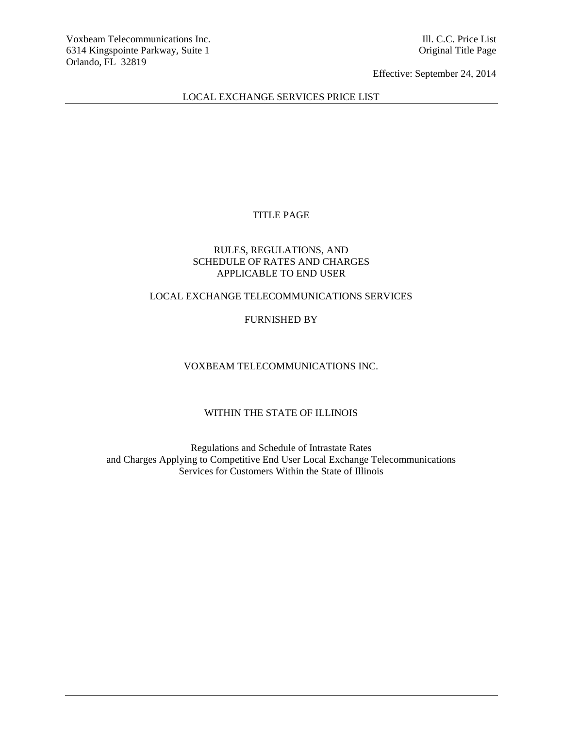Voxbeam Telecommunications Inc.
6314 Kingspointe Parkway, Suite 1
Orlando, FL 32819

Ill. C.C. Price List
Original Title Page

Effective: September 24, 2014

LOCAL EXCHANGE SERVICES PRICE LIST

# TITLE PAGE

## RULES, REGULATIONS, AND SCHEDULE OF RATES AND CHARGES APPLICABLE TO END USER

## LOCAL EXCHANGE TELECOMMUNICATIONS SERVICES

FURNISHED BY

## VOXBEAM TELECOMMUNICATIONS INC.

WITHIN THE STATE OF ILLINOIS

Regulations and Schedule of Intrastate Rates
and Charges Applying to Competitive End User Local Exchange Telecommunications
Services for Customers Within the State of Illinois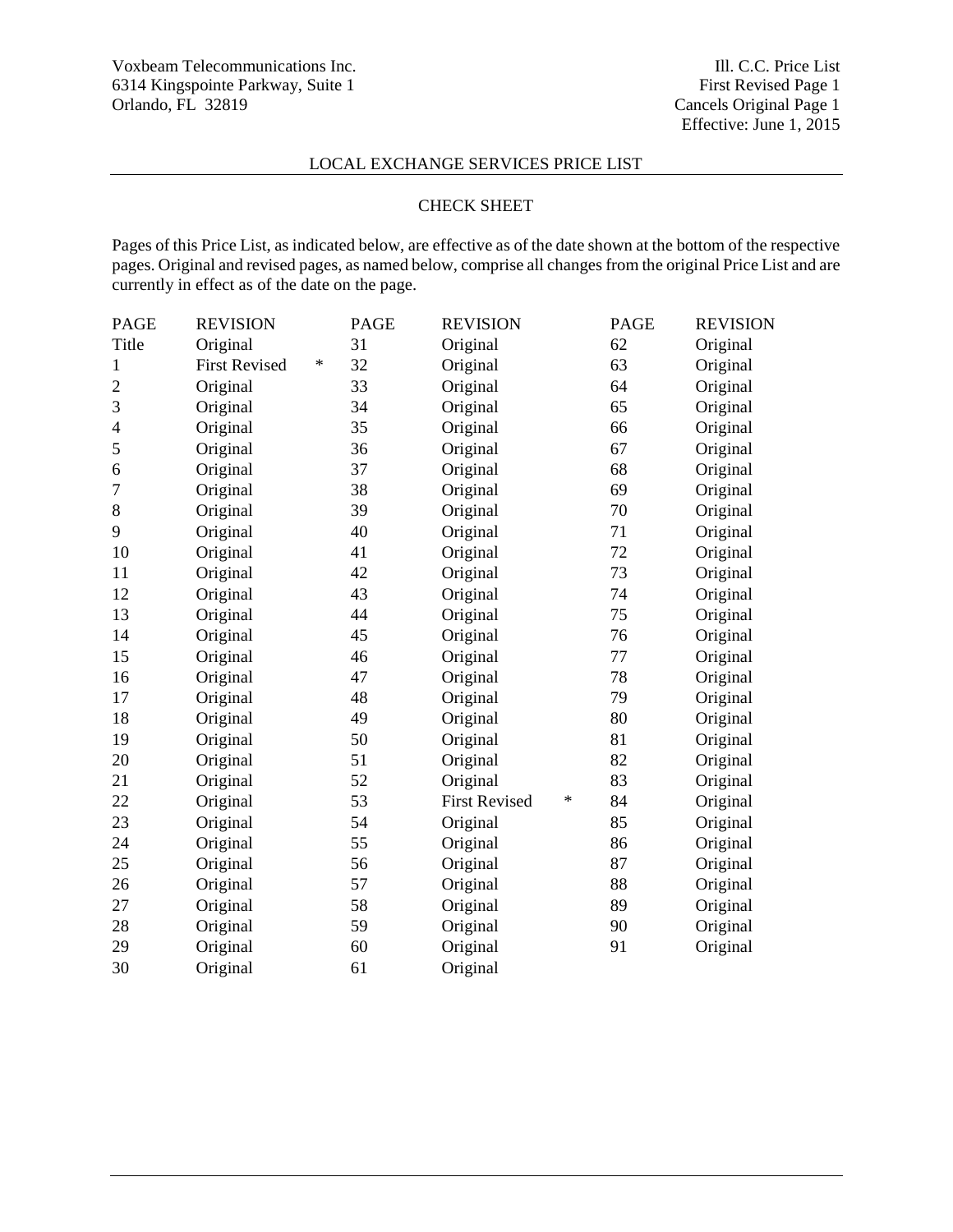Voxbeam Telecommunications Inc.
6314 Kingspointe Parkway, Suite 1
Orlando, FL 32819

Ill. C.C. Price List
First Revised Page 1
Cancels Original Page 1
Effective: June 1, 2015

LOCAL EXCHANGE SERVICES PRICE LIST

## CHECK SHEET

Pages of this Price List, as indicated below, are effective as of the date shown at the bottom of the respective pages. Original and revised pages, as named below, comprise all changes from the original Price List and are currently in effect as of the date on the page.

| PAGE | REVISION | | PAGE | REVISION | | PAGE | REVISION |
|---|---|---|---|---|---|---|---|
| Title | Original | | 31 | Original | | 62 | Original |
| 1 | First Revised | * | 32 | Original | | 63 | Original |
| 2 | Original | | 33 | Original | | 64 | Original |
| 3 | Original | | 34 | Original | | 65 | Original |
| 4 | Original | | 35 | Original | | 66 | Original |
| 5 | Original | | 36 | Original | | 67 | Original |
| 6 | Original | | 37 | Original | | 68 | Original |
| 7 | Original | | 38 | Original | | 69 | Original |
| 8 | Original | | 39 | Original | | 70 | Original |
| 9 | Original | | 40 | Original | | 71 | Original |
| 10 | Original | | 41 | Original | | 72 | Original |
| 11 | Original | | 42 | Original | | 73 | Original |
| 12 | Original | | 43 | Original | | 74 | Original |
| 13 | Original | | 44 | Original | | 75 | Original |
| 14 | Original | | 45 | Original | | 76 | Original |
| 15 | Original | | 46 | Original | | 77 | Original |
| 16 | Original | | 47 | Original | | 78 | Original |
| 17 | Original | | 48 | Original | | 79 | Original |
| 18 | Original | | 49 | Original | | 80 | Original |
| 19 | Original | | 50 | Original | | 81 | Original |
| 20 | Original | | 51 | Original | | 82 | Original |
| 21 | Original | | 52 | Original | | 83 | Original |
| 22 | Original | | 53 | First Revised | * | 84 | Original |
| 23 | Original | | 54 | Original | | 85 | Original |
| 24 | Original | | 55 | Original | | 86 | Original |
| 25 | Original | | 56 | Original | | 87 | Original |
| 26 | Original | | 57 | Original | | 88 | Original |
| 27 | Original | | 58 | Original | | 89 | Original |
| 28 | Original | | 59 | Original | | 90 | Original |
| 29 | Original | | 60 | Original | | 91 | Original |
| 30 | Original | | 61 | Original | | | |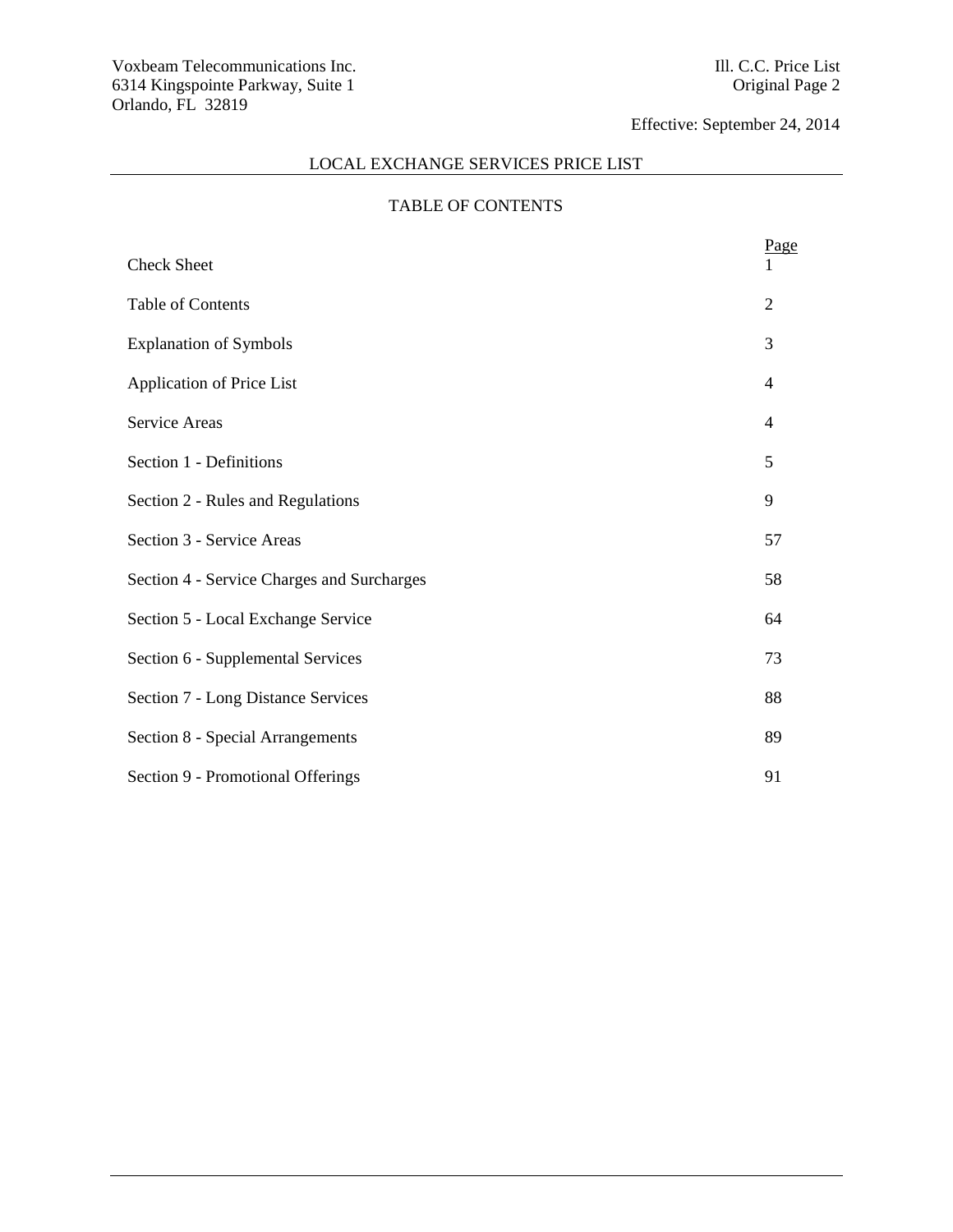## LOCAL EXCHANGE SERVICES PRICE LIST

### TABLE OF CONTENTS

| | Page |
|---|---|
| Check Sheet | 1 |
| Table of Contents | 2 |
| Explanation of Symbols | 3 |
| Application of Price List | 4 |
| Service Areas | 4 |
| Section 1 - Definitions | 5 |
| Section 2 - Rules and Regulations | 9 |
| Section 3 - Service Areas | 57 |
| Section 4 - Service Charges and Surcharges | 58 |
| Section 5 - Local Exchange Service | 64 |
| Section 6 - Supplemental Services | 73 |
| Section 7 - Long Distance Services | 88 |
| Section 8 - Special Arrangements | 89 |
| Section 9 - Promotional Offerings | 91 |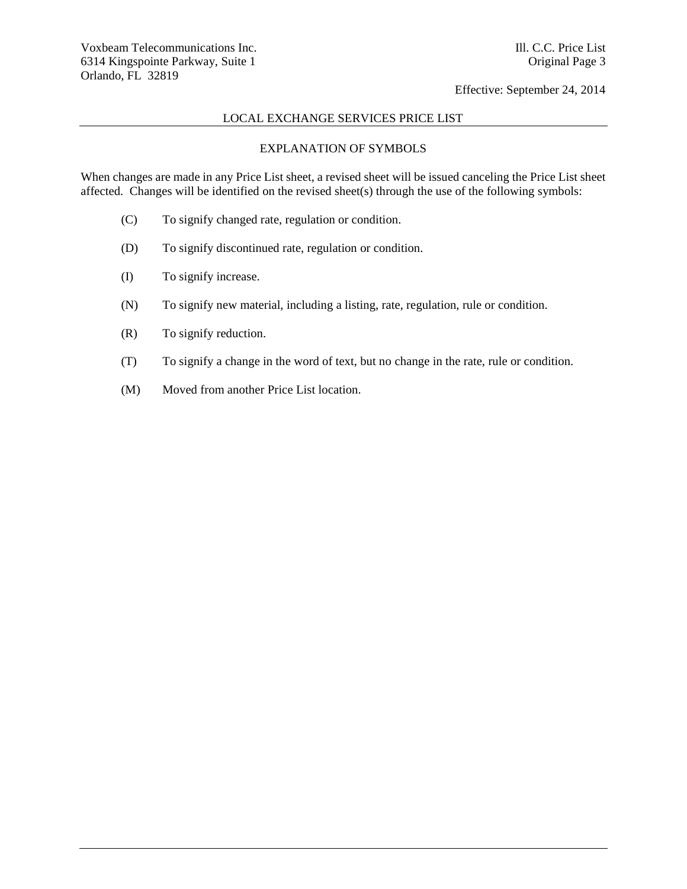## LOCAL EXCHANGE SERVICES PRICE LIST

### EXPLANATION OF SYMBOLS

When changes are made in any Price List sheet, a revised sheet will be issued canceling the Price List sheet affected. Changes will be identified on the revised sheet(s) through the use of the following symbols:

(C) To signify changed rate, regulation or condition.

(D) To signify discontinued rate, regulation or condition.

(I) To signify increase.

(N) To signify new material, including a listing, rate, regulation, rule or condition.

(R) To signify reduction.

(T) To signify a change in the word of text, but no change in the rate, rule or condition.

(M) Moved from another Price List location.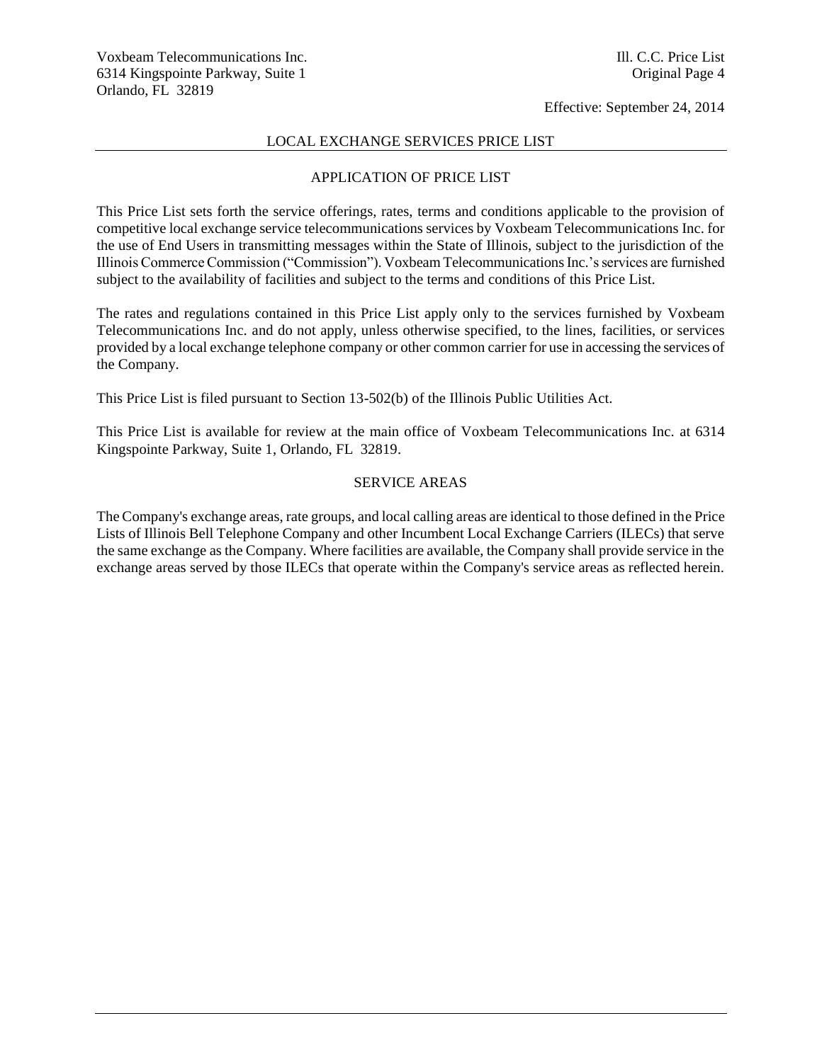## LOCAL EXCHANGE SERVICES PRICE LIST

### APPLICATION OF PRICE LIST

This Price List sets forth the service offerings, rates, terms and conditions applicable to the provision of competitive local exchange service telecommunications services by Voxbeam Telecommunications Inc. for the use of End Users in transmitting messages within the State of Illinois, subject to the jurisdiction of the Illinois Commerce Commission ("Commission"). Voxbeam Telecommunications Inc.'s services are furnished subject to the availability of facilities and subject to the terms and conditions of this Price List.

The rates and regulations contained in this Price List apply only to the services furnished by Voxbeam Telecommunications Inc. and do not apply, unless otherwise specified, to the lines, facilities, or services provided by a local exchange telephone company or other common carrier for use in accessing the services of the Company.

This Price List is filed pursuant to Section 13-502(b) of the Illinois Public Utilities Act.

This Price List is available for review at the main office of Voxbeam Telecommunications Inc. at 6314 Kingspointe Parkway, Suite 1, Orlando, FL 32819.

### SERVICE AREAS

The Company's exchange areas, rate groups, and local calling areas are identical to those defined in the Price Lists of Illinois Bell Telephone Company and other Incumbent Local Exchange Carriers (ILECs) that serve the same exchange as the Company. Where facilities are available, the Company shall provide service in the exchange areas served by those ILECs that operate within the Company's service areas as reflected herein.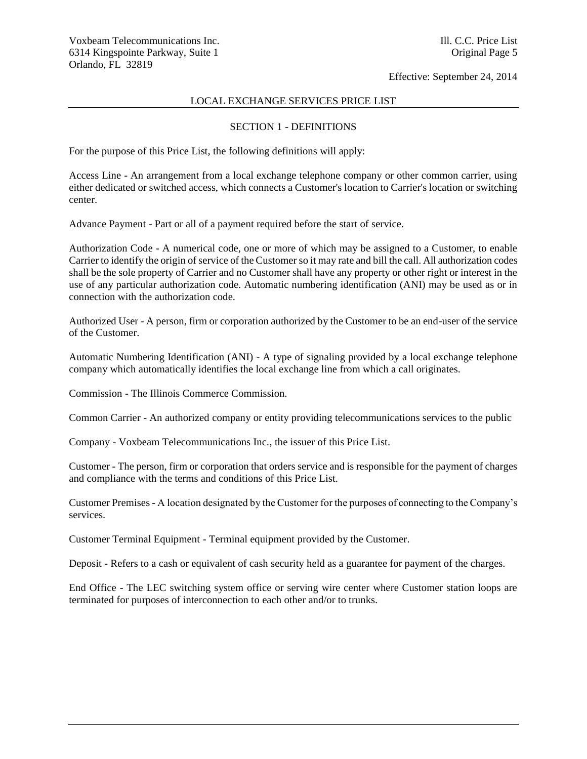## LOCAL EXCHANGE SERVICES PRICE LIST

### SECTION 1 - DEFINITIONS

For the purpose of this Price List, the following definitions will apply:

Access Line - An arrangement from a local exchange telephone company or other common carrier, using either dedicated or switched access, which connects a Customer's location to Carrier's location or switching center.

Advance Payment - Part or all of a payment required before the start of service.

Authorization Code - A numerical code, one or more of which may be assigned to a Customer, to enable Carrier to identify the origin of service of the Customer so it may rate and bill the call. All authorization codes shall be the sole property of Carrier and no Customer shall have any property or other right or interest in the use of any particular authorization code. Automatic numbering identification (ANI) may be used as or in connection with the authorization code.

Authorized User - A person, firm or corporation authorized by the Customer to be an end-user of the service of the Customer.

Automatic Numbering Identification (ANI) - A type of signaling provided by a local exchange telephone company which automatically identifies the local exchange line from which a call originates.

Commission - The Illinois Commerce Commission.

Common Carrier - An authorized company or entity providing telecommunications services to the public

Company - Voxbeam Telecommunications Inc., the issuer of this Price List.

Customer - The person, firm or corporation that orders service and is responsible for the payment of charges and compliance with the terms and conditions of this Price List.

Customer Premises - A location designated by the Customer for the purposes of connecting to the Company's services.

Customer Terminal Equipment - Terminal equipment provided by the Customer.

Deposit - Refers to a cash or equivalent of cash security held as a guarantee for payment of the charges.

End Office - The LEC switching system office or serving wire center where Customer station loops are terminated for purposes of interconnection to each other and/or to trunks.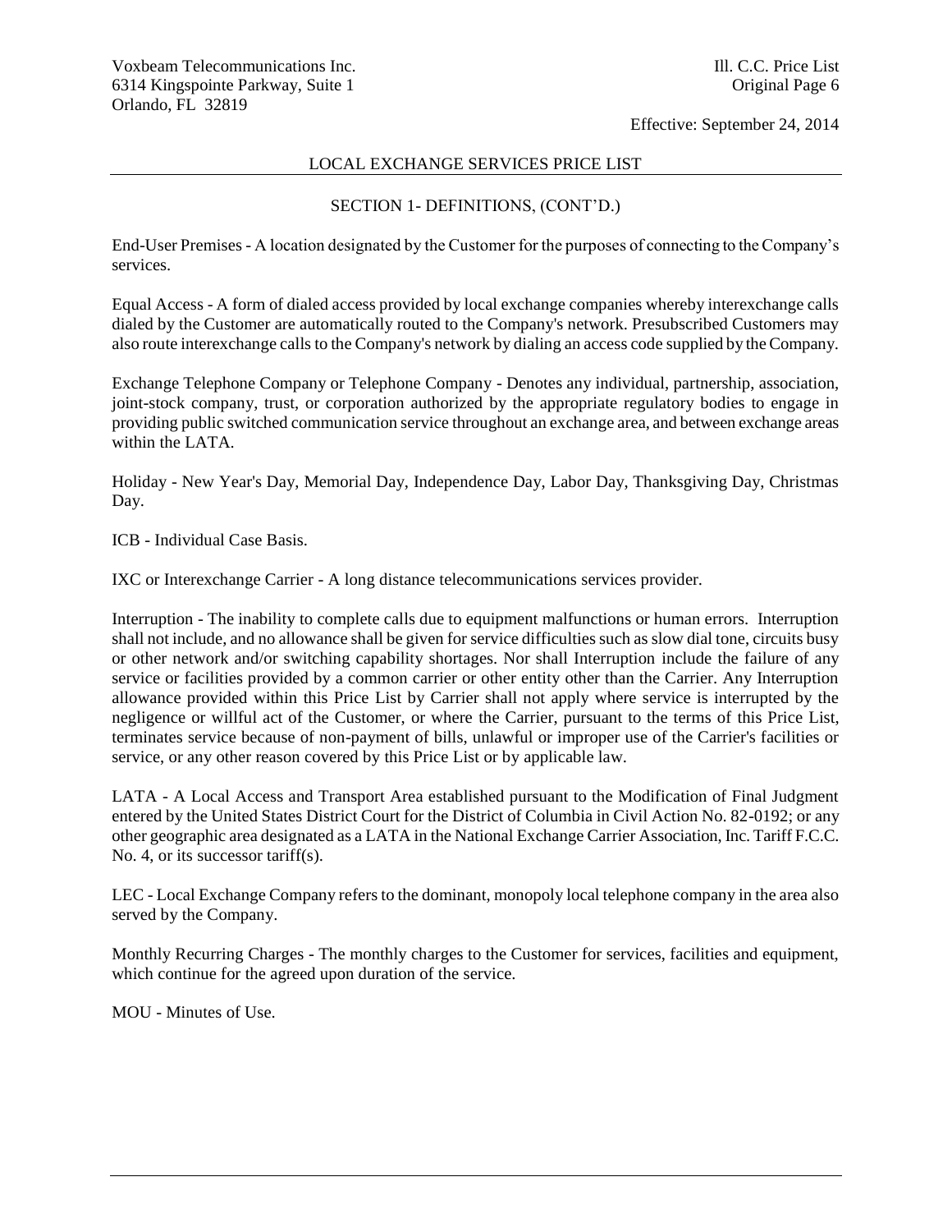## LOCAL EXCHANGE SERVICES PRICE LIST

### SECTION 1- DEFINITIONS, (CONT'D.)

End-User Premises - A location designated by the Customer for the purposes of connecting to the Company's services.

Equal Access - A form of dialed access provided by local exchange companies whereby interexchange calls dialed by the Customer are automatically routed to the Company's network. Presubscribed Customers may also route interexchange calls to the Company's network by dialing an access code supplied by the Company.

Exchange Telephone Company or Telephone Company - Denotes any individual, partnership, association, joint-stock company, trust, or corporation authorized by the appropriate regulatory bodies to engage in providing public switched communication service throughout an exchange area, and between exchange areas within the LATA.

Holiday - New Year's Day, Memorial Day, Independence Day, Labor Day, Thanksgiving Day, Christmas Day.

ICB - Individual Case Basis.

IXC or Interexchange Carrier - A long distance telecommunications services provider.

Interruption - The inability to complete calls due to equipment malfunctions or human errors. Interruption shall not include, and no allowance shall be given for service difficulties such as slow dial tone, circuits busy or other network and/or switching capability shortages. Nor shall Interruption include the failure of any service or facilities provided by a common carrier or other entity other than the Carrier. Any Interruption allowance provided within this Price List by Carrier shall not apply where service is interrupted by the negligence or willful act of the Customer, or where the Carrier, pursuant to the terms of this Price List, terminates service because of non-payment of bills, unlawful or improper use of the Carrier's facilities or service, or any other reason covered by this Price List or by applicable law.

LATA - A Local Access and Transport Area established pursuant to the Modification of Final Judgment entered by the United States District Court for the District of Columbia in Civil Action No. 82-0192; or any other geographic area designated as a LATA in the National Exchange Carrier Association, Inc. Tariff F.C.C. No. 4, or its successor tariff(s).

LEC - Local Exchange Company refers to the dominant, monopoly local telephone company in the area also served by the Company.

Monthly Recurring Charges - The monthly charges to the Customer for services, facilities and equipment, which continue for the agreed upon duration of the service.

MOU - Minutes of Use.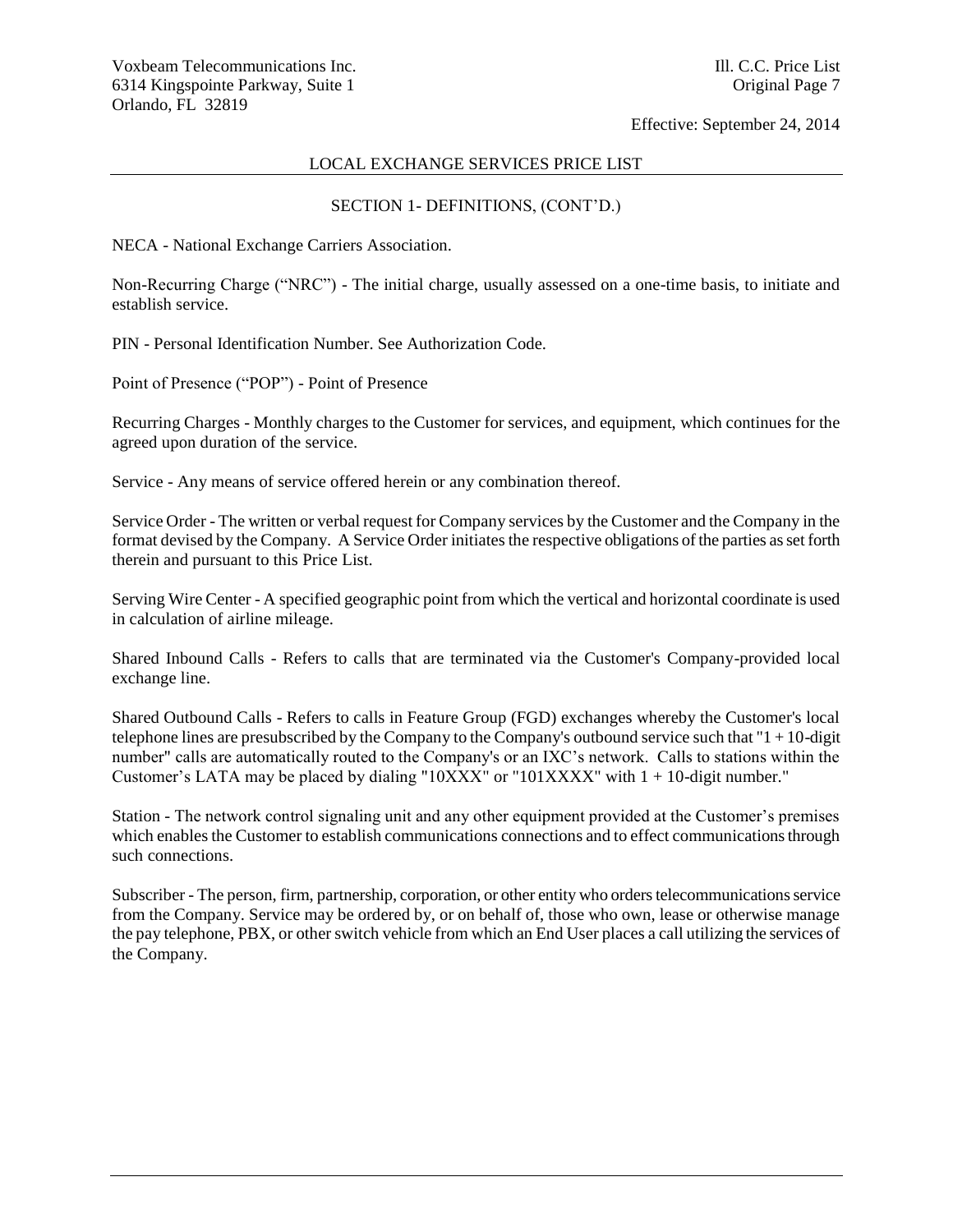## LOCAL EXCHANGE SERVICES PRICE LIST

### SECTION 1- DEFINITIONS, (CONT'D.)

NECA - National Exchange Carriers Association.

Non-Recurring Charge ("NRC") - The initial charge, usually assessed on a one-time basis, to initiate and establish service.

PIN - Personal Identification Number. See Authorization Code.

Point of Presence ("POP") - Point of Presence

Recurring Charges - Monthly charges to the Customer for services, and equipment, which continues for the agreed upon duration of the service.

Service - Any means of service offered herein or any combination thereof.

Service Order - The written or verbal request for Company services by the Customer and the Company in the format devised by the Company. A Service Order initiates the respective obligations of the parties as set forth therein and pursuant to this Price List.

Serving Wire Center - A specified geographic point from which the vertical and horizontal coordinate is used in calculation of airline mileage.

Shared Inbound Calls - Refers to calls that are terminated via the Customer's Company-provided local exchange line.

Shared Outbound Calls - Refers to calls in Feature Group (FGD) exchanges whereby the Customer's local telephone lines are presubscribed by the Company to the Company's outbound service such that "1 + 10-digit number" calls are automatically routed to the Company's or an IXC's network. Calls to stations within the Customer's LATA may be placed by dialing "10XXX" or "101XXXX" with 1 + 10-digit number."

Station - The network control signaling unit and any other equipment provided at the Customer's premises which enables the Customer to establish communications connections and to effect communications through such connections.

Subscriber - The person, firm, partnership, corporation, or other entity who orders telecommunications service from the Company. Service may be ordered by, or on behalf of, those who own, lease or otherwise manage the pay telephone, PBX, or other switch vehicle from which an End User places a call utilizing the services of the Company.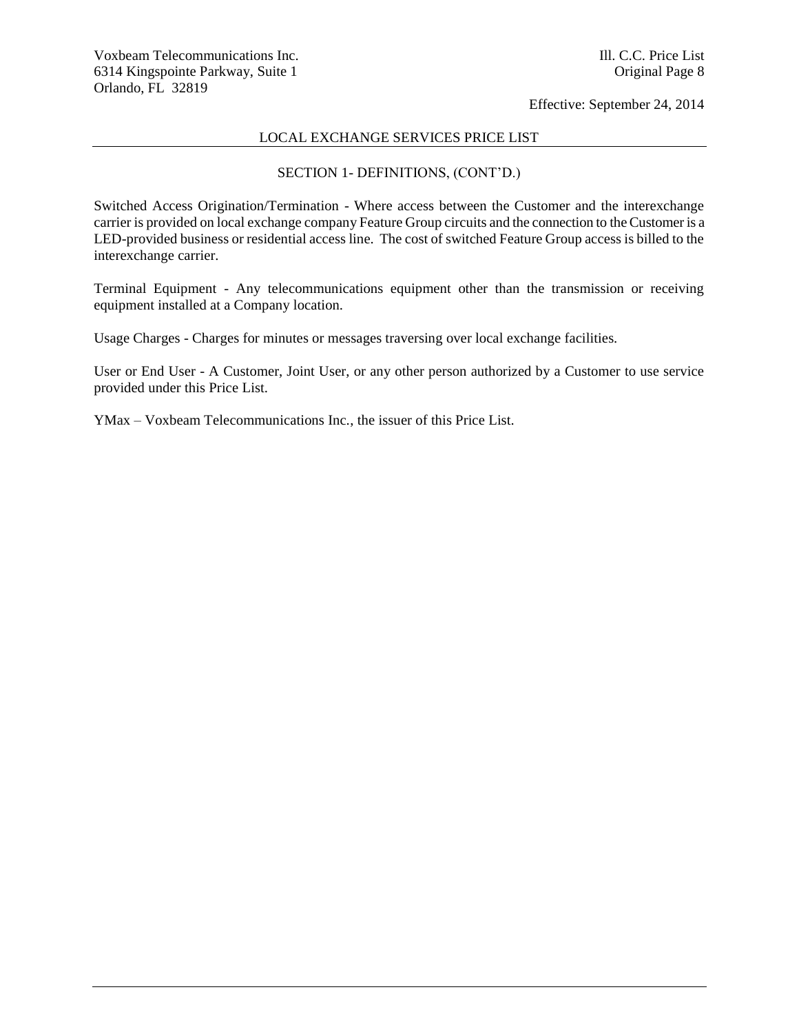## LOCAL EXCHANGE SERVICES PRICE LIST

### SECTION 1- DEFINITIONS, (CONT'D.)

Switched Access Origination/Termination - Where access between the Customer and the interexchange carrier is provided on local exchange company Feature Group circuits and the connection to the Customer is a LED-provided business or residential access line. The cost of switched Feature Group access is billed to the interexchange carrier.

Terminal Equipment - Any telecommunications equipment other than the transmission or receiving equipment installed at a Company location.

Usage Charges - Charges for minutes or messages traversing over local exchange facilities.

User or End User - A Customer, Joint User, or any other person authorized by a Customer to use service provided under this Price List.

YMax – Voxbeam Telecommunications Inc., the issuer of this Price List.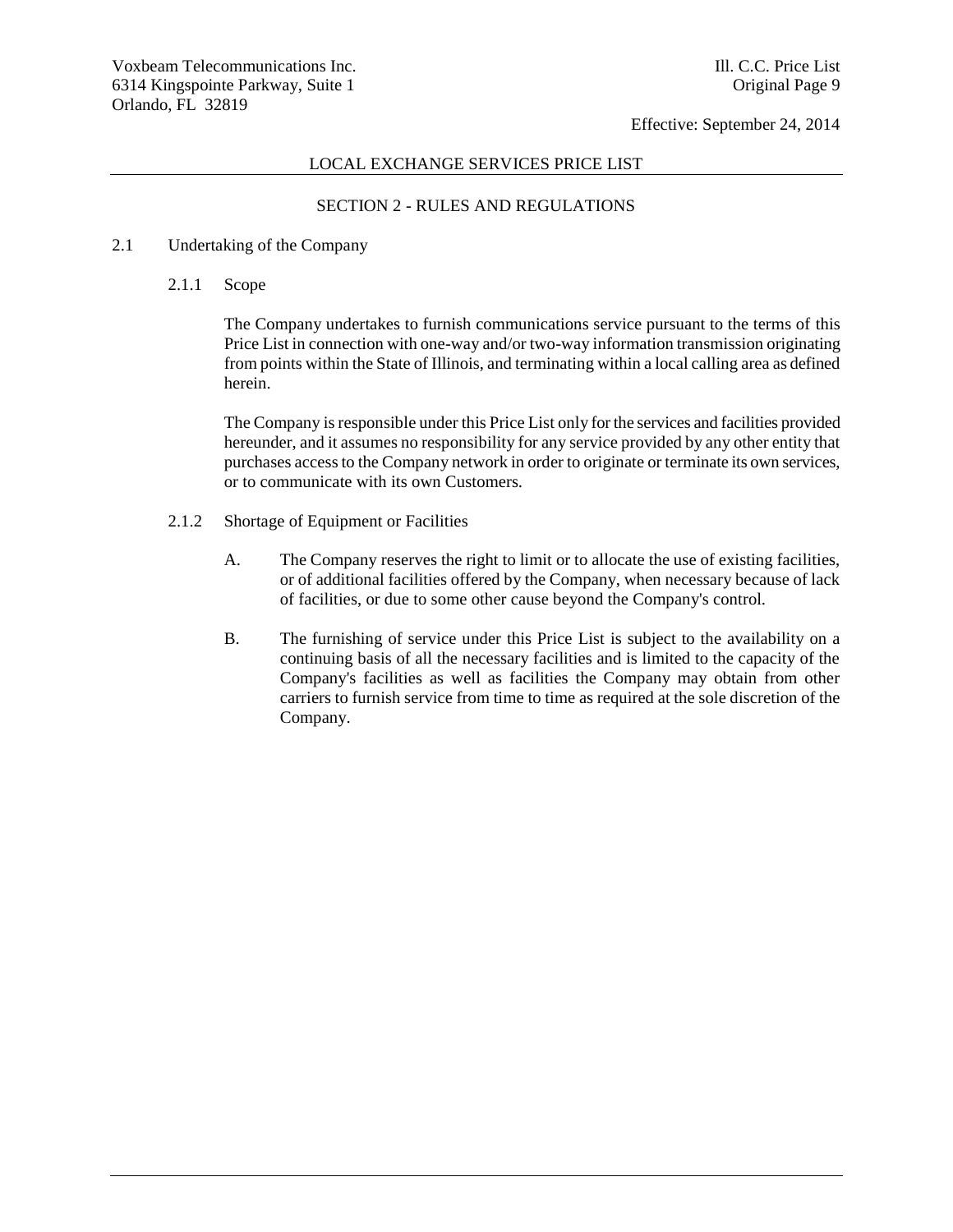## LOCAL EXCHANGE SERVICES PRICE LIST

### SECTION 2 - RULES AND REGULATIONS

2.1 Undertaking of the Company

2.1.1 Scope

The Company undertakes to furnish communications service pursuant to the terms of this Price List in connection with one-way and/or two-way information transmission originating from points within the State of Illinois, and terminating within a local calling area as defined herein.

The Company is responsible under this Price List only for the services and facilities provided hereunder, and it assumes no responsibility for any service provided by any other entity that purchases access to the Company network in order to originate or terminate its own services, or to communicate with its own Customers.

2.1.2 Shortage of Equipment or Facilities

A. The Company reserves the right to limit or to allocate the use of existing facilities, or of additional facilities offered by the Company, when necessary because of lack of facilities, or due to some other cause beyond the Company's control.

B. The furnishing of service under this Price List is subject to the availability on a continuing basis of all the necessary facilities and is limited to the capacity of the Company's facilities as well as facilities the Company may obtain from other carriers to furnish service from time to time as required at the sole discretion of the Company.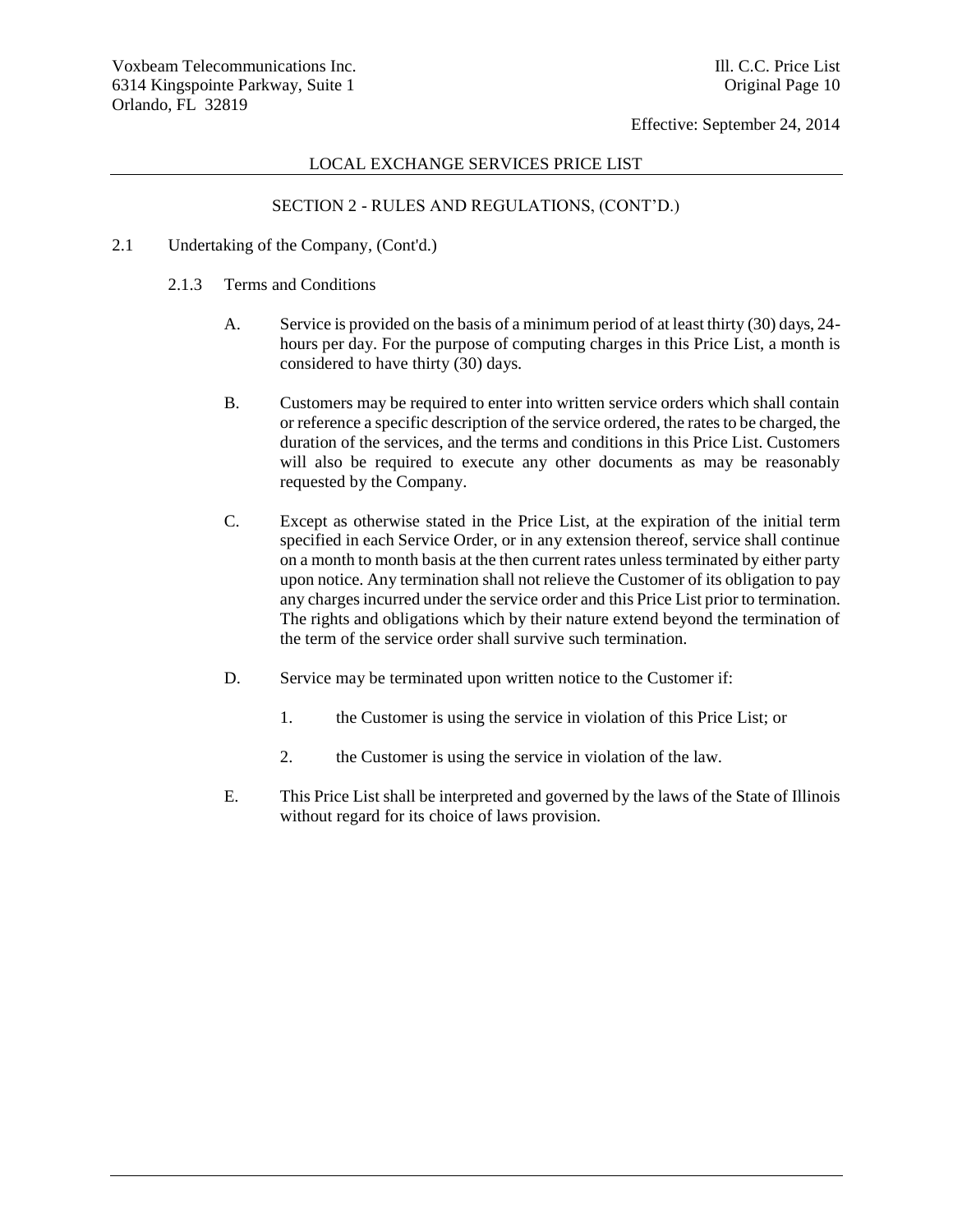## LOCAL EXCHANGE SERVICES PRICE LIST

### SECTION 2 - RULES AND REGULATIONS, (CONT'D.)

2.1 Undertaking of the Company, (Cont'd.)

2.1.3 Terms and Conditions

A. Service is provided on the basis of a minimum period of at least thirty (30) days, 24-hours per day. For the purpose of computing charges in this Price List, a month is considered to have thirty (30) days.

B. Customers may be required to enter into written service orders which shall contain or reference a specific description of the service ordered, the rates to be charged, the duration of the services, and the terms and conditions in this Price List. Customers will also be required to execute any other documents as may be reasonably requested by the Company.

C. Except as otherwise stated in the Price List, at the expiration of the initial term specified in each Service Order, or in any extension thereof, service shall continue on a month to month basis at the then current rates unless terminated by either party upon notice. Any termination shall not relieve the Customer of its obligation to pay any charges incurred under the service order and this Price List prior to termination. The rights and obligations which by their nature extend beyond the termination of the term of the service order shall survive such termination.

D. Service may be terminated upon written notice to the Customer if:

1. the Customer is using the service in violation of this Price List; or

2. the Customer is using the service in violation of the law.

E. This Price List shall be interpreted and governed by the laws of the State of Illinois without regard for its choice of laws provision.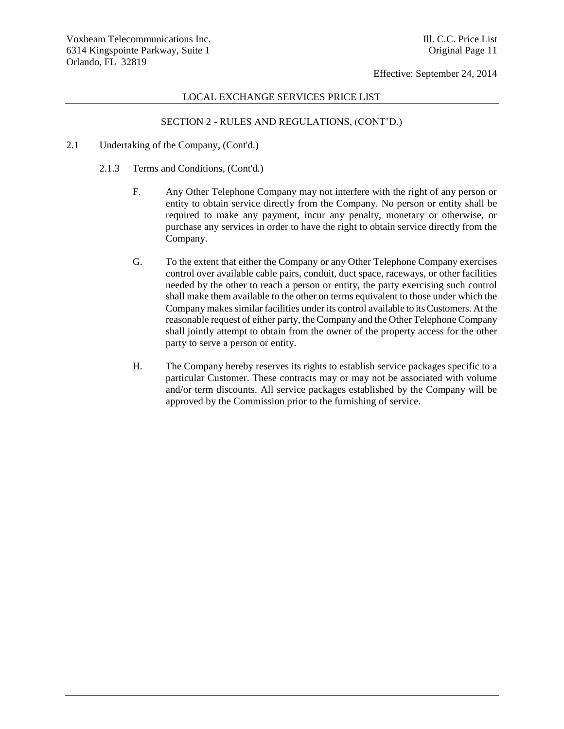## LOCAL EXCHANGE SERVICES PRICE LIST

### SECTION 2 - RULES AND REGULATIONS, (CONT'D.)

2.1 Undertaking of the Company, (Cont'd.)

2.1.3 Terms and Conditions, (Cont'd.)

F. Any Other Telephone Company may not interfere with the right of any person or entity to obtain service directly from the Company. No person or entity shall be required to make any payment, incur any penalty, monetary or otherwise, or purchase any services in order to have the right to obtain service directly from the Company.

G. To the extent that either the Company or any Other Telephone Company exercises control over available cable pairs, conduit, duct space, raceways, or other facilities needed by the other to reach a person or entity, the party exercising such control shall make them available to the other on terms equivalent to those under which the Company makes similar facilities under its control available to its Customers. At the reasonable request of either party, the Company and the Other Telephone Company shall jointly attempt to obtain from the owner of the property access for the other party to serve a person or entity.

H. The Company hereby reserves its rights to establish service packages specific to a particular Customer. These contracts may or may not be associated with volume and/or term discounts. All service packages established by the Company will be approved by the Commission prior to the furnishing of service.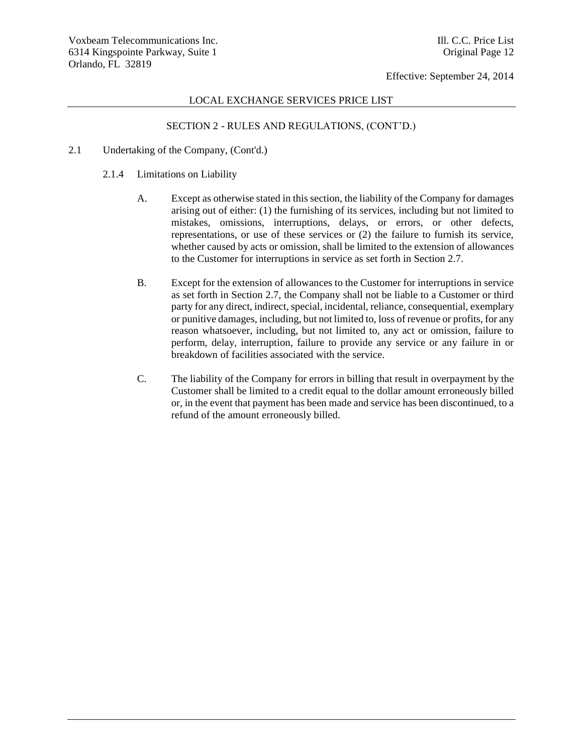## LOCAL EXCHANGE SERVICES PRICE LIST

### SECTION 2 - RULES AND REGULATIONS, (CONT'D.)

2.1 Undertaking of the Company, (Cont'd.)

2.1.4 Limitations on Liability

A. Except as otherwise stated in this section, the liability of the Company for damages arising out of either: (1) the furnishing of its services, including but not limited to mistakes, omissions, interruptions, delays, or errors, or other defects, representations, or use of these services or (2) the failure to furnish its service, whether caused by acts or omission, shall be limited to the extension of allowances to the Customer for interruptions in service as set forth in Section 2.7.

B. Except for the extension of allowances to the Customer for interruptions in service as set forth in Section 2.7, the Company shall not be liable to a Customer or third party for any direct, indirect, special, incidental, reliance, consequential, exemplary or punitive damages, including, but not limited to, loss of revenue or profits, for any reason whatsoever, including, but not limited to, any act or omission, failure to perform, delay, interruption, failure to provide any service or any failure in or breakdown of facilities associated with the service.

C. The liability of the Company for errors in billing that result in overpayment by the Customer shall be limited to a credit equal to the dollar amount erroneously billed or, in the event that payment has been made and service has been discontinued, to a refund of the amount erroneously billed.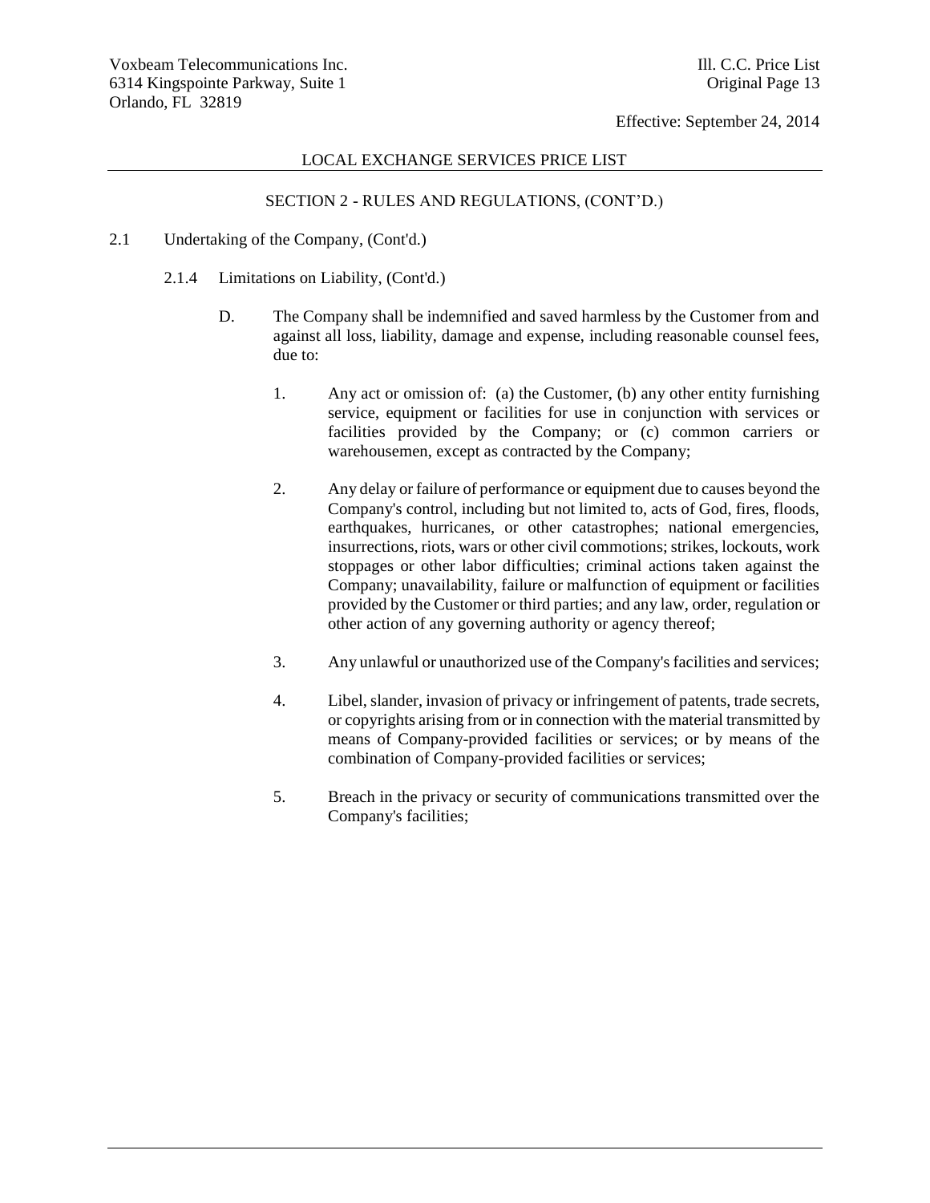## SECTION 2 - RULES AND REGULATIONS, (CONT'D.)

2.1 Undertaking of the Company, (Cont'd.)

2.1.4 Limitations on Liability, (Cont'd.)

D. The Company shall be indemnified and saved harmless by the Customer from and against all loss, liability, damage and expense, including reasonable counsel fees, due to:

1. Any act or omission of: (a) the Customer, (b) any other entity furnishing service, equipment or facilities for use in conjunction with services or facilities provided by the Company; or (c) common carriers or warehousemen, except as contracted by the Company;

2. Any delay or failure of performance or equipment due to causes beyond the Company's control, including but not limited to, acts of God, fires, floods, earthquakes, hurricanes, or other catastrophes; national emergencies, insurrections, riots, wars or other civil commotions; strikes, lockouts, work stoppages or other labor difficulties; criminal actions taken against the Company; unavailability, failure or malfunction of equipment or facilities provided by the Customer or third parties; and any law, order, regulation or other action of any governing authority or agency thereof;

3. Any unlawful or unauthorized use of the Company's facilities and services;

4. Libel, slander, invasion of privacy or infringement of patents, trade secrets, or copyrights arising from or in connection with the material transmitted by means of Company-provided facilities or services; or by means of the combination of Company-provided facilities or services;

5. Breach in the privacy or security of communications transmitted over the Company's facilities;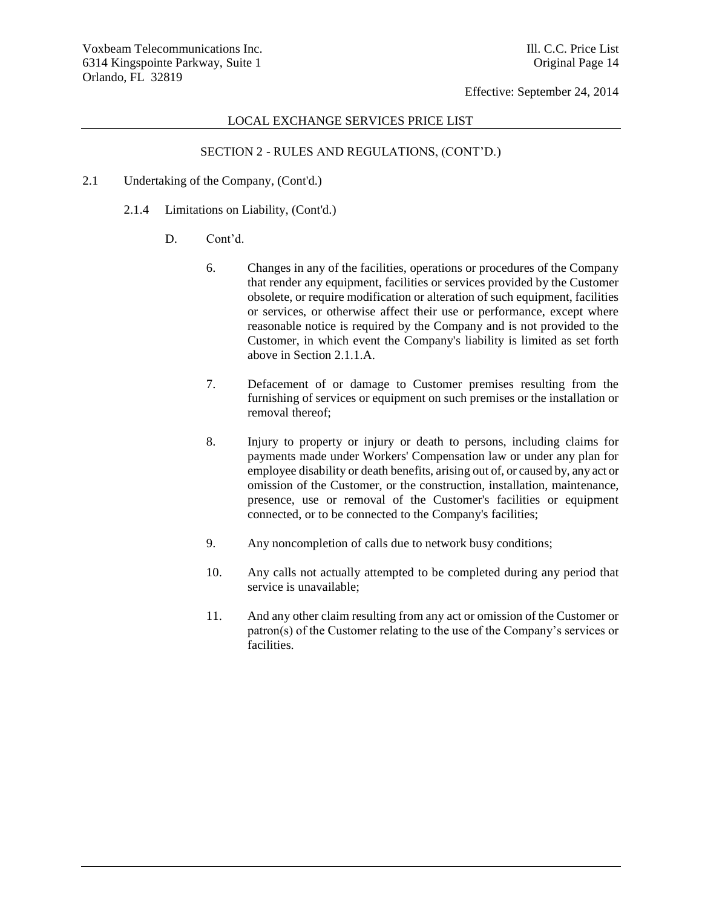## LOCAL EXCHANGE SERVICES PRICE LIST

### SECTION 2 - RULES AND REGULATIONS, (CONT'D.)

2.1 Undertaking of the Company, (Cont'd.)

2.1.4 Limitations on Liability, (Cont'd.)

D. Cont'd.

6. Changes in any of the facilities, operations or procedures of the Company that render any equipment, facilities or services provided by the Customer obsolete, or require modification or alteration of such equipment, facilities or services, or otherwise affect their use or performance, except where reasonable notice is required by the Company and is not provided to the Customer, in which event the Company's liability is limited as set forth above in Section 2.1.1.A.

7. Defacement of or damage to Customer premises resulting from the furnishing of services or equipment on such premises or the installation or removal thereof;

8. Injury to property or injury or death to persons, including claims for payments made under Workers' Compensation law or under any plan for employee disability or death benefits, arising out of, or caused by, any act or omission of the Customer, or the construction, installation, maintenance, presence, use or removal of the Customer's facilities or equipment connected, or to be connected to the Company's facilities;

9. Any noncompletion of calls due to network busy conditions;

10. Any calls not actually attempted to be completed during any period that service is unavailable;

11. And any other claim resulting from any act or omission of the Customer or patron(s) of the Customer relating to the use of the Company's services or facilities.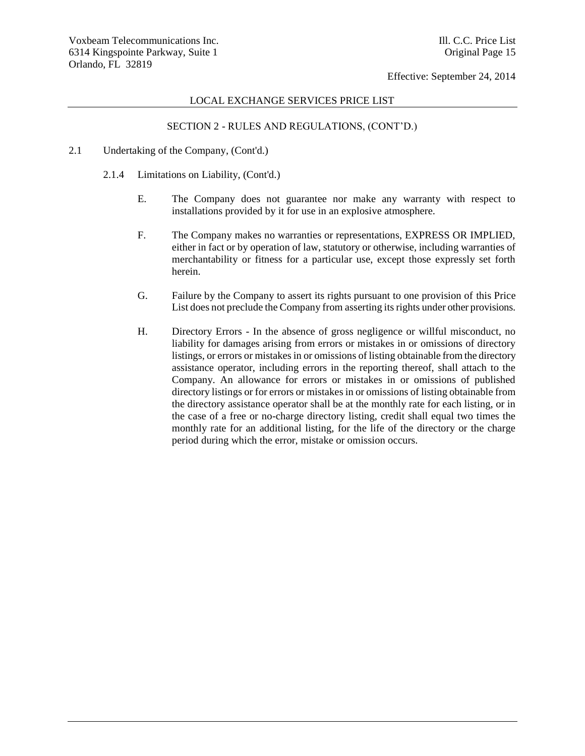## LOCAL EXCHANGE SERVICES PRICE LIST

### SECTION 2 - RULES AND REGULATIONS, (CONT'D.)

2.1 Undertaking of the Company, (Cont'd.)

2.1.4 Limitations on Liability, (Cont'd.)

E. The Company does not guarantee nor make any warranty with respect to installations provided by it for use in an explosive atmosphere.

F. The Company makes no warranties or representations, EXPRESS OR IMPLIED, either in fact or by operation of law, statutory or otherwise, including warranties of merchantability or fitness for a particular use, except those expressly set forth herein.

G. Failure by the Company to assert its rights pursuant to one provision of this Price List does not preclude the Company from asserting its rights under other provisions.

H. Directory Errors - In the absence of gross negligence or willful misconduct, no liability for damages arising from errors or mistakes in or omissions of directory listings, or errors or mistakes in or omissions of listing obtainable from the directory assistance operator, including errors in the reporting thereof, shall attach to the Company. An allowance for errors or mistakes in or omissions of published directory listings or for errors or mistakes in or omissions of listing obtainable from the directory assistance operator shall be at the monthly rate for each listing, or in the case of a free or no-charge directory listing, credit shall equal two times the monthly rate for an additional listing, for the life of the directory or the charge period during which the error, mistake or omission occurs.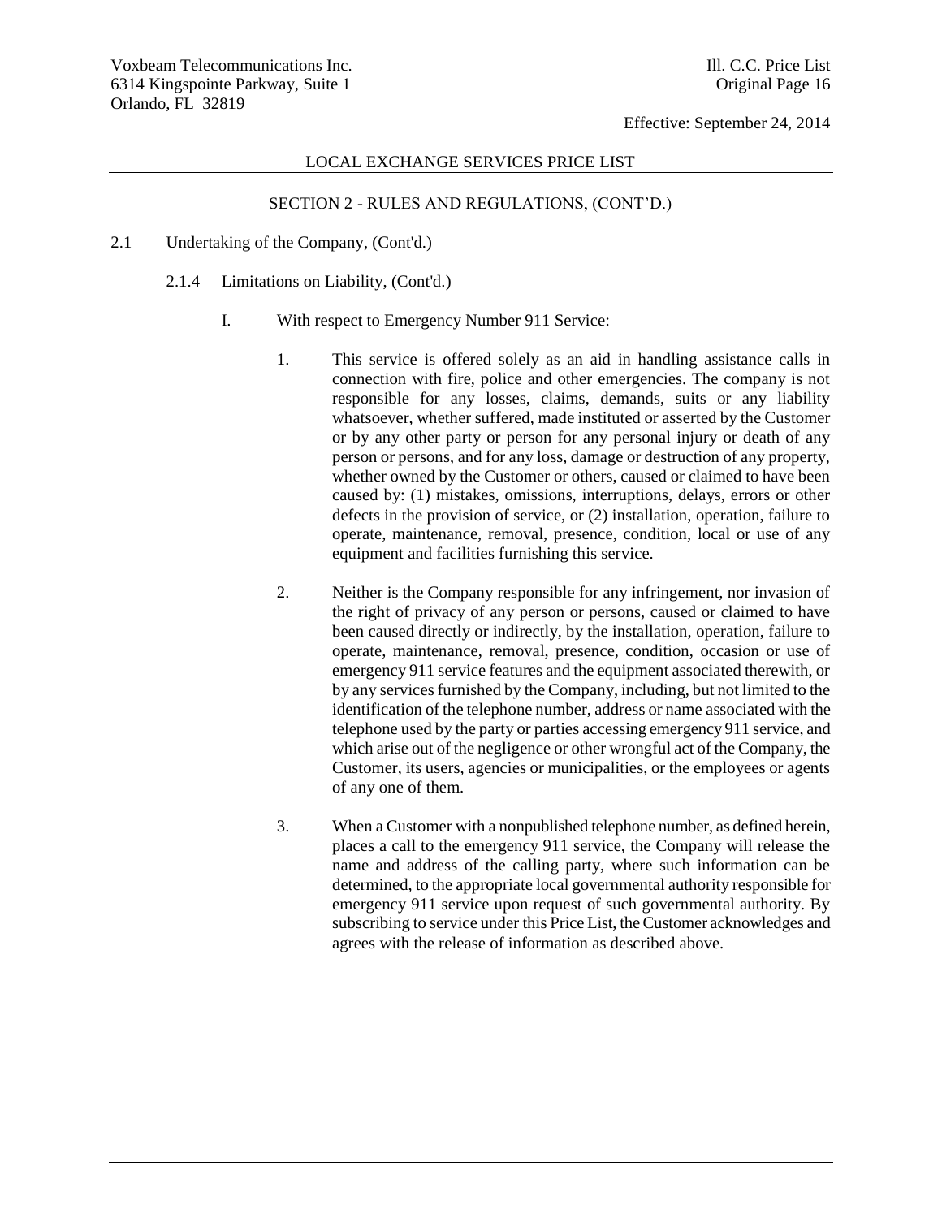## LOCAL EXCHANGE SERVICES PRICE LIST

### SECTION 2 - RULES AND REGULATIONS, (CONT'D.)

2.1 Undertaking of the Company, (Cont'd.)

2.1.4 Limitations on Liability, (Cont'd.)

I. With respect to Emergency Number 911 Service:

1. This service is offered solely as an aid in handling assistance calls in connection with fire, police and other emergencies. The company is not responsible for any losses, claims, demands, suits or any liability whatsoever, whether suffered, made instituted or asserted by the Customer or by any other party or person for any personal injury or death of any person or persons, and for any loss, damage or destruction of any property, whether owned by the Customer or others, caused or claimed to have been caused by: (1) mistakes, omissions, interruptions, delays, errors or other defects in the provision of service, or (2) installation, operation, failure to operate, maintenance, removal, presence, condition, local or use of any equipment and facilities furnishing this service.

2. Neither is the Company responsible for any infringement, nor invasion of the right of privacy of any person or persons, caused or claimed to have been caused directly or indirectly, by the installation, operation, failure to operate, maintenance, removal, presence, condition, occasion or use of emergency 911 service features and the equipment associated therewith, or by any services furnished by the Company, including, but not limited to the identification of the telephone number, address or name associated with the telephone used by the party or parties accessing emergency 911 service, and which arise out of the negligence or other wrongful act of the Company, the Customer, its users, agencies or municipalities, or the employees or agents of any one of them.

3. When a Customer with a nonpublished telephone number, as defined herein, places a call to the emergency 911 service, the Company will release the name and address of the calling party, where such information can be determined, to the appropriate local governmental authority responsible for emergency 911 service upon request of such governmental authority. By subscribing to service under this Price List, the Customer acknowledges and agrees with the release of information as described above.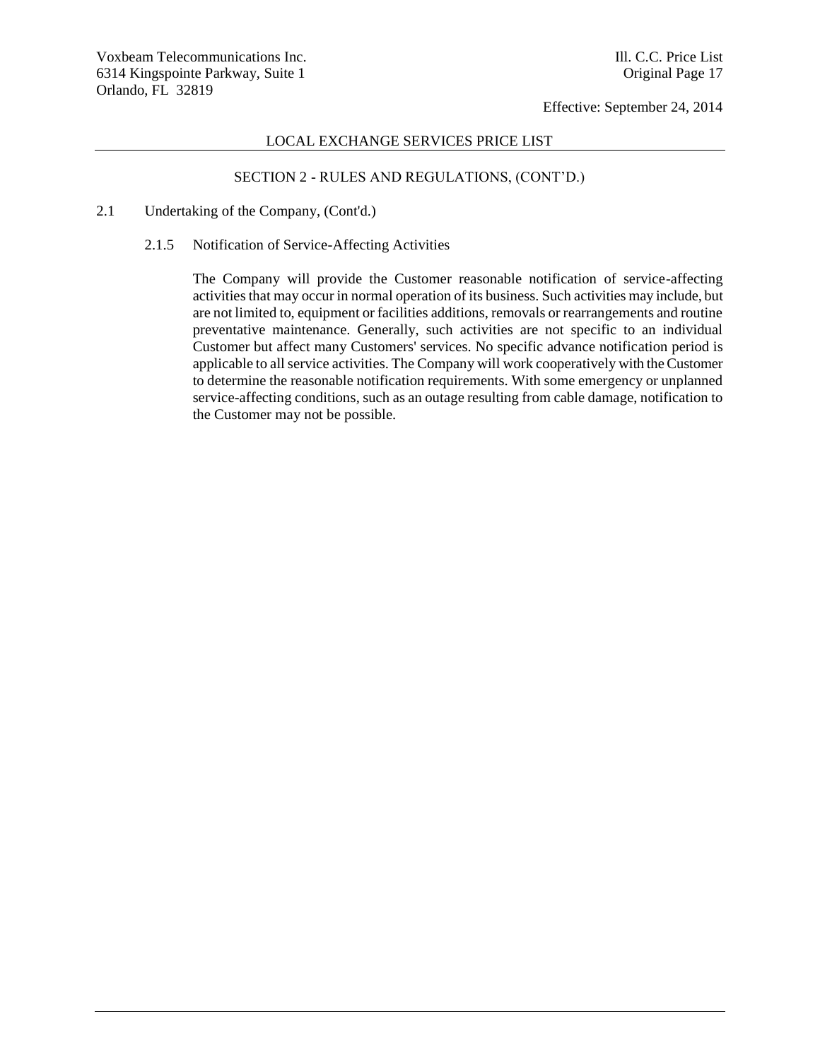## SECTION 2 - RULES AND REGULATIONS, (CONT'D.)

2.1 Undertaking of the Company, (Cont'd.)

### 2.1.5 Notification of Service-Affecting Activities

The Company will provide the Customer reasonable notification of service-affecting activities that may occur in normal operation of its business. Such activities may include, but are not limited to, equipment or facilities additions, removals or rearrangements and routine preventative maintenance. Generally, such activities are not specific to an individual Customer but affect many Customers' services. No specific advance notification period is applicable to all service activities. The Company will work cooperatively with the Customer to determine the reasonable notification requirements. With some emergency or unplanned service-affecting conditions, such as an outage resulting from cable damage, notification to the Customer may not be possible.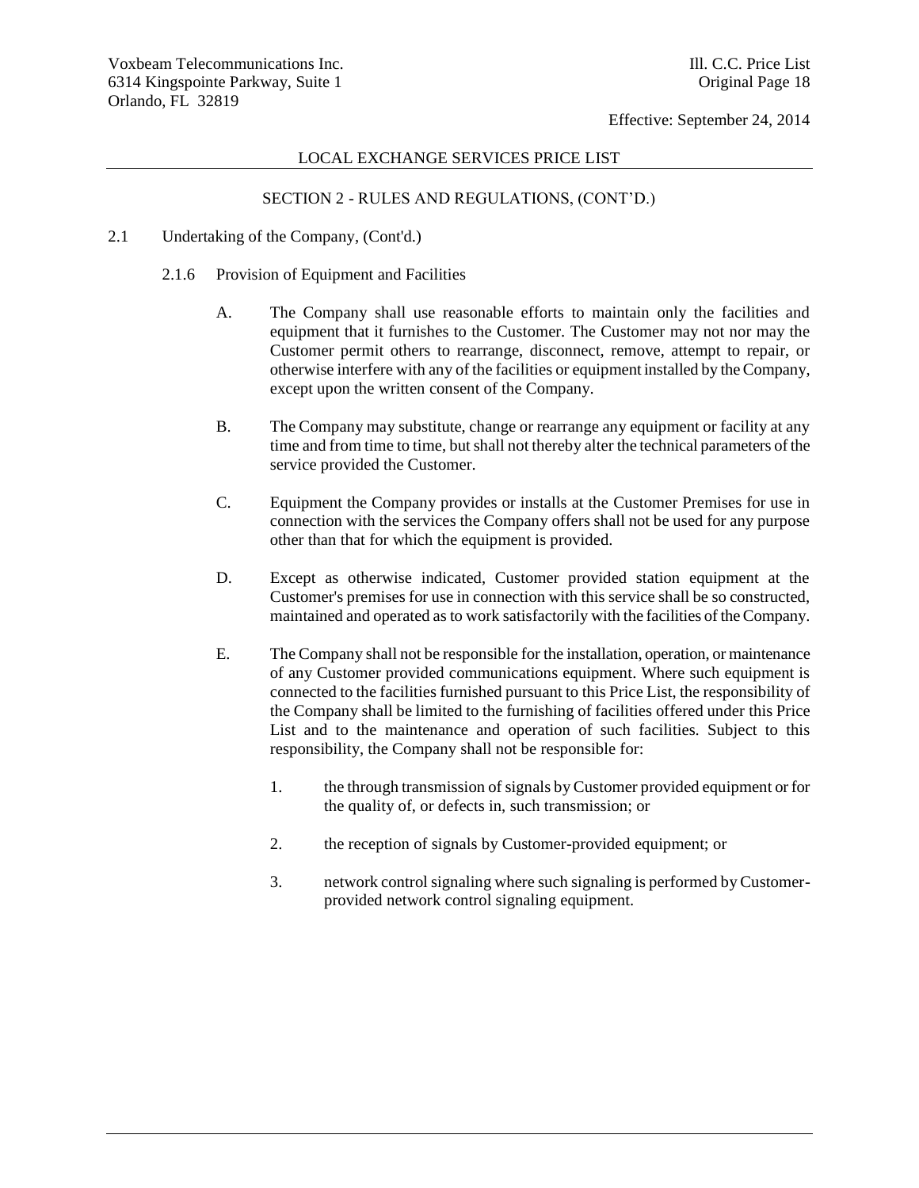LOCAL EXCHANGE SERVICES PRICE LIST

SECTION 2 - RULES AND REGULATIONS, (CONT'D.)

2.1 Undertaking of the Company, (Cont'd.)

2.1.6 Provision of Equipment and Facilities

A. The Company shall use reasonable efforts to maintain only the facilities and equipment that it furnishes to the Customer. The Customer may not nor may the Customer permit others to rearrange, disconnect, remove, attempt to repair, or otherwise interfere with any of the facilities or equipment installed by the Company, except upon the written consent of the Company.

B. The Company may substitute, change or rearrange any equipment or facility at any time and from time to time, but shall not thereby alter the technical parameters of the service provided the Customer.

C. Equipment the Company provides or installs at the Customer Premises for use in connection with the services the Company offers shall not be used for any purpose other than that for which the equipment is provided.

D. Except as otherwise indicated, Customer provided station equipment at the Customer's premises for use in connection with this service shall be so constructed, maintained and operated as to work satisfactorily with the facilities of the Company.

E. The Company shall not be responsible for the installation, operation, or maintenance of any Customer provided communications equipment. Where such equipment is connected to the facilities furnished pursuant to this Price List, the responsibility of the Company shall be limited to the furnishing of facilities offered under this Price List and to the maintenance and operation of such facilities. Subject to this responsibility, the Company shall not be responsible for:

1. the through transmission of signals by Customer provided equipment or for the quality of, or defects in, such transmission; or

2. the reception of signals by Customer-provided equipment; or

3. network control signaling where such signaling is performed by Customer-provided network control signaling equipment.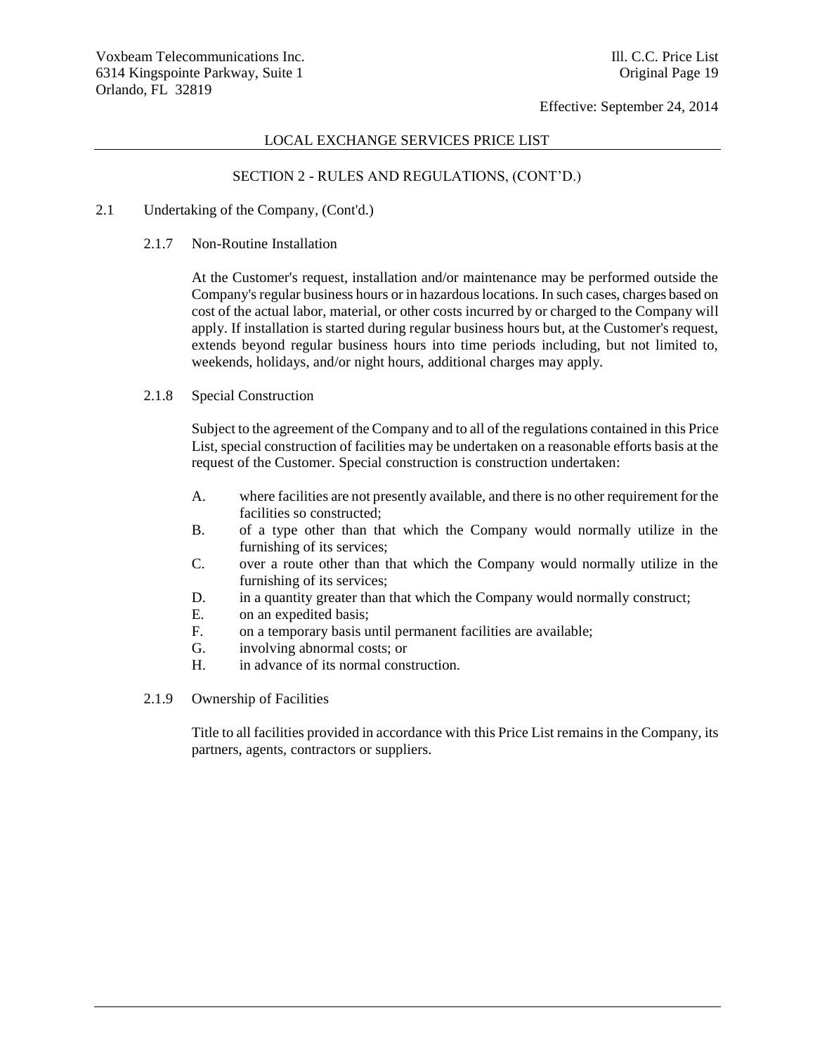LOCAL EXCHANGE SERVICES PRICE LIST

SECTION 2 - RULES AND REGULATIONS, (CONT'D.)

2.1 Undertaking of the Company, (Cont'd.)

2.1.7 Non-Routine Installation

At the Customer's request, installation and/or maintenance may be performed outside the Company's regular business hours or in hazardous locations. In such cases, charges based on cost of the actual labor, material, or other costs incurred by or charged to the Company will apply. If installation is started during regular business hours but, at the Customer's request, extends beyond regular business hours into time periods including, but not limited to, weekends, holidays, and/or night hours, additional charges may apply.

2.1.8 Special Construction

Subject to the agreement of the Company and to all of the regulations contained in this Price List, special construction of facilities may be undertaken on a reasonable efforts basis at the request of the Customer. Special construction is construction undertaken:

A. where facilities are not presently available, and there is no other requirement for the facilities so constructed;
B. of a type other than that which the Company would normally utilize in the furnishing of its services;
C. over a route other than that which the Company would normally utilize in the furnishing of its services;
D. in a quantity greater than that which the Company would normally construct;
E. on an expedited basis;
F. on a temporary basis until permanent facilities are available;
G. involving abnormal costs; or
H. in advance of its normal construction.

2.1.9 Ownership of Facilities

Title to all facilities provided in accordance with this Price List remains in the Company, its partners, agents, contractors or suppliers.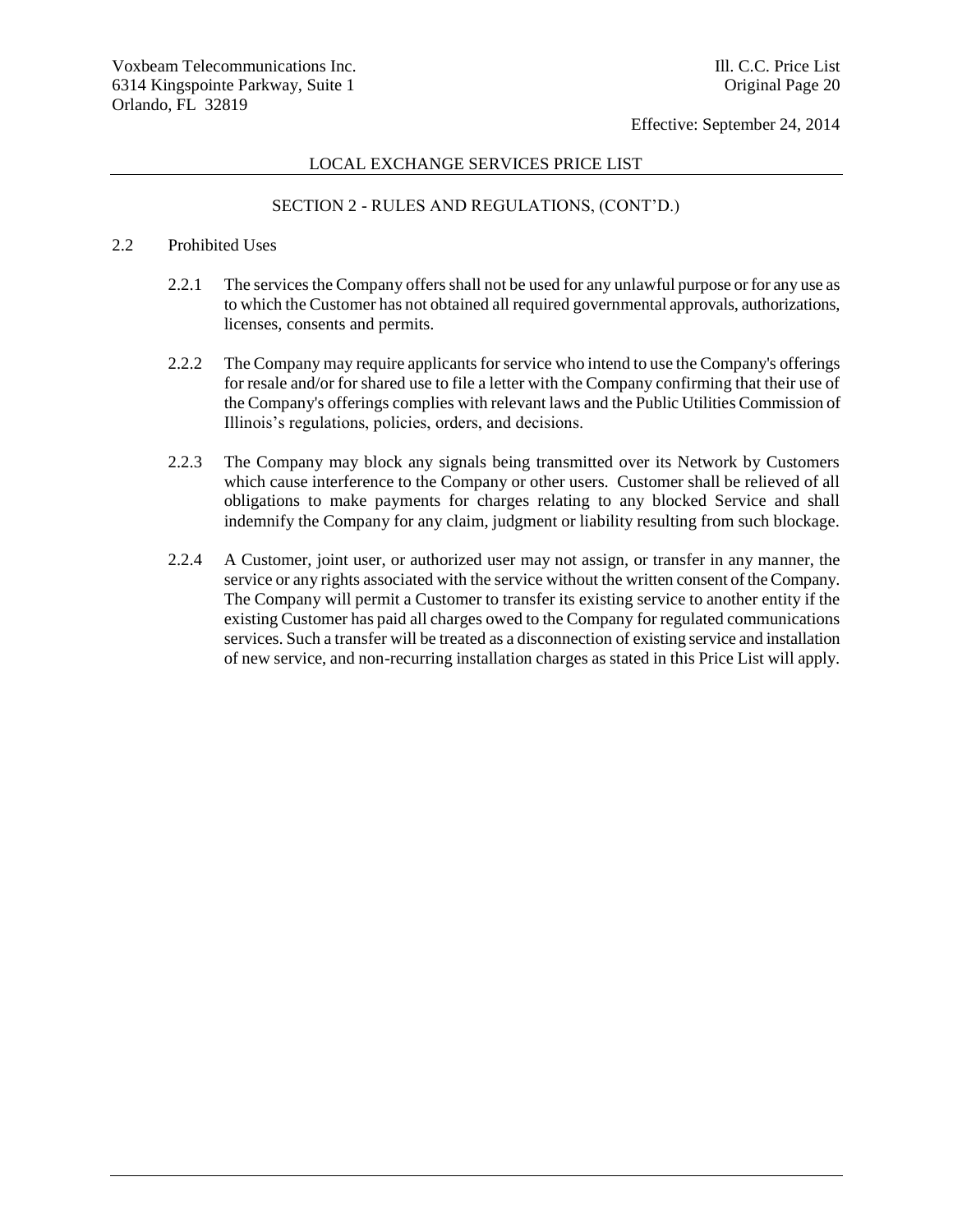## LOCAL EXCHANGE SERVICES PRICE LIST

### SECTION 2 - RULES AND REGULATIONS, (CONT'D.)

2.2 Prohibited Uses

2.2.1 The services the Company offers shall not be used for any unlawful purpose or for any use as to which the Customer has not obtained all required governmental approvals, authorizations, licenses, consents and permits.

2.2.2 The Company may require applicants for service who intend to use the Company's offerings for resale and/or for shared use to file a letter with the Company confirming that their use of the Company's offerings complies with relevant laws and the Public Utilities Commission of Illinois's regulations, policies, orders, and decisions.

2.2.3 The Company may block any signals being transmitted over its Network by Customers which cause interference to the Company or other users. Customer shall be relieved of all obligations to make payments for charges relating to any blocked Service and shall indemnify the Company for any claim, judgment or liability resulting from such blockage.

2.2.4 A Customer, joint user, or authorized user may not assign, or transfer in any manner, the service or any rights associated with the service without the written consent of the Company. The Company will permit a Customer to transfer its existing service to another entity if the existing Customer has paid all charges owed to the Company for regulated communications services. Such a transfer will be treated as a disconnection of existing service and installation of new service, and non-recurring installation charges as stated in this Price List will apply.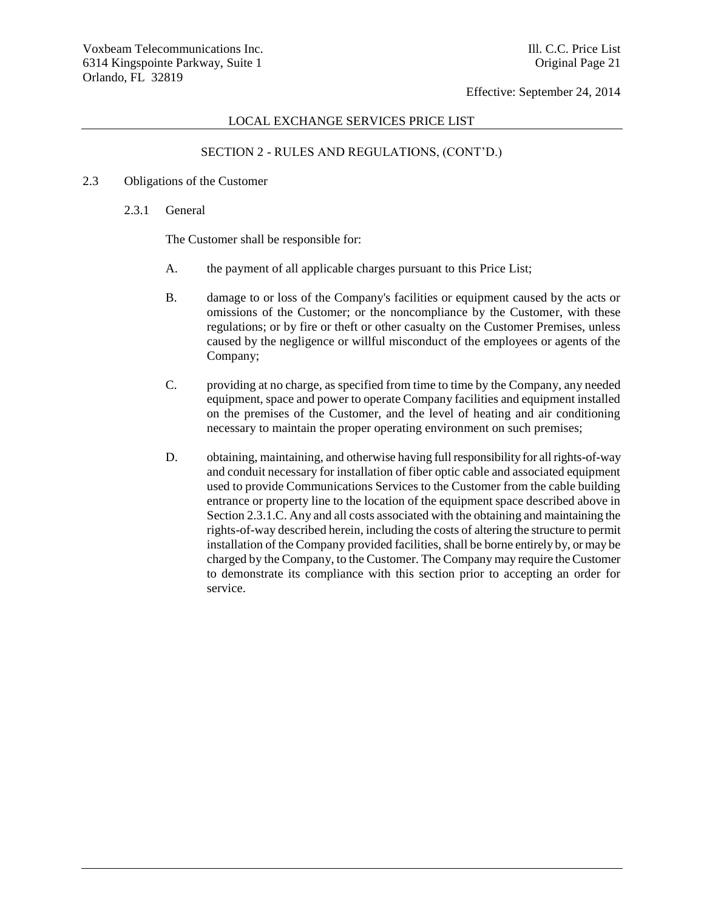## SECTION 2 - RULES AND REGULATIONS, (CONT'D.)

### 2.3 Obligations of the Customer

#### 2.3.1 General

The Customer shall be responsible for:

A. the payment of all applicable charges pursuant to this Price List;

B. damage to or loss of the Company's facilities or equipment caused by the acts or omissions of the Customer; or the noncompliance by the Customer, with these regulations; or by fire or theft or other casualty on the Customer Premises, unless caused by the negligence or willful misconduct of the employees or agents of the Company;

C. providing at no charge, as specified from time to time by the Company, any needed equipment, space and power to operate Company facilities and equipment installed on the premises of the Customer, and the level of heating and air conditioning necessary to maintain the proper operating environment on such premises;

D. obtaining, maintaining, and otherwise having full responsibility for all rights-of-way and conduit necessary for installation of fiber optic cable and associated equipment used to provide Communications Services to the Customer from the cable building entrance or property line to the location of the equipment space described above in Section 2.3.1.C. Any and all costs associated with the obtaining and maintaining the rights-of-way described herein, including the costs of altering the structure to permit installation of the Company provided facilities, shall be borne entirely by, or may be charged by the Company, to the Customer. The Company may require the Customer to demonstrate its compliance with this section prior to accepting an order for service.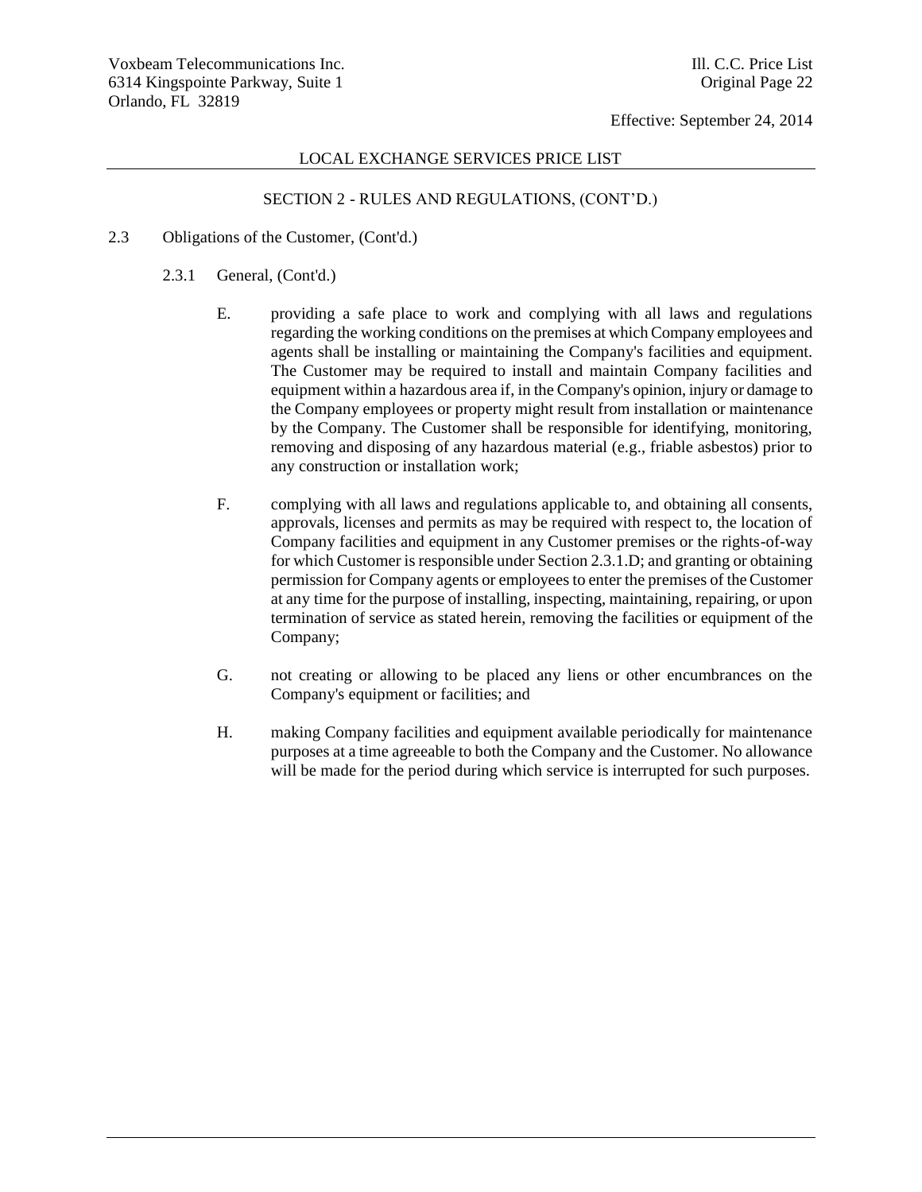## SECTION 2 - RULES AND REGULATIONS, (CONT'D.)

2.3 Obligations of the Customer, (Cont'd.)

2.3.1 General, (Cont'd.)

E. providing a safe place to work and complying with all laws and regulations regarding the working conditions on the premises at which Company employees and agents shall be installing or maintaining the Company's facilities and equipment. The Customer may be required to install and maintain Company facilities and equipment within a hazardous area if, in the Company's opinion, injury or damage to the Company employees or property might result from installation or maintenance by the Company. The Customer shall be responsible for identifying, monitoring, removing and disposing of any hazardous material (e.g., friable asbestos) prior to any construction or installation work;

F. complying with all laws and regulations applicable to, and obtaining all consents, approvals, licenses and permits as may be required with respect to, the location of Company facilities and equipment in any Customer premises or the rights-of-way for which Customer is responsible under Section 2.3.1.D; and granting or obtaining permission for Company agents or employees to enter the premises of the Customer at any time for the purpose of installing, inspecting, maintaining, repairing, or upon termination of service as stated herein, removing the facilities or equipment of the Company;

G. not creating or allowing to be placed any liens or other encumbrances on the Company's equipment or facilities; and

H. making Company facilities and equipment available periodically for maintenance purposes at a time agreeable to both the Company and the Customer. No allowance will be made for the period during which service is interrupted for such purposes.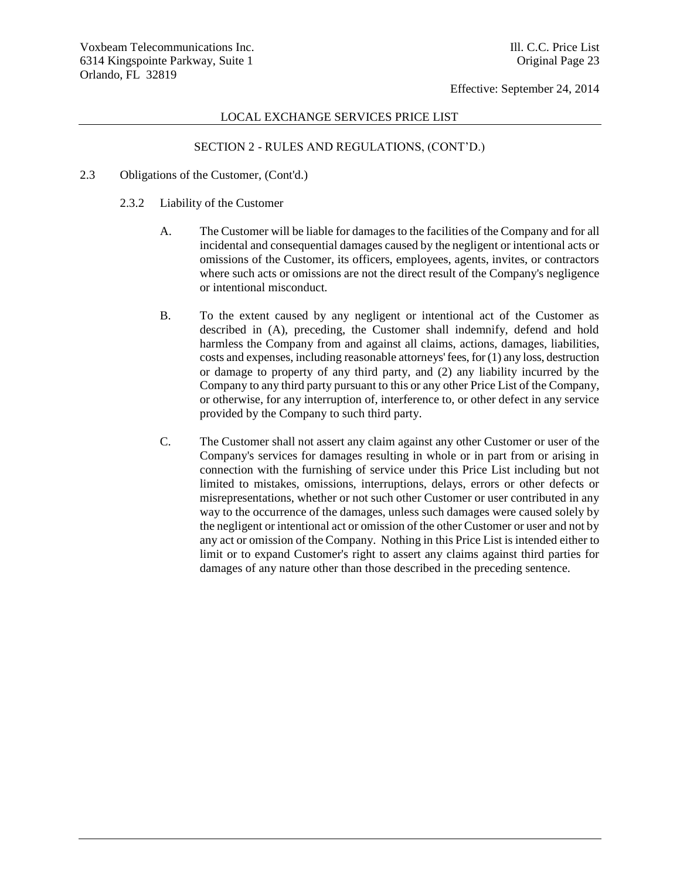LOCAL EXCHANGE SERVICES PRICE LIST

SECTION 2 - RULES AND REGULATIONS, (CONT'D.)

2.3 Obligations of the Customer, (Cont'd.)

2.3.2 Liability of the Customer

A. The Customer will be liable for damages to the facilities of the Company and for all incidental and consequential damages caused by the negligent or intentional acts or omissions of the Customer, its officers, employees, agents, invites, or contractors where such acts or omissions are not the direct result of the Company's negligence or intentional misconduct.

B. To the extent caused by any negligent or intentional act of the Customer as described in (A), preceding, the Customer shall indemnify, defend and hold harmless the Company from and against all claims, actions, damages, liabilities, costs and expenses, including reasonable attorneys' fees, for (1) any loss, destruction or damage to property of any third party, and (2) any liability incurred by the Company to any third party pursuant to this or any other Price List of the Company, or otherwise, for any interruption of, interference to, or other defect in any service provided by the Company to such third party.

C. The Customer shall not assert any claim against any other Customer or user of the Company's services for damages resulting in whole or in part from or arising in connection with the furnishing of service under this Price List including but not limited to mistakes, omissions, interruptions, delays, errors or other defects or misrepresentations, whether or not such other Customer or user contributed in any way to the occurrence of the damages, unless such damages were caused solely by the negligent or intentional act or omission of the other Customer or user and not by any act or omission of the Company. Nothing in this Price List is intended either to limit or to expand Customer's right to assert any claims against third parties for damages of any nature other than those described in the preceding sentence.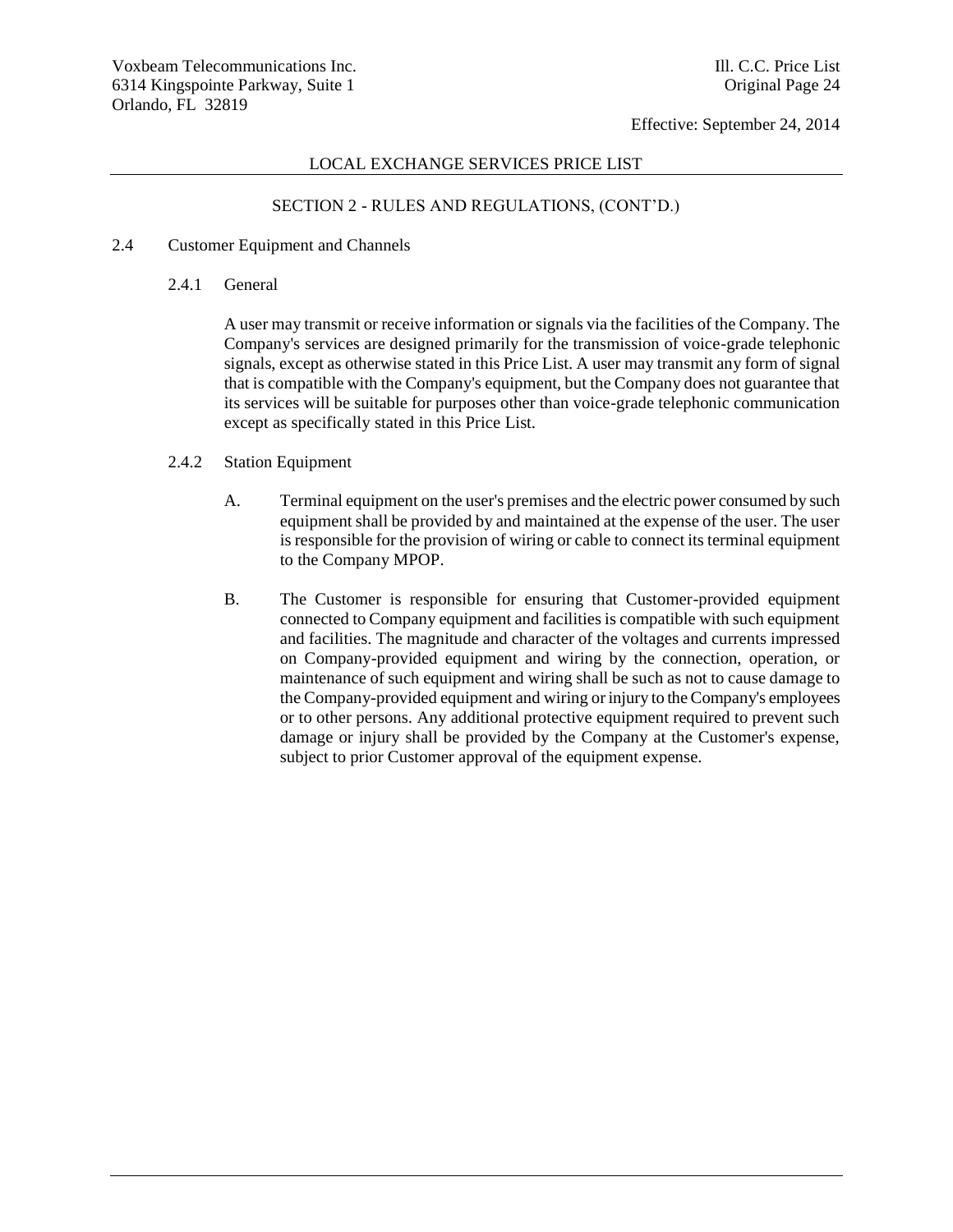## SECTION 2 - RULES AND REGULATIONS, (CONT'D.)

### 2.4 Customer Equipment and Channels

#### 2.4.1 General

A user may transmit or receive information or signals via the facilities of the Company. The Company's services are designed primarily for the transmission of voice-grade telephonic signals, except as otherwise stated in this Price List. A user may transmit any form of signal that is compatible with the Company's equipment, but the Company does not guarantee that its services will be suitable for purposes other than voice-grade telephonic communication except as specifically stated in this Price List.

#### 2.4.2 Station Equipment

A. Terminal equipment on the user's premises and the electric power consumed by such equipment shall be provided by and maintained at the expense of the user. The user is responsible for the provision of wiring or cable to connect its terminal equipment to the Company MPOP.

B. The Customer is responsible for ensuring that Customer-provided equipment connected to Company equipment and facilities is compatible with such equipment and facilities. The magnitude and character of the voltages and currents impressed on Company-provided equipment and wiring by the connection, operation, or maintenance of such equipment and wiring shall be such as not to cause damage to the Company-provided equipment and wiring or injury to the Company's employees or to other persons. Any additional protective equipment required to prevent such damage or injury shall be provided by the Company at the Customer's expense, subject to prior Customer approval of the equipment expense.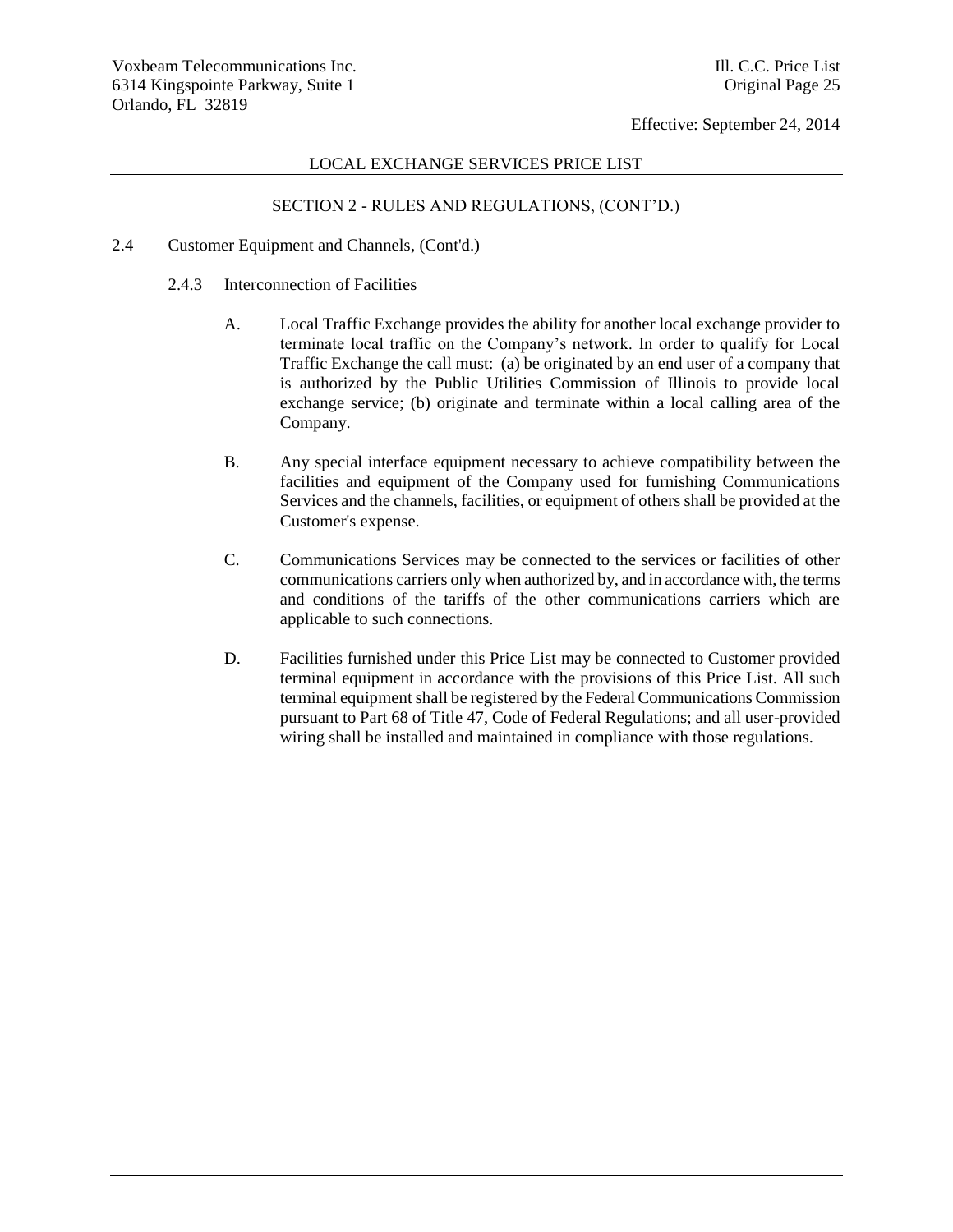## SECTION 2 - RULES AND REGULATIONS, (CONT'D.)

2.4 Customer Equipment and Channels, (Cont'd.)

2.4.3 Interconnection of Facilities

A. Local Traffic Exchange provides the ability for another local exchange provider to terminate local traffic on the Company's network. In order to qualify for Local Traffic Exchange the call must: (a) be originated by an end user of a company that is authorized by the Public Utilities Commission of Illinois to provide local exchange service; (b) originate and terminate within a local calling area of the Company.

B. Any special interface equipment necessary to achieve compatibility between the facilities and equipment of the Company used for furnishing Communications Services and the channels, facilities, or equipment of others shall be provided at the Customer's expense.

C. Communications Services may be connected to the services or facilities of other communications carriers only when authorized by, and in accordance with, the terms and conditions of the tariffs of the other communications carriers which are applicable to such connections.

D. Facilities furnished under this Price List may be connected to Customer provided terminal equipment in accordance with the provisions of this Price List. All such terminal equipment shall be registered by the Federal Communications Commission pursuant to Part 68 of Title 47, Code of Federal Regulations; and all user-provided wiring shall be installed and maintained in compliance with those regulations.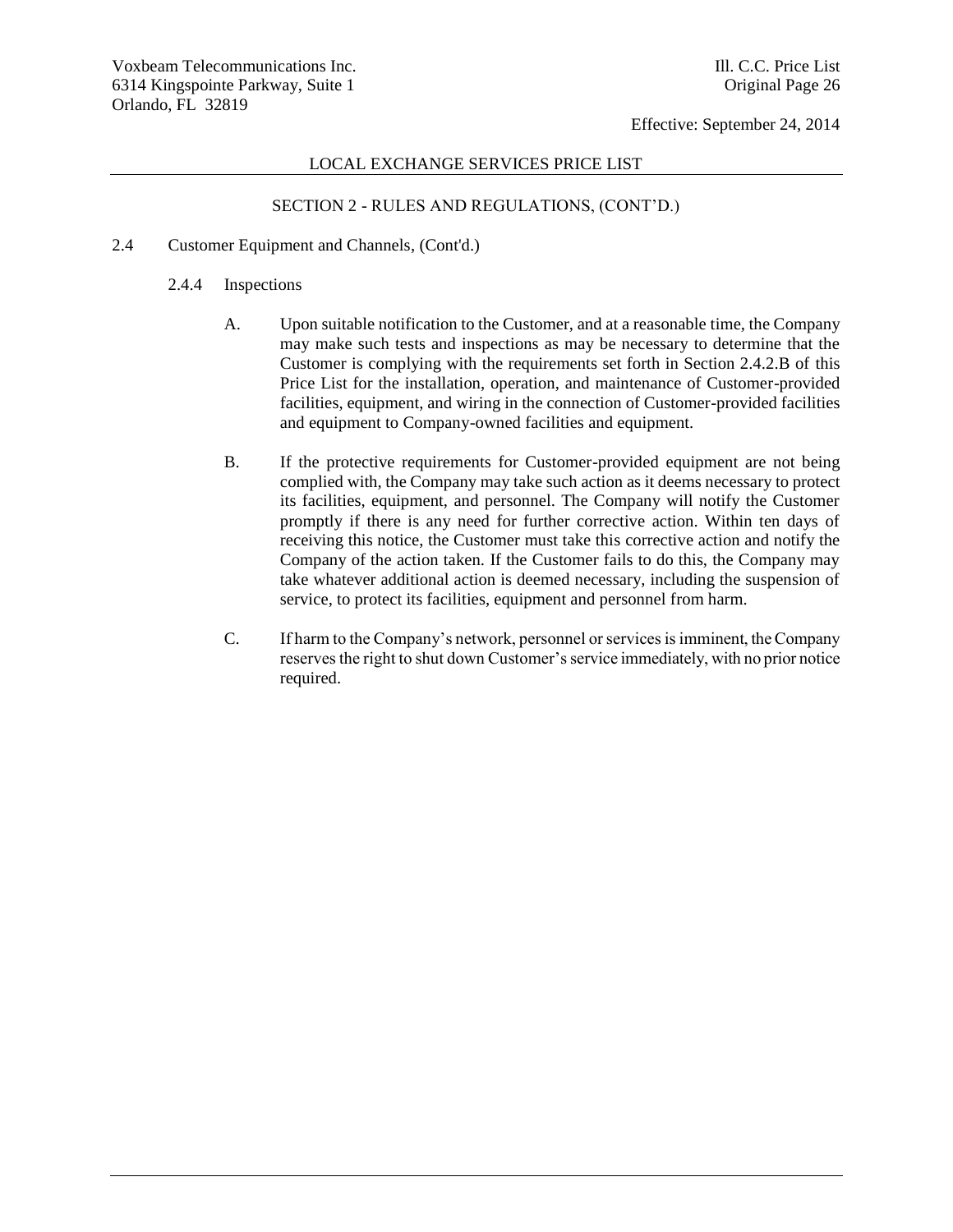## SECTION 2 - RULES AND REGULATIONS, (CONT'D.)

2.4 Customer Equipment and Channels, (Cont'd.)

2.4.4 Inspections

A. Upon suitable notification to the Customer, and at a reasonable time, the Company may make such tests and inspections as may be necessary to determine that the Customer is complying with the requirements set forth in Section 2.4.2.B of this Price List for the installation, operation, and maintenance of Customer-provided facilities, equipment, and wiring in the connection of Customer-provided facilities and equipment to Company-owned facilities and equipment.

B. If the protective requirements for Customer-provided equipment are not being complied with, the Company may take such action as it deems necessary to protect its facilities, equipment, and personnel. The Company will notify the Customer promptly if there is any need for further corrective action. Within ten days of receiving this notice, the Customer must take this corrective action and notify the Company of the action taken. If the Customer fails to do this, the Company may take whatever additional action is deemed necessary, including the suspension of service, to protect its facilities, equipment and personnel from harm.

C. If harm to the Company's network, personnel or services is imminent, the Company reserves the right to shut down Customer's service immediately, with no prior notice required.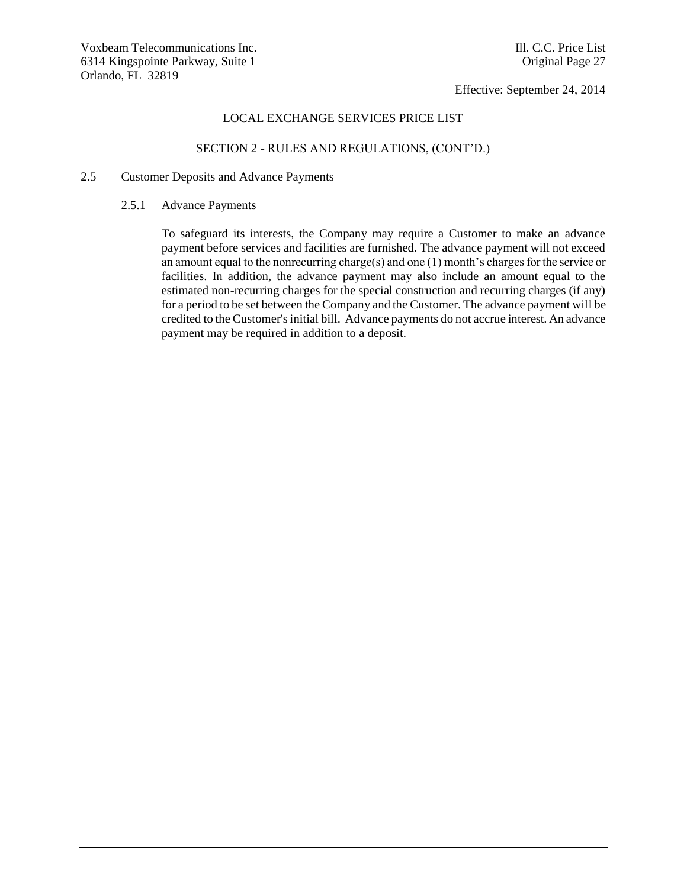## SECTION 2 - RULES AND REGULATIONS, (CONT'D.)

### 2.5 Customer Deposits and Advance Payments

#### 2.5.1 Advance Payments

To safeguard its interests, the Company may require a Customer to make an advance payment before services and facilities are furnished. The advance payment will not exceed an amount equal to the nonrecurring charge(s) and one (1) month's charges for the service or facilities. In addition, the advance payment may also include an amount equal to the estimated non-recurring charges for the special construction and recurring charges (if any) for a period to be set between the Company and the Customer. The advance payment will be credited to the Customer's initial bill. Advance payments do not accrue interest. An advance payment may be required in addition to a deposit.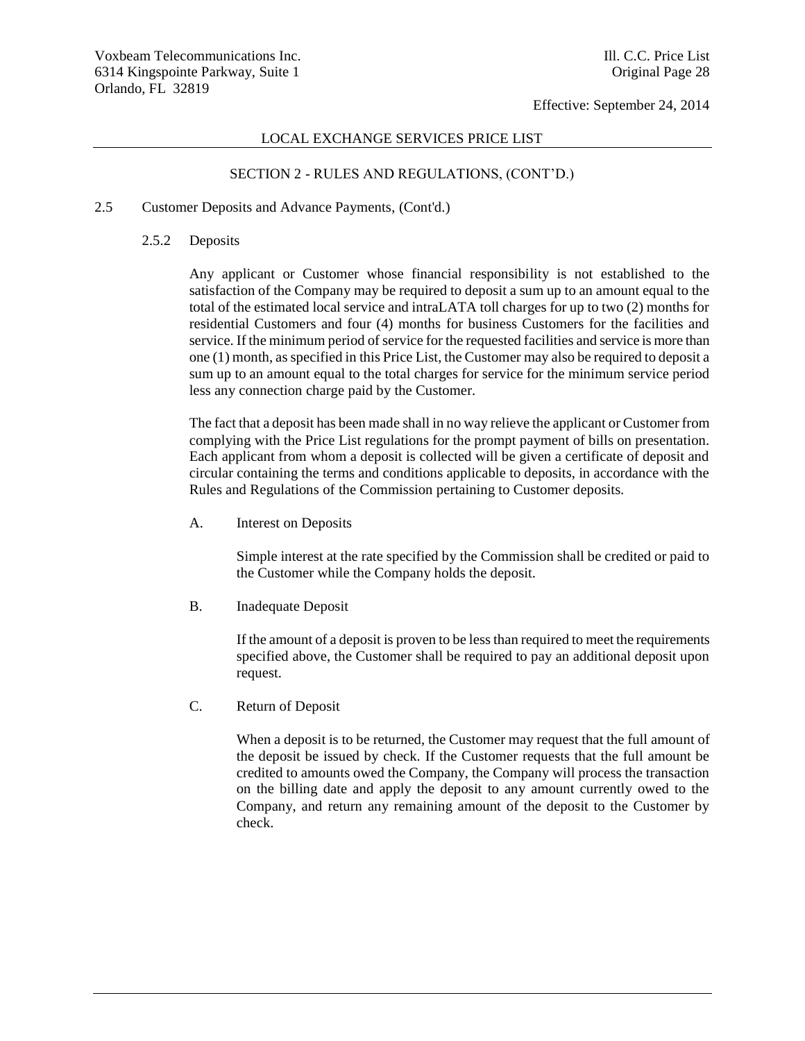## SECTION 2 - RULES AND REGULATIONS, (CONT'D.)

2.5 Customer Deposits and Advance Payments, (Cont'd.)

### 2.5.2 Deposits

Any applicant or Customer whose financial responsibility is not established to the satisfaction of the Company may be required to deposit a sum up to an amount equal to the total of the estimated local service and intraLATA toll charges for up to two (2) months for residential Customers and four (4) months for business Customers for the facilities and service. If the minimum period of service for the requested facilities and service is more than one (1) month, as specified in this Price List, the Customer may also be required to deposit a sum up to an amount equal to the total charges for service for the minimum service period less any connection charge paid by the Customer.

The fact that a deposit has been made shall in no way relieve the applicant or Customer from complying with the Price List regulations for the prompt payment of bills on presentation. Each applicant from whom a deposit is collected will be given a certificate of deposit and circular containing the terms and conditions applicable to deposits, in accordance with the Rules and Regulations of the Commission pertaining to Customer deposits.

A. Interest on Deposits

Simple interest at the rate specified by the Commission shall be credited or paid to the Customer while the Company holds the deposit.

B. Inadequate Deposit

If the amount of a deposit is proven to be less than required to meet the requirements specified above, the Customer shall be required to pay an additional deposit upon request.

C. Return of Deposit

When a deposit is to be returned, the Customer may request that the full amount of the deposit be issued by check. If the Customer requests that the full amount be credited to amounts owed the Company, the Company will process the transaction on the billing date and apply the deposit to any amount currently owed to the Company, and return any remaining amount of the deposit to the Customer by check.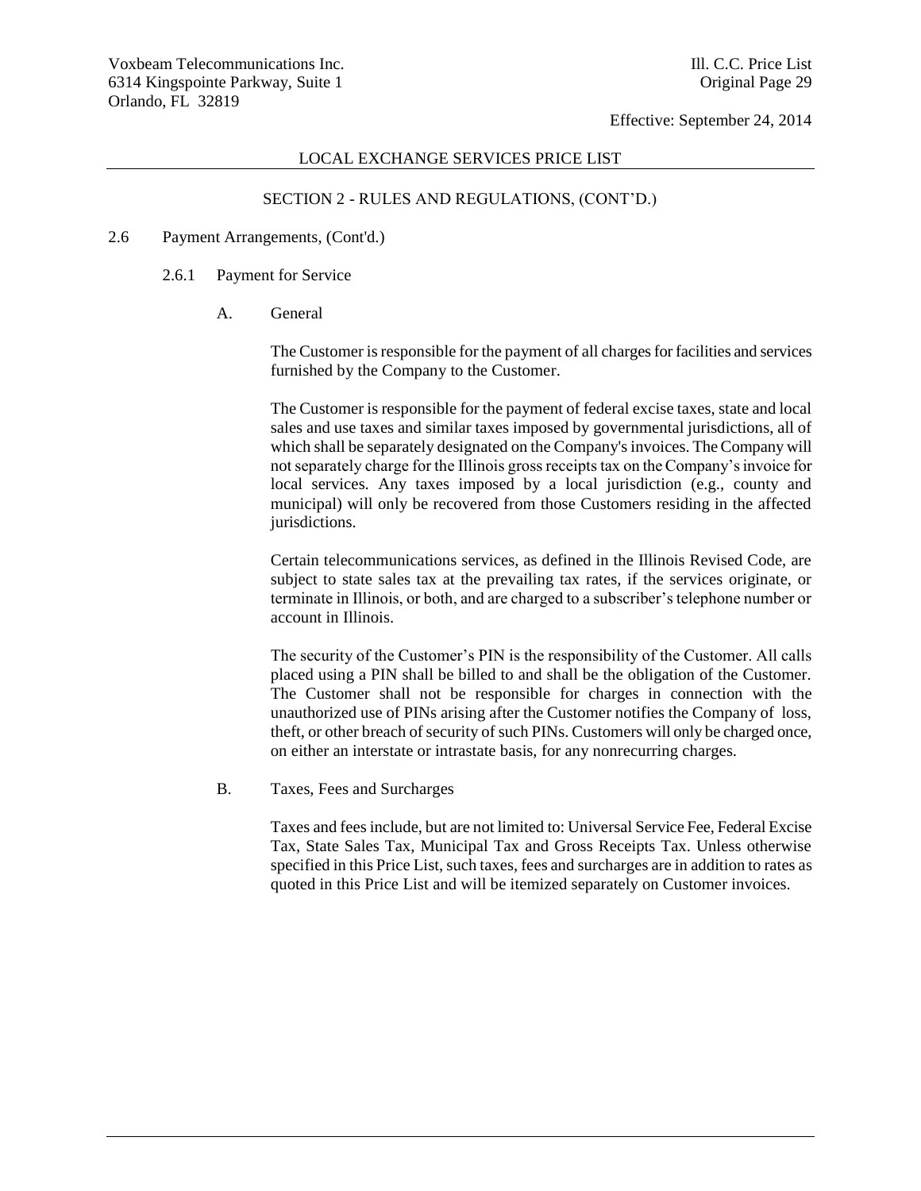## SECTION 2 - RULES AND REGULATIONS, (CONT'D.)

### 2.6 Payment Arrangements, (Cont'd.)

#### 2.6.1 Payment for Service

A. General

The Customer is responsible for the payment of all charges for facilities and services furnished by the Company to the Customer.

The Customer is responsible for the payment of federal excise taxes, state and local sales and use taxes and similar taxes imposed by governmental jurisdictions, all of which shall be separately designated on the Company's invoices. The Company will not separately charge for the Illinois gross receipts tax on the Company's invoice for local services. Any taxes imposed by a local jurisdiction (e.g., county and municipal) will only be recovered from those Customers residing in the affected jurisdictions.

Certain telecommunications services, as defined in the Illinois Revised Code, are subject to state sales tax at the prevailing tax rates, if the services originate, or terminate in Illinois, or both, and are charged to a subscriber's telephone number or account in Illinois.

The security of the Customer's PIN is the responsibility of the Customer. All calls placed using a PIN shall be billed to and shall be the obligation of the Customer. The Customer shall not be responsible for charges in connection with the unauthorized use of PINs arising after the Customer notifies the Company of loss, theft, or other breach of security of such PINs. Customers will only be charged once, on either an interstate or intrastate basis, for any nonrecurring charges.

B. Taxes, Fees and Surcharges

Taxes and fees include, but are not limited to: Universal Service Fee, Federal Excise Tax, State Sales Tax, Municipal Tax and Gross Receipts Tax. Unless otherwise specified in this Price List, such taxes, fees and surcharges are in addition to rates as quoted in this Price List and will be itemized separately on Customer invoices.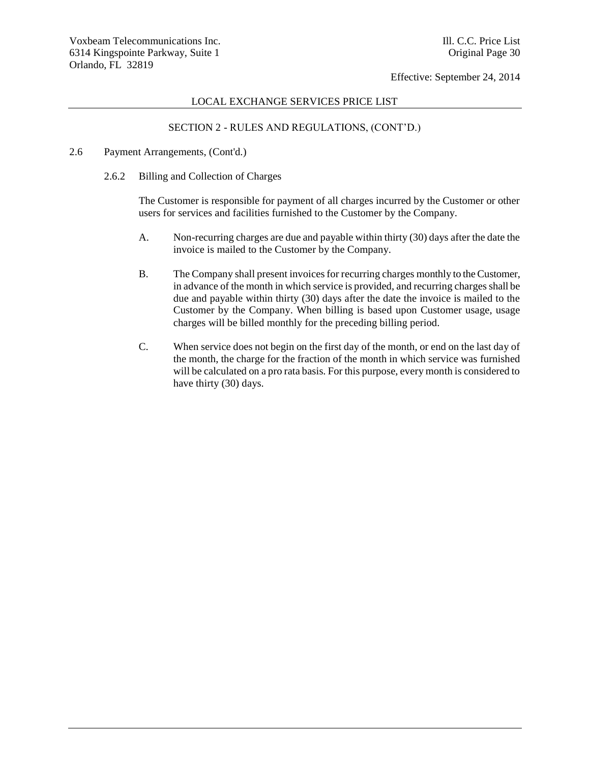## SECTION 2 - RULES AND REGULATIONS, (CONT'D.)

2.6 Payment Arrangements, (Cont'd.)

2.6.2 Billing and Collection of Charges

The Customer is responsible for payment of all charges incurred by the Customer or other users for services and facilities furnished to the Customer by the Company.

A. Non-recurring charges are due and payable within thirty (30) days after the date the invoice is mailed to the Customer by the Company.

B. The Company shall present invoices for recurring charges monthly to the Customer, in advance of the month in which service is provided, and recurring charges shall be due and payable within thirty (30) days after the date the invoice is mailed to the Customer by the Company. When billing is based upon Customer usage, usage charges will be billed monthly for the preceding billing period.

C. When service does not begin on the first day of the month, or end on the last day of the month, the charge for the fraction of the month in which service was furnished will be calculated on a pro rata basis. For this purpose, every month is considered to have thirty (30) days.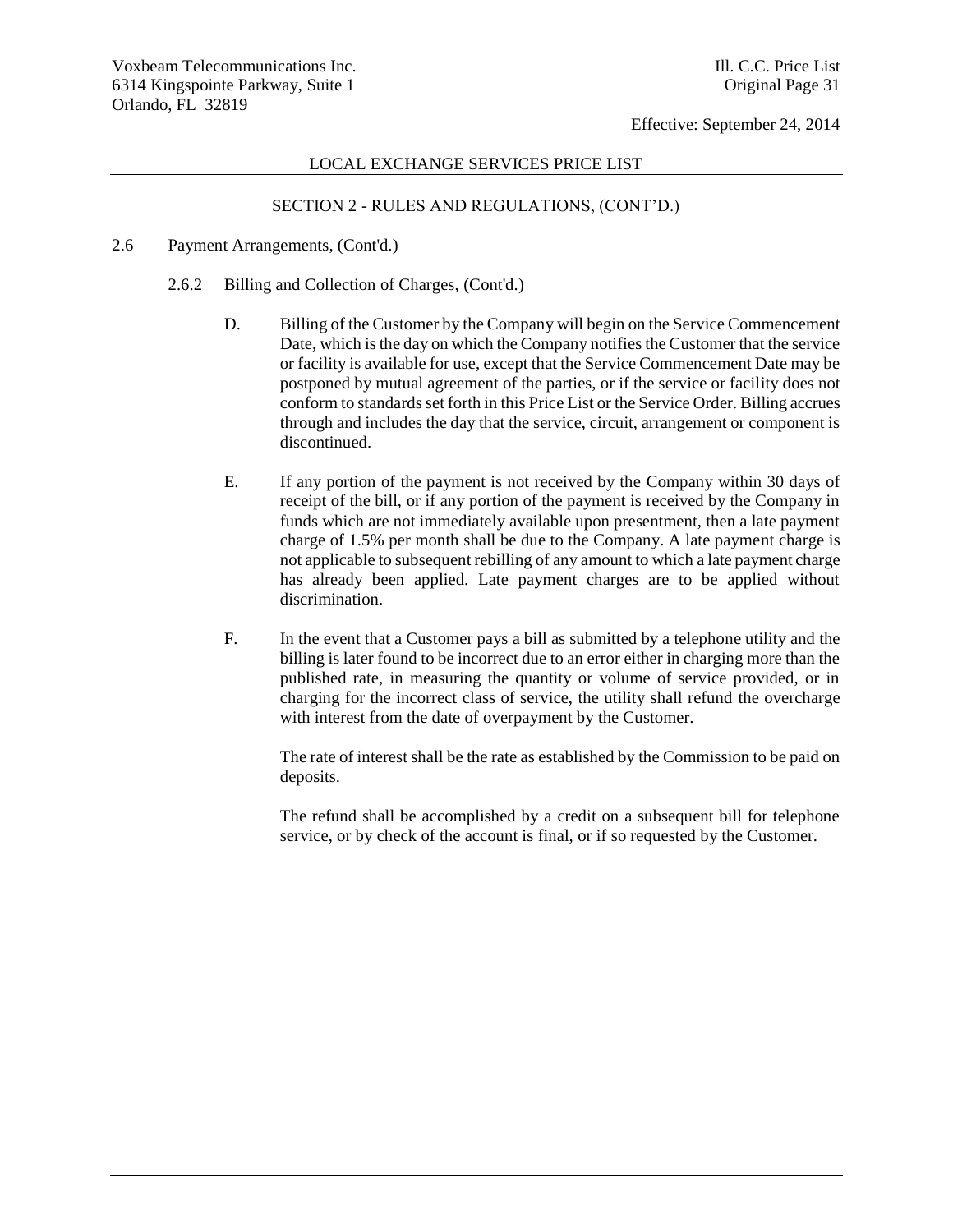## SECTION 2 - RULES AND REGULATIONS, (CONT'D.)

2.6 Payment Arrangements, (Cont'd.)

2.6.2 Billing and Collection of Charges, (Cont'd.)

D. Billing of the Customer by the Company will begin on the Service Commencement Date, which is the day on which the Company notifies the Customer that the service or facility is available for use, except that the Service Commencement Date may be postponed by mutual agreement of the parties, or if the service or facility does not conform to standards set forth in this Price List or the Service Order. Billing accrues through and includes the day that the service, circuit, arrangement or component is discontinued.

E. If any portion of the payment is not received by the Company within 30 days of receipt of the bill, or if any portion of the payment is received by the Company in funds which are not immediately available upon presentment, then a late payment charge of 1.5% per month shall be due to the Company. A late payment charge is not applicable to subsequent rebilling of any amount to which a late payment charge has already been applied. Late payment charges are to be applied without discrimination.

F. In the event that a Customer pays a bill as submitted by a telephone utility and the billing is later found to be incorrect due to an error either in charging more than the published rate, in measuring the quantity or volume of service provided, or in charging for the incorrect class of service, the utility shall refund the overcharge with interest from the date of overpayment by the Customer.

The rate of interest shall be the rate as established by the Commission to be paid on deposits.

The refund shall be accomplished by a credit on a subsequent bill for telephone service, or by check of the account is final, or if so requested by the Customer.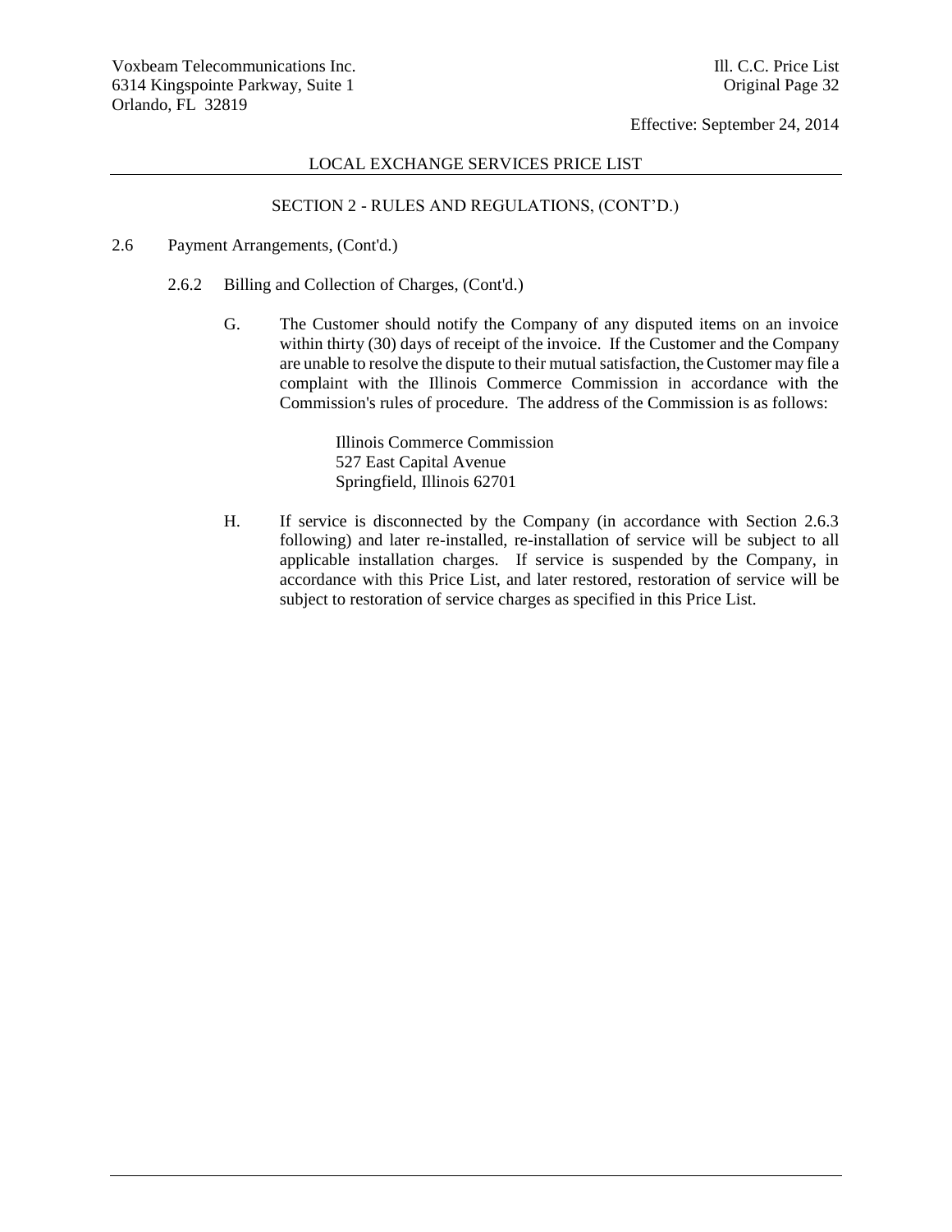LOCAL EXCHANGE SERVICES PRICE LIST

SECTION 2 - RULES AND REGULATIONS, (CONT'D.)

2.6 Payment Arrangements, (Cont'd.)

2.6.2 Billing and Collection of Charges, (Cont'd.)

G. The Customer should notify the Company of any disputed items on an invoice within thirty (30) days of receipt of the invoice. If the Customer and the Company are unable to resolve the dispute to their mutual satisfaction, the Customer may file a complaint with the Illinois Commerce Commission in accordance with the Commission's rules of procedure. The address of the Commission is as follows:

Illinois Commerce Commission
527 East Capital Avenue
Springfield, Illinois 62701

H. If service is disconnected by the Company (in accordance with Section 2.6.3 following) and later re-installed, re-installation of service will be subject to all applicable installation charges. If service is suspended by the Company, in accordance with this Price List, and later restored, restoration of service will be subject to restoration of service charges as specified in this Price List.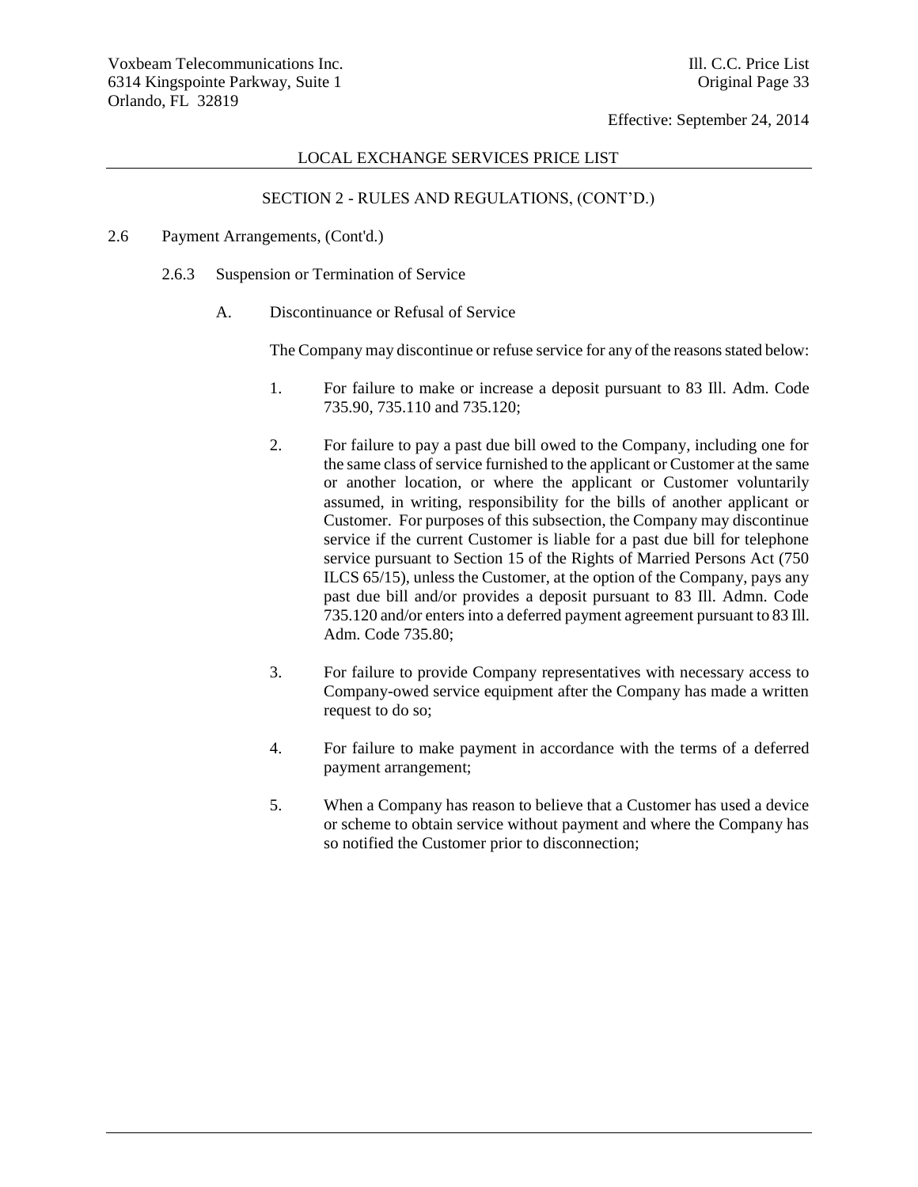LOCAL EXCHANGE SERVICES PRICE LIST

SECTION 2 - RULES AND REGULATIONS, (CONT'D.)

2.6 Payment Arrangements, (Cont'd.)

2.6.3 Suspension or Termination of Service

A. Discontinuance or Refusal of Service

The Company may discontinue or refuse service for any of the reasons stated below:

1. For failure to make or increase a deposit pursuant to 83 Ill. Adm. Code 735.90, 735.110 and 735.120;

2. For failure to pay a past due bill owed to the Company, including one for the same class of service furnished to the applicant or Customer at the same or another location, or where the applicant or Customer voluntarily assumed, in writing, responsibility for the bills of another applicant or Customer. For purposes of this subsection, the Company may discontinue service if the current Customer is liable for a past due bill for telephone service pursuant to Section 15 of the Rights of Married Persons Act (750 ILCS 65/15), unless the Customer, at the option of the Company, pays any past due bill and/or provides a deposit pursuant to 83 Ill. Admn. Code 735.120 and/or enters into a deferred payment agreement pursuant to 83 Ill. Adm. Code 735.80;

3. For failure to provide Company representatives with necessary access to Company-owed service equipment after the Company has made a written request to do so;

4. For failure to make payment in accordance with the terms of a deferred payment arrangement;

5. When a Company has reason to believe that a Customer has used a device or scheme to obtain service without payment and where the Company has so notified the Customer prior to disconnection;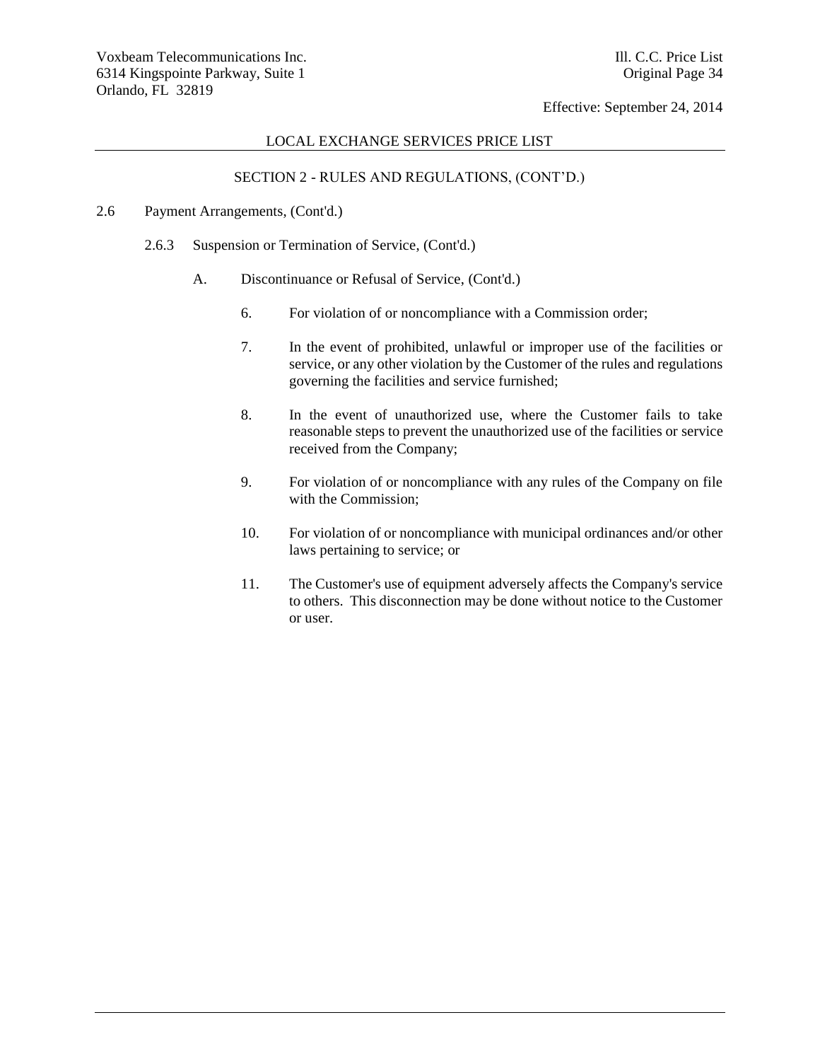## LOCAL EXCHANGE SERVICES PRICE LIST

### SECTION 2 - RULES AND REGULATIONS, (CONT'D.)

2.6 Payment Arrangements, (Cont'd.)

2.6.3 Suspension or Termination of Service, (Cont'd.)

A. Discontinuance or Refusal of Service, (Cont'd.)

6. For violation of or noncompliance with a Commission order;

7. In the event of prohibited, unlawful or improper use of the facilities or service, or any other violation by the Customer of the rules and regulations governing the facilities and service furnished;

8. In the event of unauthorized use, where the Customer fails to take reasonable steps to prevent the unauthorized use of the facilities or service received from the Company;

9. For violation of or noncompliance with any rules of the Company on file with the Commission;

10. For violation of or noncompliance with municipal ordinances and/or other laws pertaining to service; or

11. The Customer's use of equipment adversely affects the Company's service to others. This disconnection may be done without notice to the Customer or user.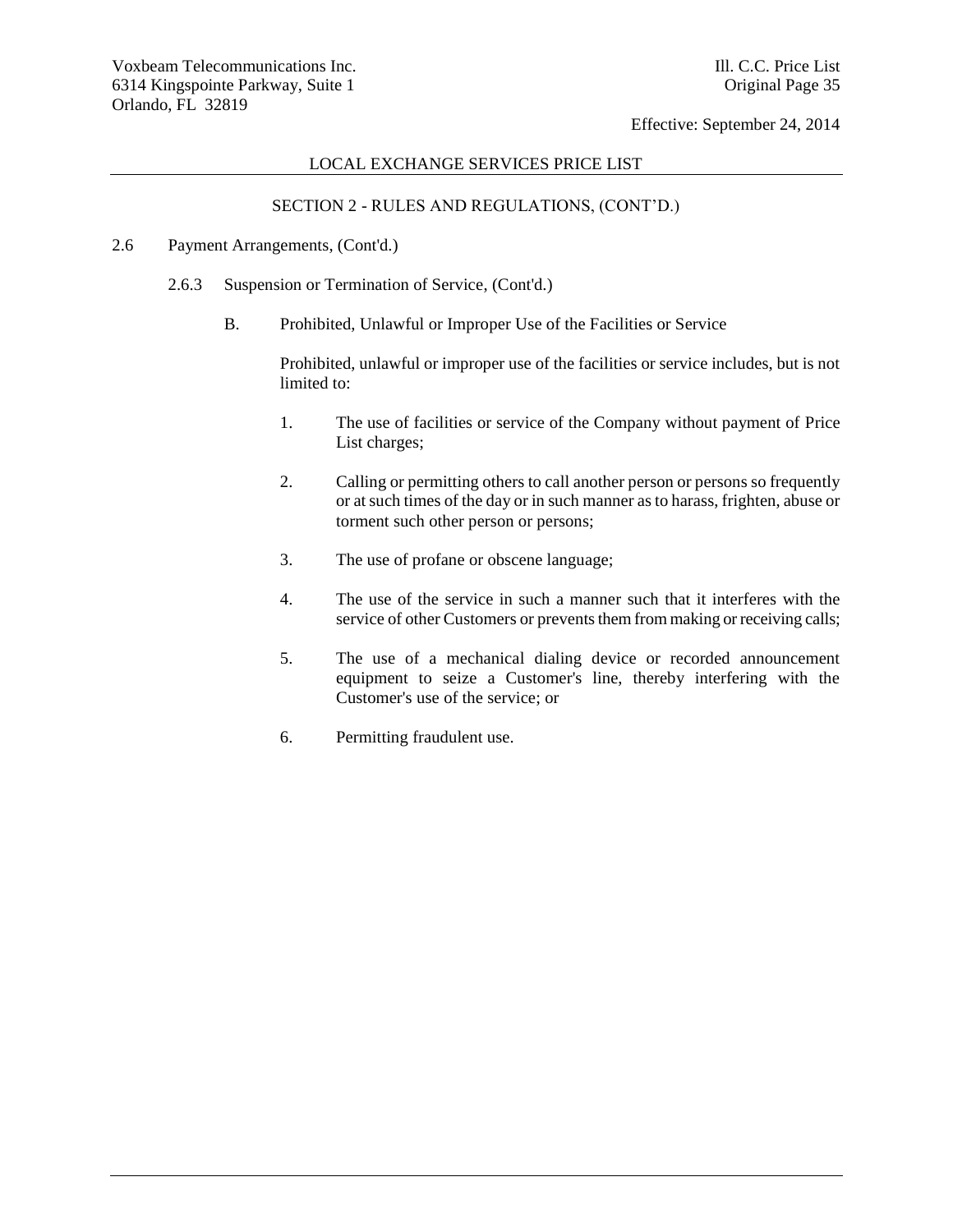## LOCAL EXCHANGE SERVICES PRICE LIST

### SECTION 2 - RULES AND REGULATIONS, (CONT'D.)

2.6 Payment Arrangements, (Cont'd.)

2.6.3 Suspension or Termination of Service, (Cont'd.)

B. Prohibited, Unlawful or Improper Use of the Facilities or Service

Prohibited, unlawful or improper use of the facilities or service includes, but is not limited to:

1. The use of facilities or service of the Company without payment of Price List charges;

2. Calling or permitting others to call another person or persons so frequently or at such times of the day or in such manner as to harass, frighten, abuse or torment such other person or persons;

3. The use of profane or obscene language;

4. The use of the service in such a manner such that it interferes with the service of other Customers or prevents them from making or receiving calls;

5. The use of a mechanical dialing device or recorded announcement equipment to seize a Customer's line, thereby interfering with the Customer's use of the service; or

6. Permitting fraudulent use.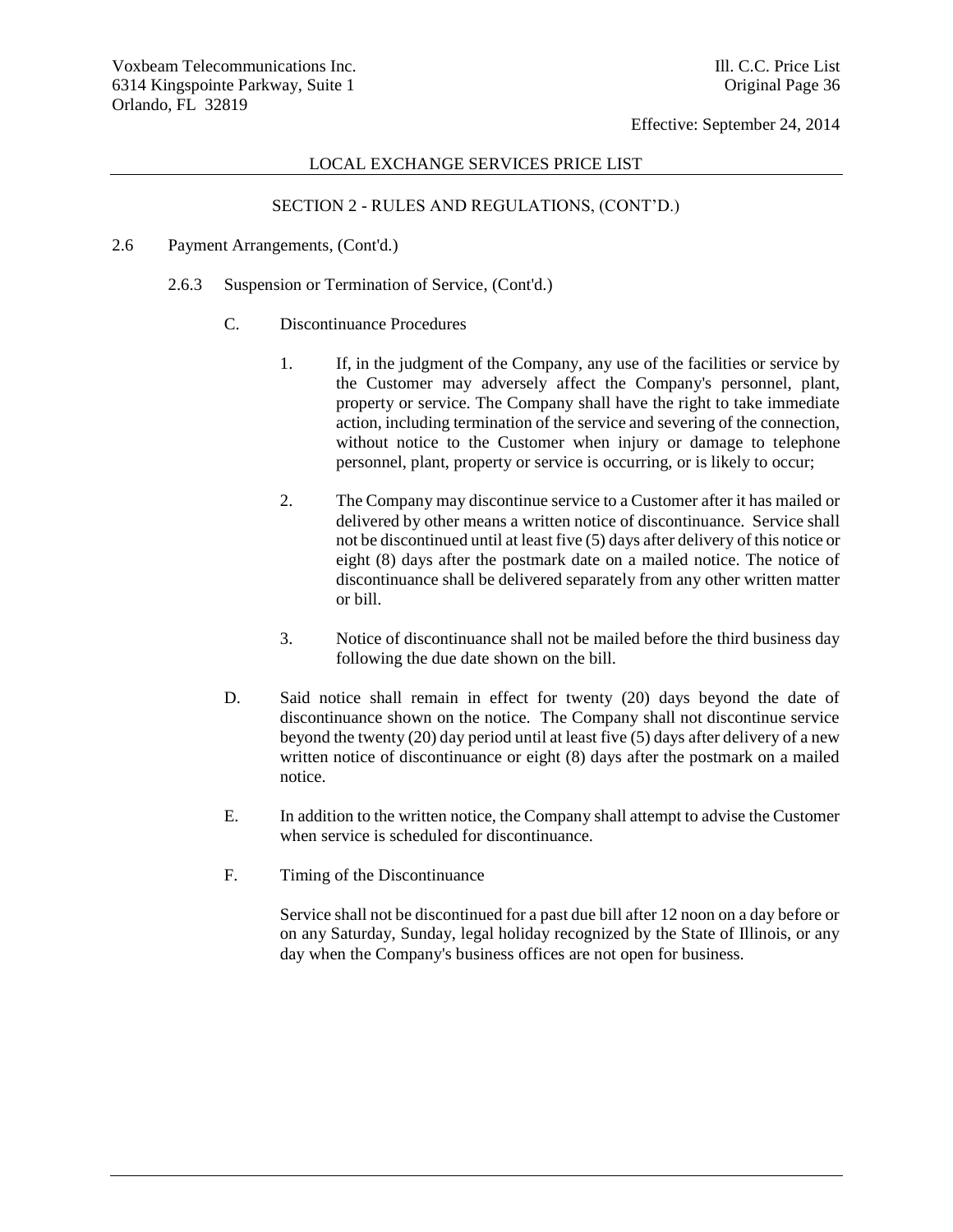LOCAL EXCHANGE SERVICES PRICE LIST

SECTION 2 - RULES AND REGULATIONS, (CONT'D.)

2.6 Payment Arrangements, (Cont'd.)

2.6.3 Suspension or Termination of Service, (Cont'd.)

C. Discontinuance Procedures

1. If, in the judgment of the Company, any use of the facilities or service by the Customer may adversely affect the Company's personnel, plant, property or service. The Company shall have the right to take immediate action, including termination of the service and severing of the connection, without notice to the Customer when injury or damage to telephone personnel, plant, property or service is occurring, or is likely to occur;

2. The Company may discontinue service to a Customer after it has mailed or delivered by other means a written notice of discontinuance. Service shall not be discontinued until at least five (5) days after delivery of this notice or eight (8) days after the postmark date on a mailed notice. The notice of discontinuance shall be delivered separately from any other written matter or bill.

3. Notice of discontinuance shall not be mailed before the third business day following the due date shown on the bill.

D. Said notice shall remain in effect for twenty (20) days beyond the date of discontinuance shown on the notice. The Company shall not discontinue service beyond the twenty (20) day period until at least five (5) days after delivery of a new written notice of discontinuance or eight (8) days after the postmark on a mailed notice.

E. In addition to the written notice, the Company shall attempt to advise the Customer when service is scheduled for discontinuance.

F. Timing of the Discontinuance

Service shall not be discontinued for a past due bill after 12 noon on a day before or on any Saturday, Sunday, legal holiday recognized by the State of Illinois, or any day when the Company's business offices are not open for business.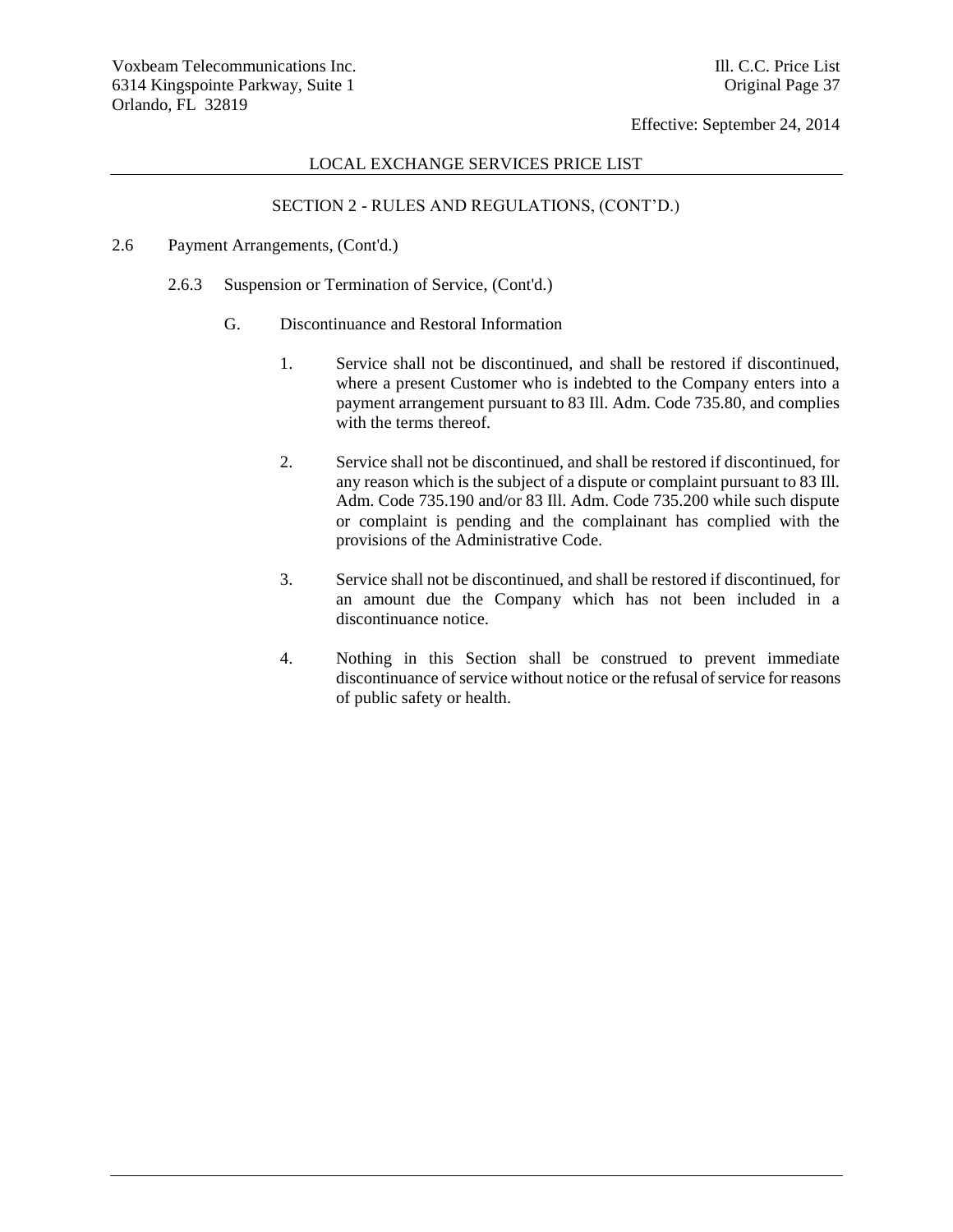LOCAL EXCHANGE SERVICES PRICE LIST

SECTION 2 - RULES AND REGULATIONS, (CONT'D.)

2.6 Payment Arrangements, (Cont'd.)

2.6.3 Suspension or Termination of Service, (Cont'd.)

G. Discontinuance and Restoral Information

1. Service shall not be discontinued, and shall be restored if discontinued, where a present Customer who is indebted to the Company enters into a payment arrangement pursuant to 83 Ill. Adm. Code 735.80, and complies with the terms thereof.

2. Service shall not be discontinued, and shall be restored if discontinued, for any reason which is the subject of a dispute or complaint pursuant to 83 Ill. Adm. Code 735.190 and/or 83 Ill. Adm. Code 735.200 while such dispute or complaint is pending and the complainant has complied with the provisions of the Administrative Code.

3. Service shall not be discontinued, and shall be restored if discontinued, for an amount due the Company which has not been included in a discontinuance notice.

4. Nothing in this Section shall be construed to prevent immediate discontinuance of service without notice or the refusal of service for reasons of public safety or health.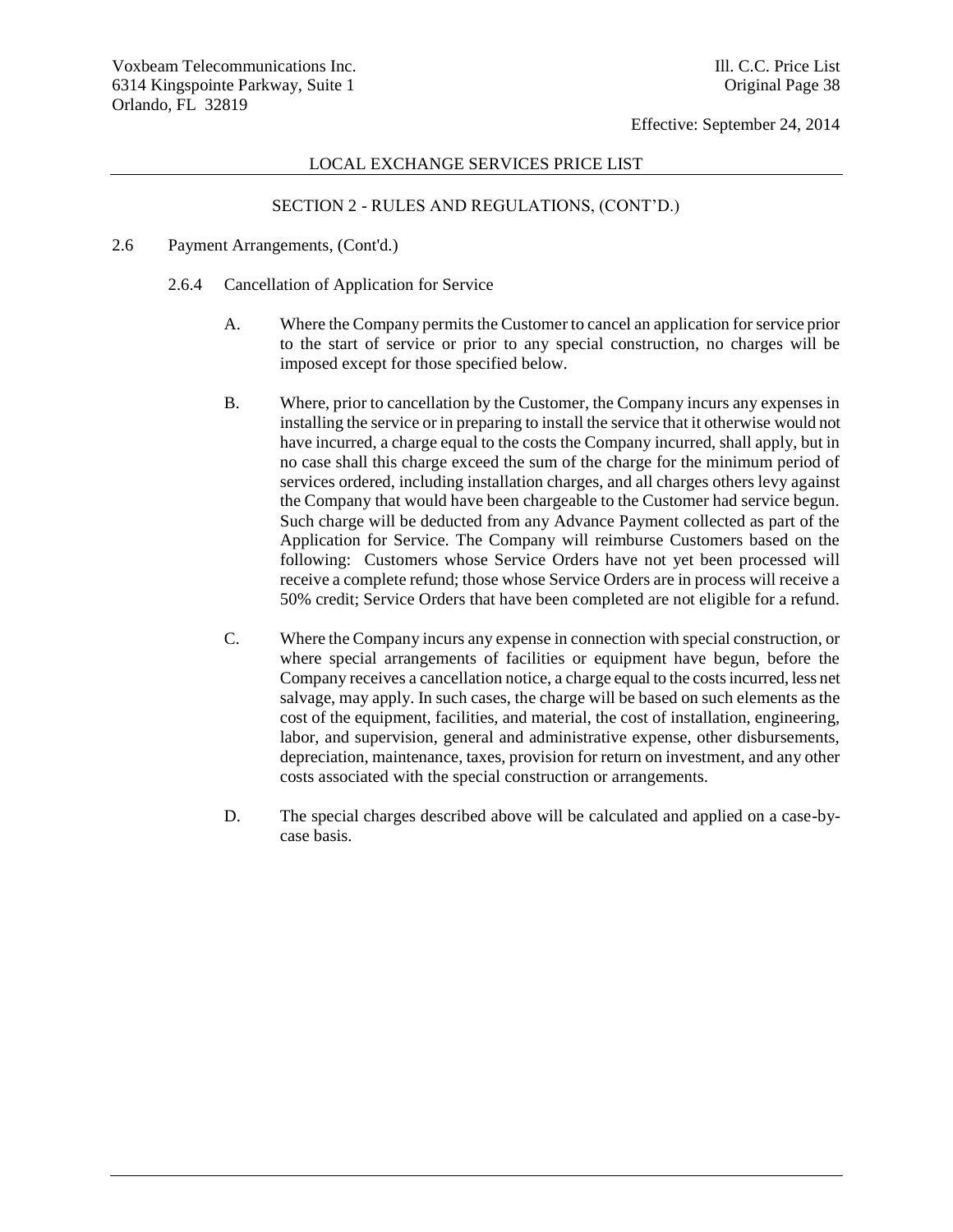LOCAL EXCHANGE SERVICES PRICE LIST

SECTION 2 - RULES AND REGULATIONS, (CONT'D.)

2.6 Payment Arrangements, (Cont'd.)

2.6.4 Cancellation of Application for Service

A. Where the Company permits the Customer to cancel an application for service prior to the start of service or prior to any special construction, no charges will be imposed except for those specified below.

B. Where, prior to cancellation by the Customer, the Company incurs any expenses in installing the service or in preparing to install the service that it otherwise would not have incurred, a charge equal to the costs the Company incurred, shall apply, but in no case shall this charge exceed the sum of the charge for the minimum period of services ordered, including installation charges, and all charges others levy against the Company that would have been chargeable to the Customer had service begun. Such charge will be deducted from any Advance Payment collected as part of the Application for Service. The Company will reimburse Customers based on the following: Customers whose Service Orders have not yet been processed will receive a complete refund; those whose Service Orders are in process will receive a 50% credit; Service Orders that have been completed are not eligible for a refund.

C. Where the Company incurs any expense in connection with special construction, or where special arrangements of facilities or equipment have begun, before the Company receives a cancellation notice, a charge equal to the costs incurred, less net salvage, may apply. In such cases, the charge will be based on such elements as the cost of the equipment, facilities, and material, the cost of installation, engineering, labor, and supervision, general and administrative expense, other disbursements, depreciation, maintenance, taxes, provision for return on investment, and any other costs associated with the special construction or arrangements.

D. The special charges described above will be calculated and applied on a case-by-case basis.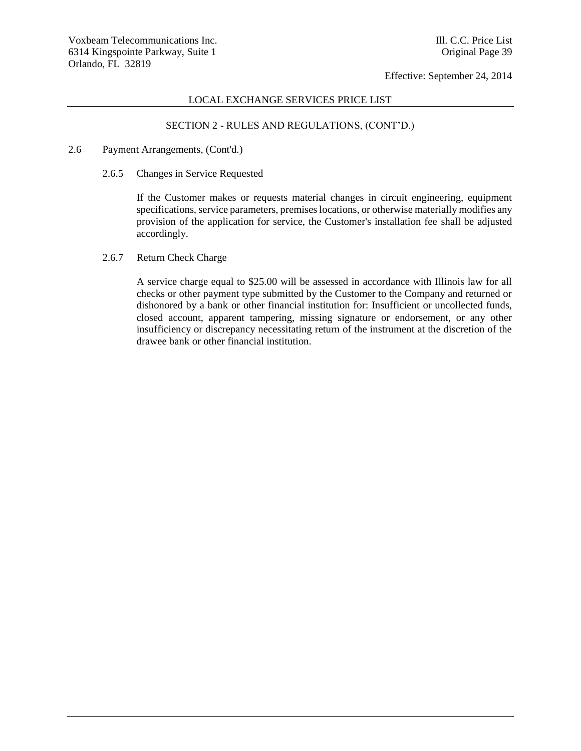## SECTION 2 - RULES AND REGULATIONS, (CONT'D.)

2.6 Payment Arrangements, (Cont'd.)

2.6.5 Changes in Service Requested

If the Customer makes or requests material changes in circuit engineering, equipment specifications, service parameters, premises locations, or otherwise materially modifies any provision of the application for service, the Customer's installation fee shall be adjusted accordingly.

2.6.7 Return Check Charge

A service charge equal to $25.00 will be assessed in accordance with Illinois law for all checks or other payment type submitted by the Customer to the Company and returned or dishonored by a bank or other financial institution for: Insufficient or uncollected funds, closed account, apparent tampering, missing signature or endorsement, or any other insufficiency or discrepancy necessitating return of the instrument at the discretion of the drawee bank or other financial institution.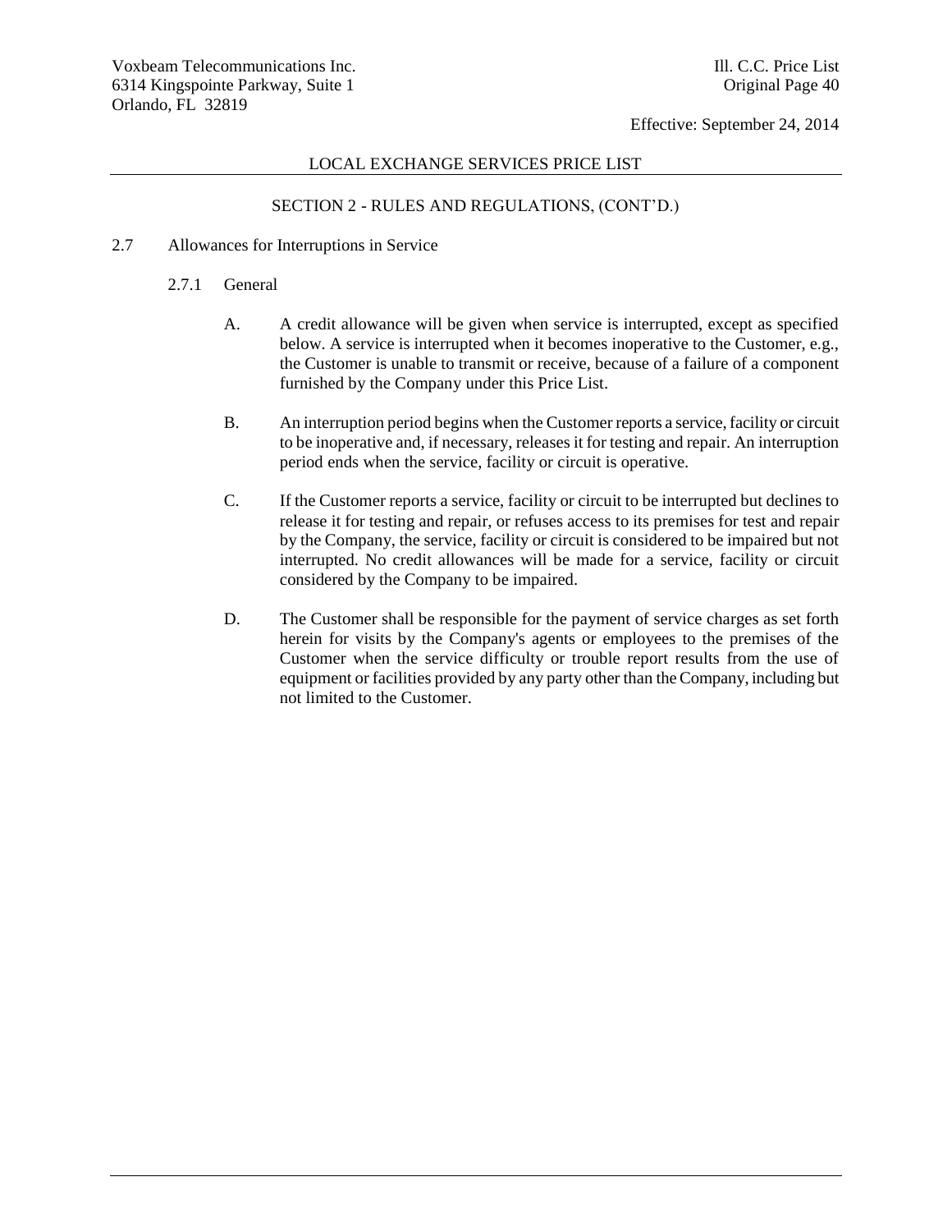## SECTION 2 - RULES AND REGULATIONS, (CONT'D.)

### 2.7 Allowances for Interruptions in Service

#### 2.7.1 General

A. A credit allowance will be given when service is interrupted, except as specified below. A service is interrupted when it becomes inoperative to the Customer, e.g., the Customer is unable to transmit or receive, because of a failure of a component furnished by the Company under this Price List.

B. An interruption period begins when the Customer reports a service, facility or circuit to be inoperative and, if necessary, releases it for testing and repair. An interruption period ends when the service, facility or circuit is operative.

C. If the Customer reports a service, facility or circuit to be interrupted but declines to release it for testing and repair, or refuses access to its premises for test and repair by the Company, the service, facility or circuit is considered to be impaired but not interrupted. No credit allowances will be made for a service, facility or circuit considered by the Company to be impaired.

D. The Customer shall be responsible for the payment of service charges as set forth herein for visits by the Company's agents or employees to the premises of the Customer when the service difficulty or trouble report results from the use of equipment or facilities provided by any party other than the Company, including but not limited to the Customer.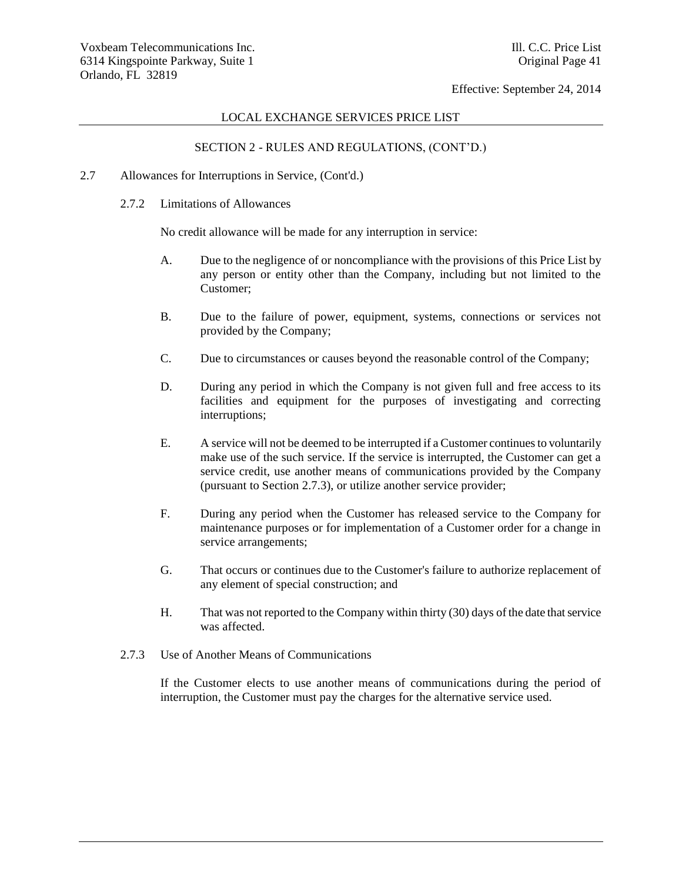## SECTION 2 - RULES AND REGULATIONS, (CONT'D.)

2.7 Allowances for Interruptions in Service, (Cont'd.)

2.7.2 Limitations of Allowances

No credit allowance will be made for any interruption in service:

A. Due to the negligence of or noncompliance with the provisions of this Price List by any person or entity other than the Company, including but not limited to the Customer;

B. Due to the failure of power, equipment, systems, connections or services not provided by the Company;

C. Due to circumstances or causes beyond the reasonable control of the Company;

D. During any period in which the Company is not given full and free access to its facilities and equipment for the purposes of investigating and correcting interruptions;

E. A service will not be deemed to be interrupted if a Customer continues to voluntarily make use of the such service. If the service is interrupted, the Customer can get a service credit, use another means of communications provided by the Company (pursuant to Section 2.7.3), or utilize another service provider;

F. During any period when the Customer has released service to the Company for maintenance purposes or for implementation of a Customer order for a change in service arrangements;

G. That occurs or continues due to the Customer's failure to authorize replacement of any element of special construction; and

H. That was not reported to the Company within thirty (30) days of the date that service was affected.

2.7.3 Use of Another Means of Communications

If the Customer elects to use another means of communications during the period of interruption, the Customer must pay the charges for the alternative service used.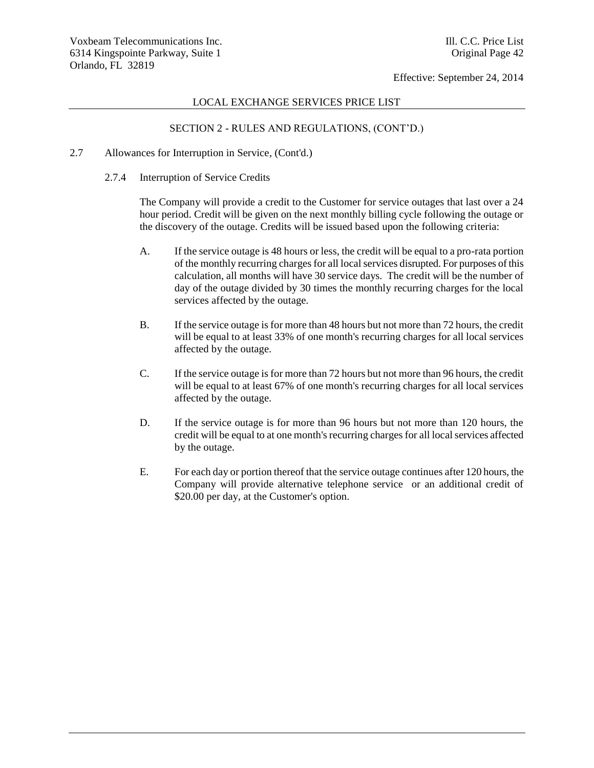LOCAL EXCHANGE SERVICES PRICE LIST

SECTION 2 - RULES AND REGULATIONS, (CONT'D.)

2.7 Allowances for Interruption in Service, (Cont'd.)

2.7.4 Interruption of Service Credits

The Company will provide a credit to the Customer for service outages that last over a 24 hour period. Credit will be given on the next monthly billing cycle following the outage or the discovery of the outage. Credits will be issued based upon the following criteria:

A. If the service outage is 48 hours or less, the credit will be equal to a pro-rata portion of the monthly recurring charges for all local services disrupted. For purposes of this calculation, all months will have 30 service days. The credit will be the number of day of the outage divided by 30 times the monthly recurring charges for the local services affected by the outage.

B. If the service outage is for more than 48 hours but not more than 72 hours, the credit will be equal to at least 33% of one month's recurring charges for all local services affected by the outage.

C. If the service outage is for more than 72 hours but not more than 96 hours, the credit will be equal to at least 67% of one month's recurring charges for all local services affected by the outage.

D. If the service outage is for more than 96 hours but not more than 120 hours, the credit will be equal to at one month's recurring charges for all local services affected by the outage.

E. For each day or portion thereof that the service outage continues after 120 hours, the Company will provide alternative telephone service or an additional credit of $20.00 per day, at the Customer's option.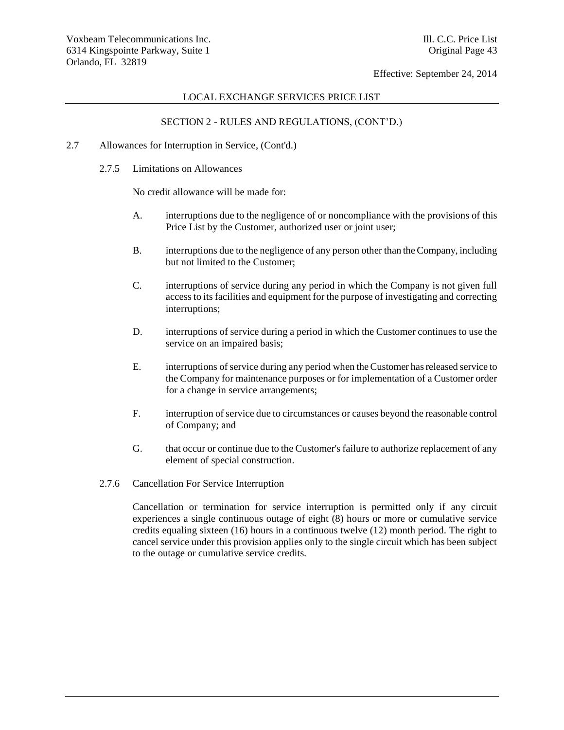LOCAL EXCHANGE SERVICES PRICE LIST

SECTION 2 - RULES AND REGULATIONS, (CONT'D.)

2.7 Allowances for Interruption in Service, (Cont'd.)

2.7.5 Limitations on Allowances

No credit allowance will be made for:

A. interruptions due to the negligence of or noncompliance with the provisions of this Price List by the Customer, authorized user or joint user;

B. interruptions due to the negligence of any person other than the Company, including but not limited to the Customer;

C. interruptions of service during any period in which the Company is not given full access to its facilities and equipment for the purpose of investigating and correcting interruptions;

D. interruptions of service during a period in which the Customer continues to use the service on an impaired basis;

E. interruptions of service during any period when the Customer has released service to the Company for maintenance purposes or for implementation of a Customer order for a change in service arrangements;

F. interruption of service due to circumstances or causes beyond the reasonable control of Company; and

G. that occur or continue due to the Customer's failure to authorize replacement of any element of special construction.

2.7.6 Cancellation For Service Interruption

Cancellation or termination for service interruption is permitted only if any circuit experiences a single continuous outage of eight (8) hours or more or cumulative service credits equaling sixteen (16) hours in a continuous twelve (12) month period. The right to cancel service under this provision applies only to the single circuit which has been subject to the outage or cumulative service credits.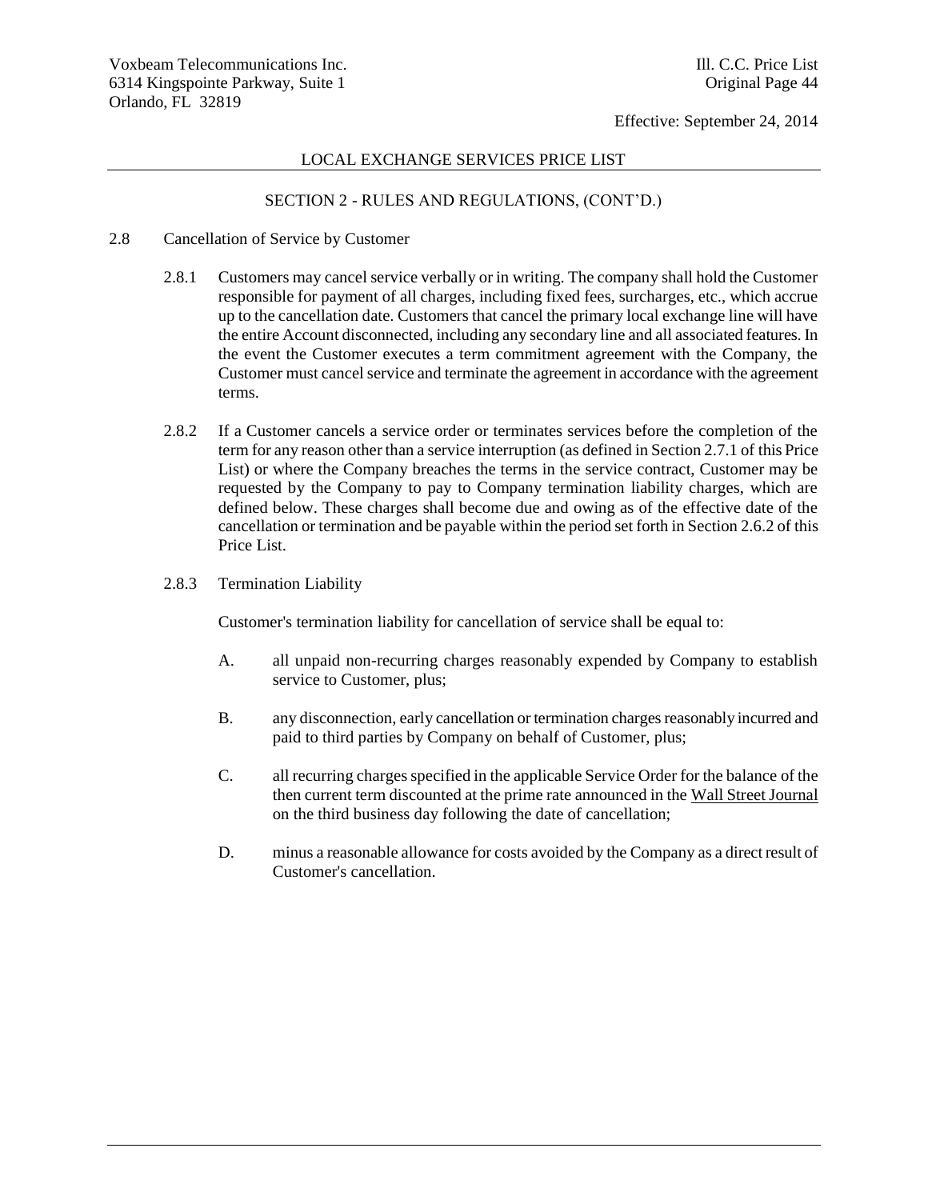## LOCAL EXCHANGE SERVICES PRICE LIST

### SECTION 2 - RULES AND REGULATIONS, (CONT'D.)

2.8 Cancellation of Service by Customer

2.8.1 Customers may cancel service verbally or in writing. The company shall hold the Customer responsible for payment of all charges, including fixed fees, surcharges, etc., which accrue up to the cancellation date. Customers that cancel the primary local exchange line will have the entire Account disconnected, including any secondary line and all associated features. In the event the Customer executes a term commitment agreement with the Company, the Customer must cancel service and terminate the agreement in accordance with the agreement terms.

2.8.2 If a Customer cancels a service order or terminates services before the completion of the term for any reason other than a service interruption (as defined in Section 2.7.1 of this Price List) or where the Company breaches the terms in the service contract, Customer may be requested by the Company to pay to Company termination liability charges, which are defined below. These charges shall become due and owing as of the effective date of the cancellation or termination and be payable within the period set forth in Section 2.6.2 of this Price List.

2.8.3 Termination Liability

Customer's termination liability for cancellation of service shall be equal to:

A. all unpaid non-recurring charges reasonably expended by Company to establish service to Customer, plus;

B. any disconnection, early cancellation or termination charges reasonably incurred and paid to third parties by Company on behalf of Customer, plus;

C. all recurring charges specified in the applicable Service Order for the balance of the then current term discounted at the prime rate announced in the Wall Street Journal on the third business day following the date of cancellation;

D. minus a reasonable allowance for costs avoided by the Company as a direct result of Customer's cancellation.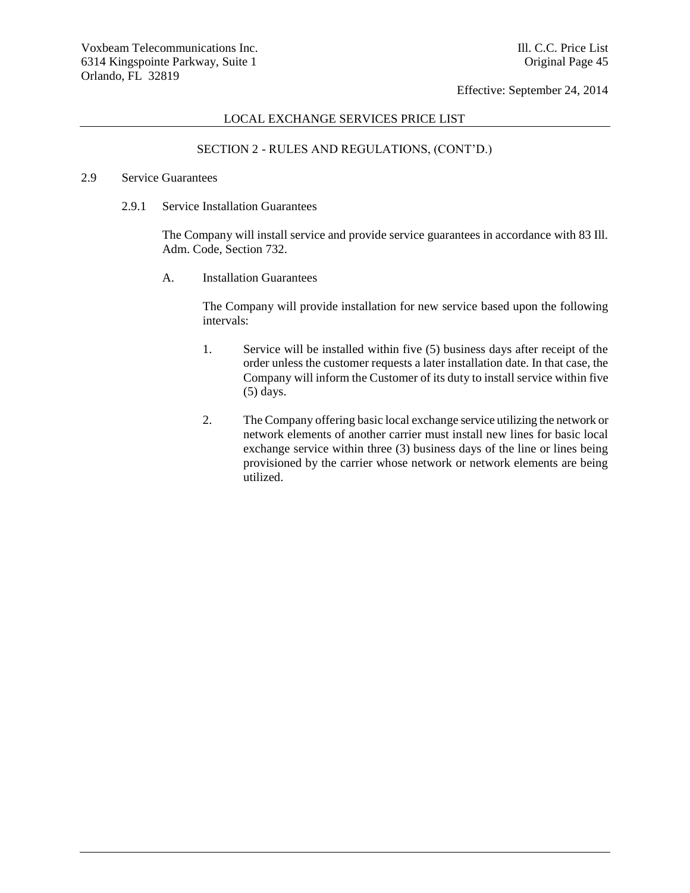## SECTION 2 - RULES AND REGULATIONS, (CONT'D.)

2.9 Service Guarantees

2.9.1 Service Installation Guarantees

The Company will install service and provide service guarantees in accordance with 83 Ill. Adm. Code, Section 732.

A. Installation Guarantees

The Company will provide installation for new service based upon the following intervals:

1. Service will be installed within five (5) business days after receipt of the order unless the customer requests a later installation date. In that case, the Company will inform the Customer of its duty to install service within five (5) days.

2. The Company offering basic local exchange service utilizing the network or network elements of another carrier must install new lines for basic local exchange service within three (3) business days of the line or lines being provisioned by the carrier whose network or network elements are being utilized.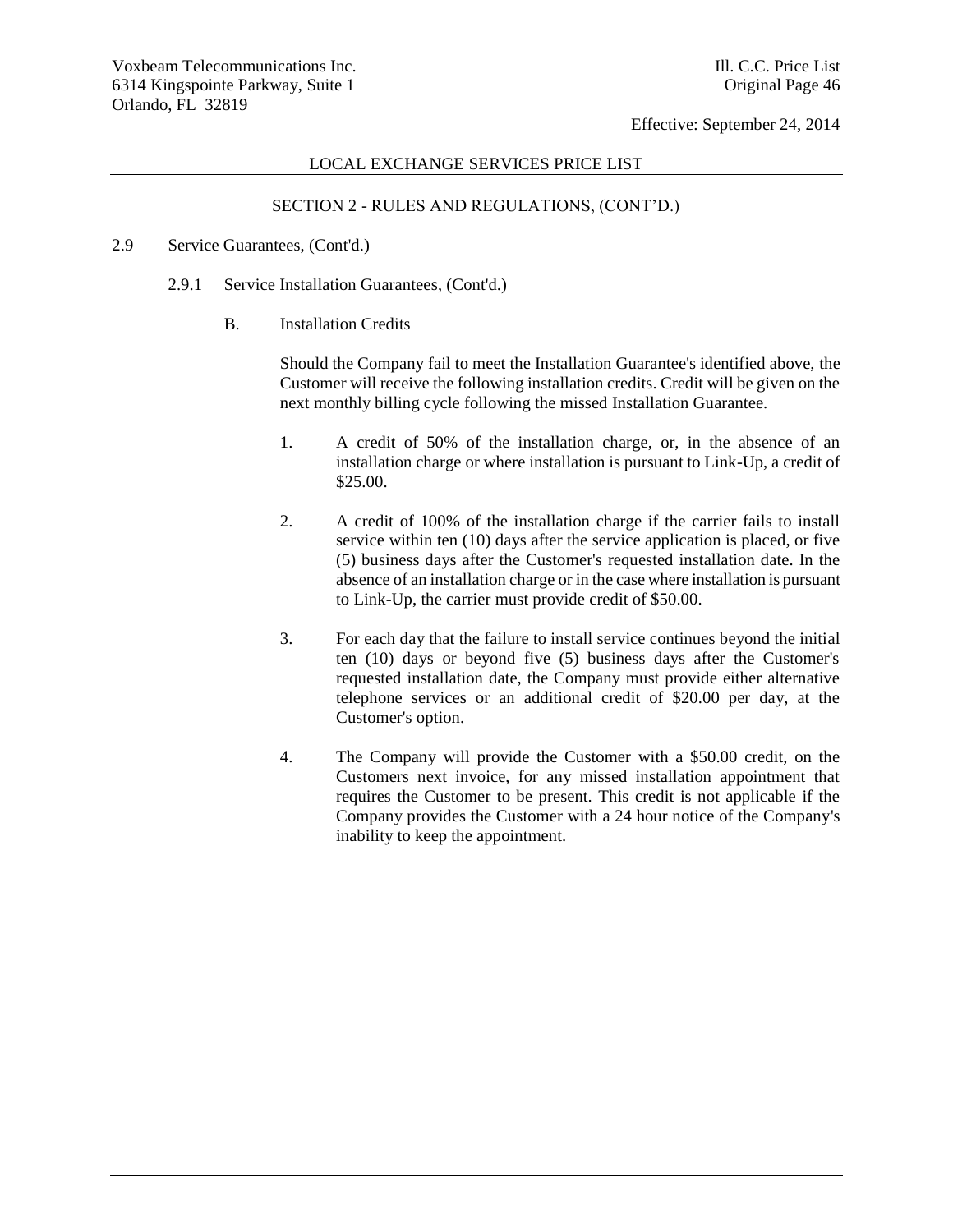## LOCAL EXCHANGE SERVICES PRICE LIST

### SECTION 2 - RULES AND REGULATIONS, (CONT'D.)

2.9 Service Guarantees, (Cont'd.)

2.9.1 Service Installation Guarantees, (Cont'd.)

B. Installation Credits

Should the Company fail to meet the Installation Guarantee's identified above, the Customer will receive the following installation credits. Credit will be given on the next monthly billing cycle following the missed Installation Guarantee.

1. A credit of 50% of the installation charge, or, in the absence of an installation charge or where installation is pursuant to Link-Up, a credit of $25.00.

2. A credit of 100% of the installation charge if the carrier fails to install service within ten (10) days after the service application is placed, or five (5) business days after the Customer's requested installation date. In the absence of an installation charge or in the case where installation is pursuant to Link-Up, the carrier must provide credit of $50.00.

3. For each day that the failure to install service continues beyond the initial ten (10) days or beyond five (5) business days after the Customer's requested installation date, the Company must provide either alternative telephone services or an additional credit of $20.00 per day, at the Customer's option.

4. The Company will provide the Customer with a $50.00 credit, on the Customers next invoice, for any missed installation appointment that requires the Customer to be present. This credit is not applicable if the Company provides the Customer with a 24 hour notice of the Company's inability to keep the appointment.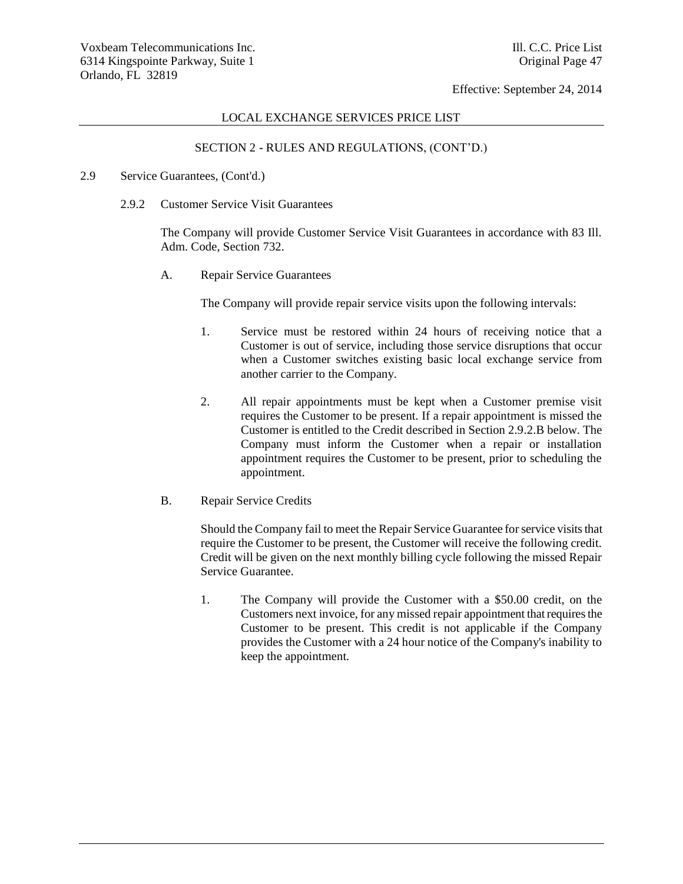LOCAL EXCHANGE SERVICES PRICE LIST

SECTION 2 - RULES AND REGULATIONS, (CONT'D.)

2.9 Service Guarantees, (Cont'd.)

2.9.2 Customer Service Visit Guarantees

The Company will provide Customer Service Visit Guarantees in accordance with 83 Ill. Adm. Code, Section 732.

A. Repair Service Guarantees

The Company will provide repair service visits upon the following intervals:

1. Service must be restored within 24 hours of receiving notice that a Customer is out of service, including those service disruptions that occur when a Customer switches existing basic local exchange service from another carrier to the Company.

2. All repair appointments must be kept when a Customer premise visit requires the Customer to be present. If a repair appointment is missed the Customer is entitled to the Credit described in Section 2.9.2.B below. The Company must inform the Customer when a repair or installation appointment requires the Customer to be present, prior to scheduling the appointment.

B. Repair Service Credits

Should the Company fail to meet the Repair Service Guarantee for service visits that require the Customer to be present, the Customer will receive the following credit. Credit will be given on the next monthly billing cycle following the missed Repair Service Guarantee.

1. The Company will provide the Customer with a $50.00 credit, on the Customers next invoice, for any missed repair appointment that requires the Customer to be present. This credit is not applicable if the Company provides the Customer with a 24 hour notice of the Company's inability to keep the appointment.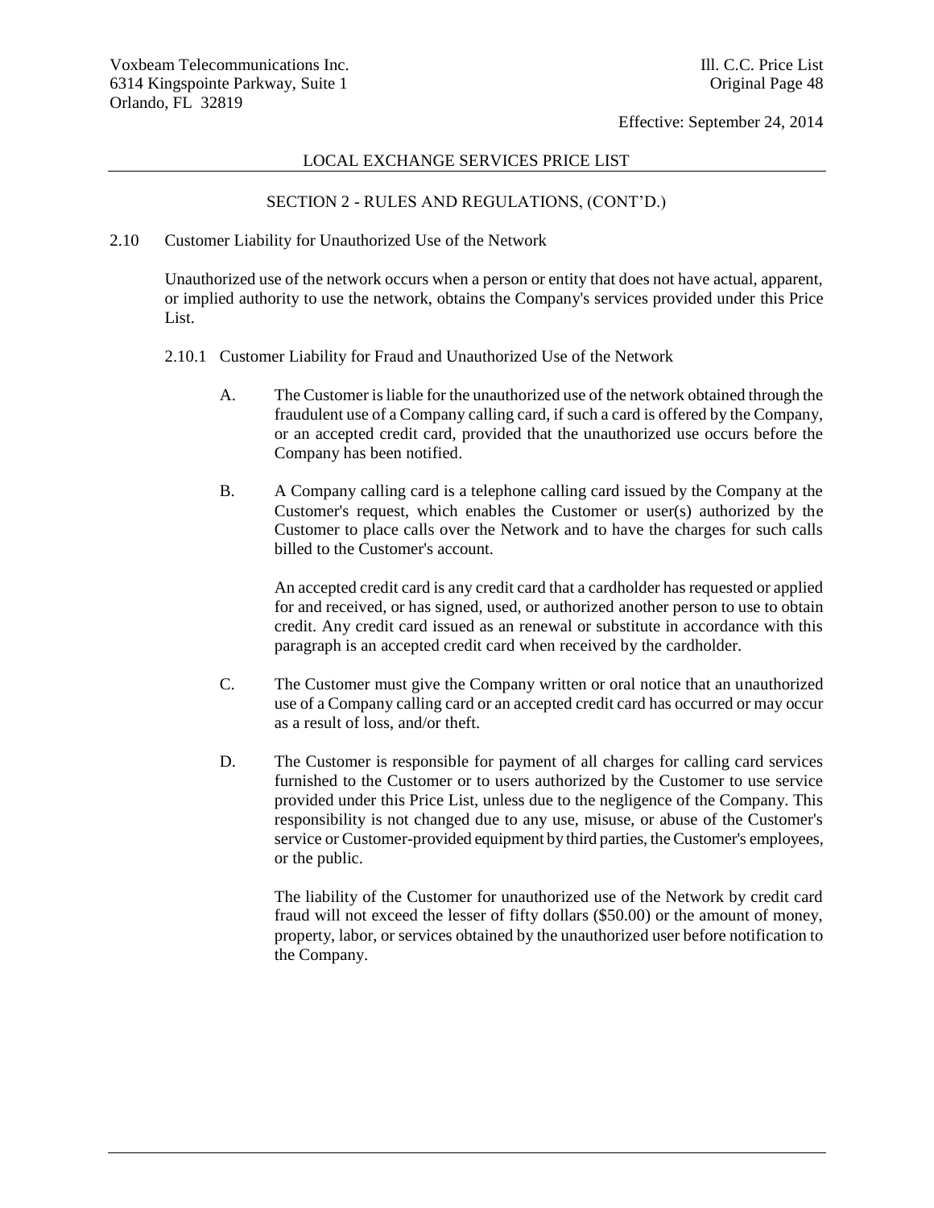LOCAL EXCHANGE SERVICES PRICE LIST

SECTION 2 - RULES AND REGULATIONS, (CONT'D.)

2.10 Customer Liability for Unauthorized Use of the Network

Unauthorized use of the network occurs when a person or entity that does not have actual, apparent, or implied authority to use the network, obtains the Company's services provided under this Price List.

2.10.1 Customer Liability for Fraud and Unauthorized Use of the Network

A. The Customer is liable for the unauthorized use of the network obtained through the fraudulent use of a Company calling card, if such a card is offered by the Company, or an accepted credit card, provided that the unauthorized use occurs before the Company has been notified.

B. A Company calling card is a telephone calling card issued by the Company at the Customer's request, which enables the Customer or user(s) authorized by the Customer to place calls over the Network and to have the charges for such calls billed to the Customer's account.

An accepted credit card is any credit card that a cardholder has requested or applied for and received, or has signed, used, or authorized another person to use to obtain credit. Any credit card issued as an renewal or substitute in accordance with this paragraph is an accepted credit card when received by the cardholder.

C. The Customer must give the Company written or oral notice that an unauthorized use of a Company calling card or an accepted credit card has occurred or may occur as a result of loss, and/or theft.

D. The Customer is responsible for payment of all charges for calling card services furnished to the Customer or to users authorized by the Customer to use service provided under this Price List, unless due to the negligence of the Company. This responsibility is not changed due to any use, misuse, or abuse of the Customer's service or Customer-provided equipment by third parties, the Customer's employees, or the public.

The liability of the Customer for unauthorized use of the Network by credit card fraud will not exceed the lesser of fifty dollars ($50.00) or the amount of money, property, labor, or services obtained by the unauthorized user before notification to the Company.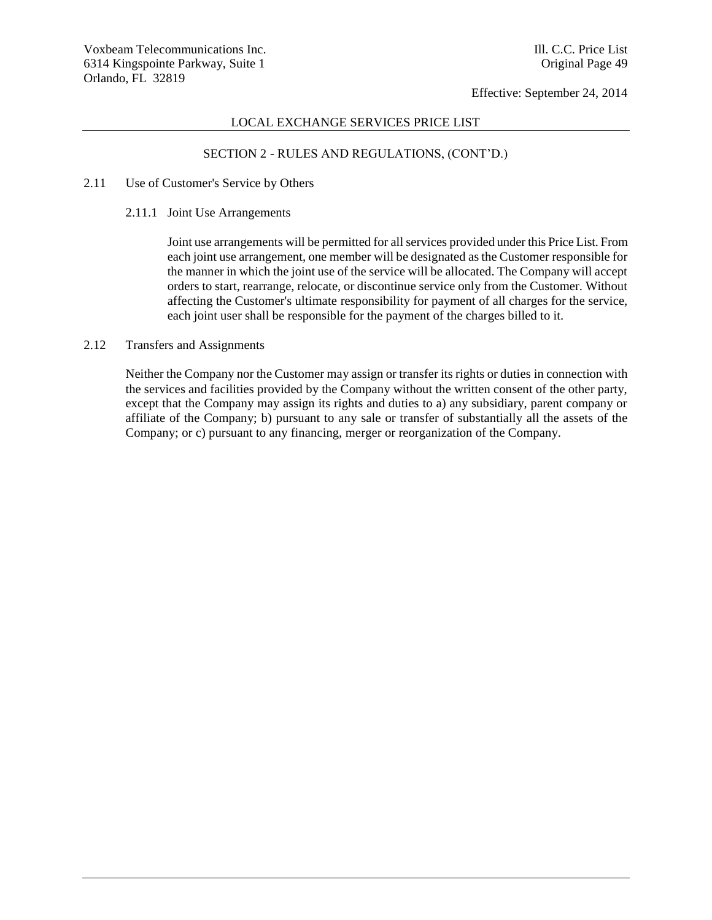## SECTION 2 - RULES AND REGULATIONS, (CONT'D.)

### 2.11 Use of Customer's Service by Others

#### 2.11.1 Joint Use Arrangements

Joint use arrangements will be permitted for all services provided under this Price List. From each joint use arrangement, one member will be designated as the Customer responsible for the manner in which the joint use of the service will be allocated. The Company will accept orders to start, rearrange, relocate, or discontinue service only from the Customer. Without affecting the Customer's ultimate responsibility for payment of all charges for the service, each joint user shall be responsible for the payment of the charges billed to it.

### 2.12 Transfers and Assignments

Neither the Company nor the Customer may assign or transfer its rights or duties in connection with the services and facilities provided by the Company without the written consent of the other party, except that the Company may assign its rights and duties to a) any subsidiary, parent company or affiliate of the Company; b) pursuant to any sale or transfer of substantially all the assets of the Company; or c) pursuant to any financing, merger or reorganization of the Company.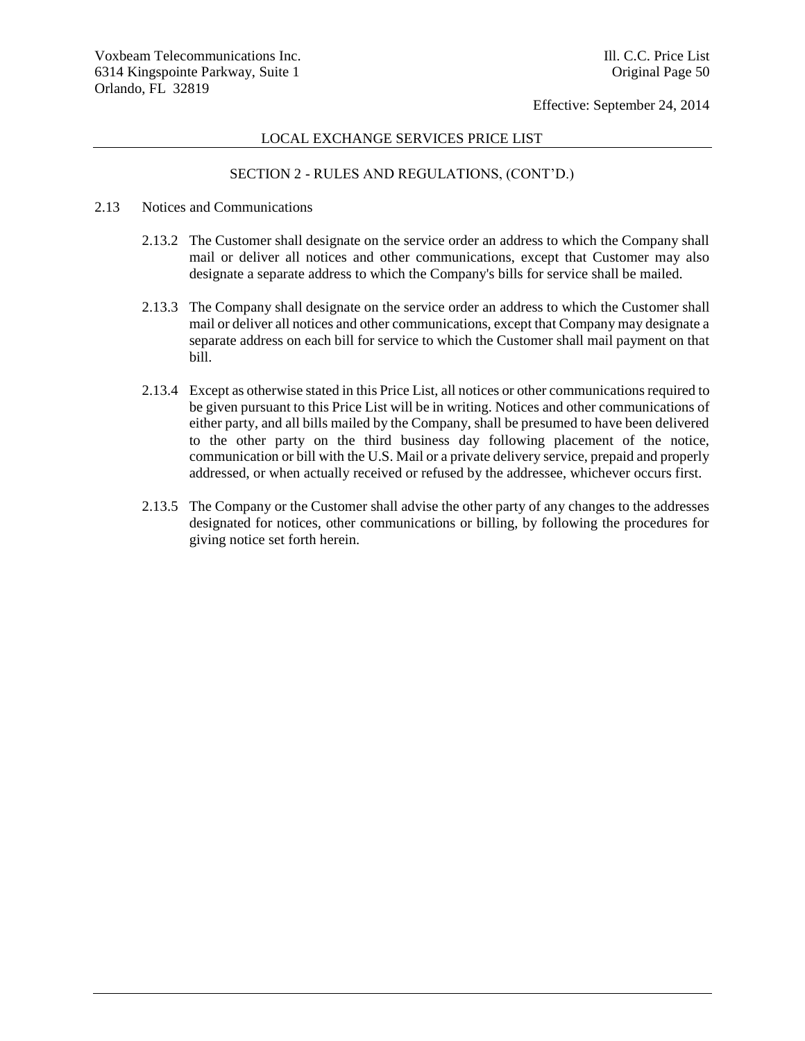LOCAL EXCHANGE SERVICES PRICE LIST

SECTION 2 - RULES AND REGULATIONS, (CONT'D.)

2.13 Notices and Communications

2.13.2 The Customer shall designate on the service order an address to which the Company shall mail or deliver all notices and other communications, except that Customer may also designate a separate address to which the Company's bills for service shall be mailed.

2.13.3 The Company shall designate on the service order an address to which the Customer shall mail or deliver all notices and other communications, except that Company may designate a separate address on each bill for service to which the Customer shall mail payment on that bill.

2.13.4 Except as otherwise stated in this Price List, all notices or other communications required to be given pursuant to this Price List will be in writing. Notices and other communications of either party, and all bills mailed by the Company, shall be presumed to have been delivered to the other party on the third business day following placement of the notice, communication or bill with the U.S. Mail or a private delivery service, prepaid and properly addressed, or when actually received or refused by the addressee, whichever occurs first.

2.13.5 The Company or the Customer shall advise the other party of any changes to the addresses designated for notices, other communications or billing, by following the procedures for giving notice set forth herein.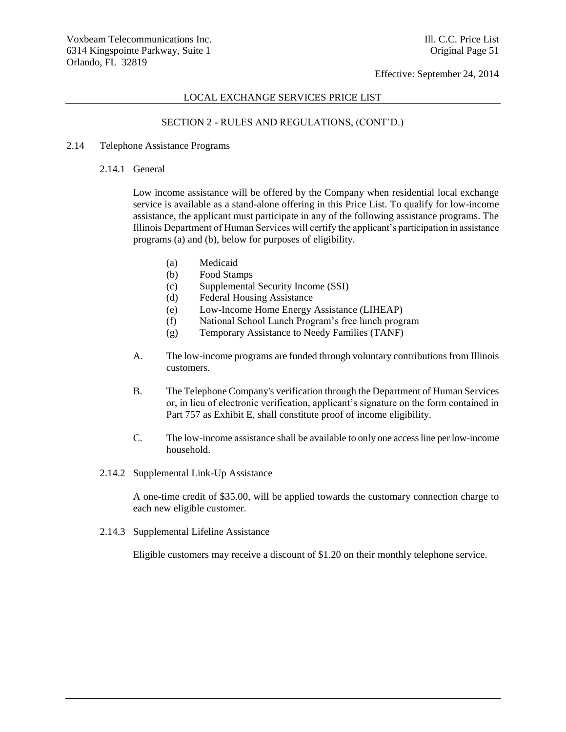## SECTION 2 - RULES AND REGULATIONS, (CONT'D.)

### 2.14 Telephone Assistance Programs

#### 2.14.1 General

Low income assistance will be offered by the Company when residential local exchange service is available as a stand-alone offering in this Price List. To qualify for low-income assistance, the applicant must participate in any of the following assistance programs. The Illinois Department of Human Services will certify the applicant's participation in assistance programs (a) and (b), below for purposes of eligibility.

- (a) Medicaid
- (b) Food Stamps
- (c) Supplemental Security Income (SSI)
- (d) Federal Housing Assistance
- (e) Low-Income Home Energy Assistance (LIHEAP)
- (f) National School Lunch Program's free lunch program
- (g) Temporary Assistance to Needy Families (TANF)

A. The low-income programs are funded through voluntary contributions from Illinois customers.

B. The Telephone Company's verification through the Department of Human Services or, in lieu of electronic verification, applicant's signature on the form contained in Part 757 as Exhibit E, shall constitute proof of income eligibility.

C. The low-income assistance shall be available to only one access line per low-income household.

#### 2.14.2 Supplemental Link-Up Assistance

A one-time credit of $35.00, will be applied towards the customary connection charge to each new eligible customer.

#### 2.14.3 Supplemental Lifeline Assistance

Eligible customers may receive a discount of $1.20 on their monthly telephone service.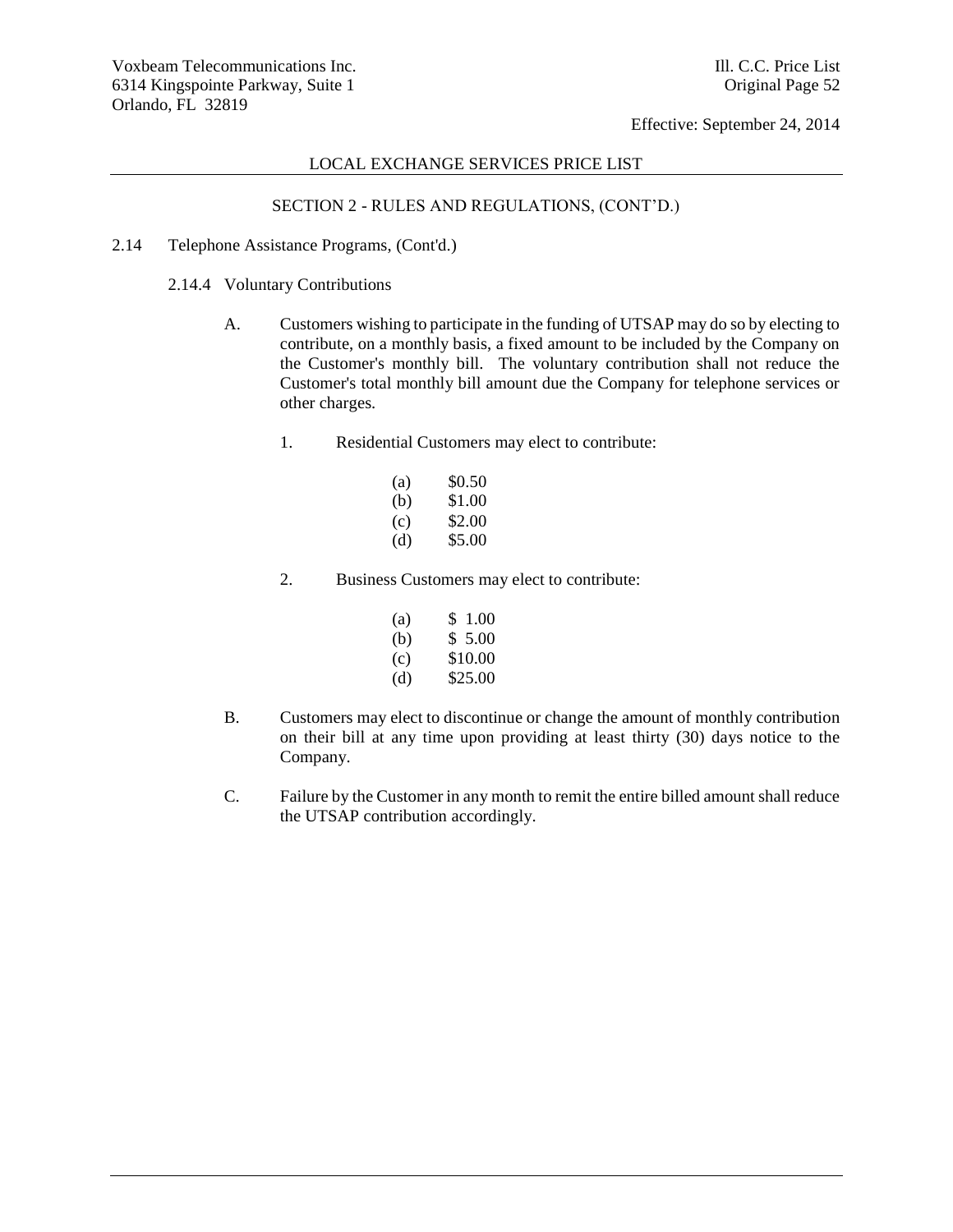LOCAL EXCHANGE SERVICES PRICE LIST

SECTION 2 - RULES AND REGULATIONS, (CONT'D.)

2.14 Telephone Assistance Programs, (Cont'd.)

2.14.4 Voluntary Contributions

A. Customers wishing to participate in the funding of UTSAP may do so by electing to contribute, on a monthly basis, a fixed amount to be included by the Company on the Customer's monthly bill. The voluntary contribution shall not reduce the Customer's total monthly bill amount due the Company for telephone services or other charges.

1. Residential Customers may elect to contribute:

(a) $0.50
(b) $1.00
(c) $2.00
(d) $5.00

2. Business Customers may elect to contribute:

(a) $ 1.00
(b) $ 5.00
(c) $10.00
(d) $25.00

B. Customers may elect to discontinue or change the amount of monthly contribution on their bill at any time upon providing at least thirty (30) days notice to the Company.

C. Failure by the Customer in any month to remit the entire billed amount shall reduce the UTSAP contribution accordingly.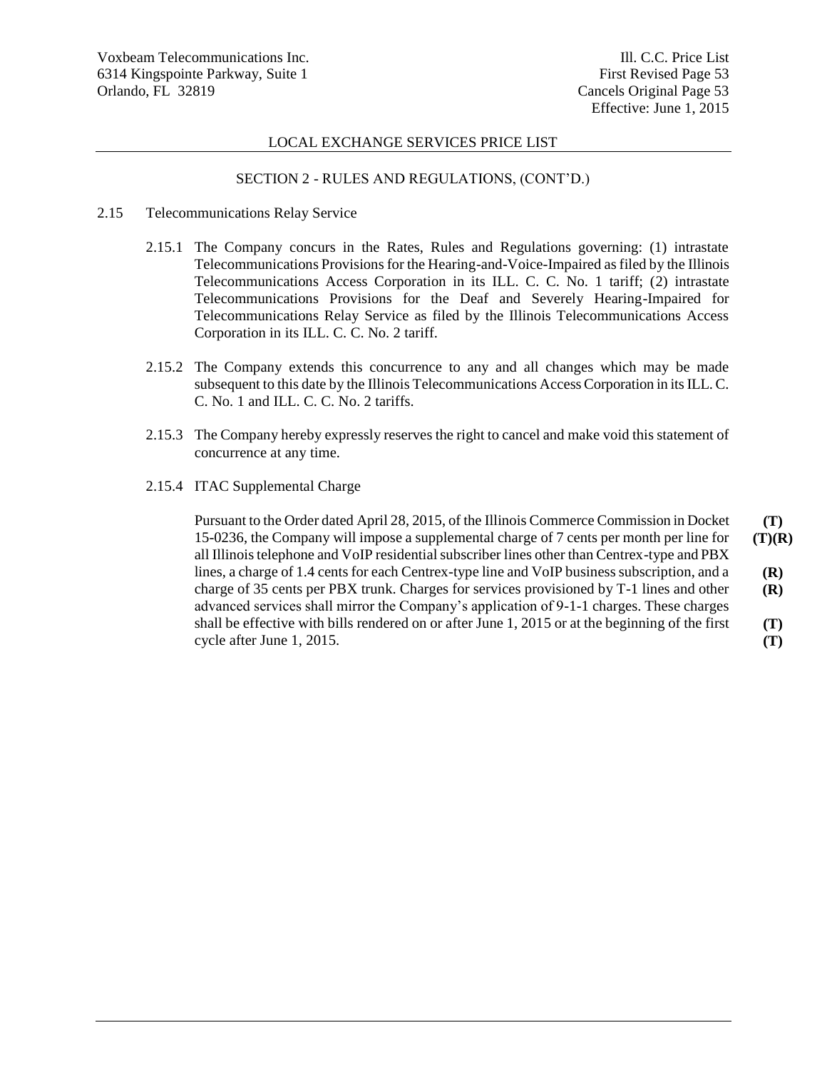Voxbeam Telecommunications Inc.
6314 Kingspointe Parkway, Suite 1
Orlando, FL 32819

Ill. C.C. Price List
First Revised Page 53
Cancels Original Page 53
Effective: June 1, 2015

LOCAL EXCHANGE SERVICES PRICE LIST

SECTION 2 - RULES AND REGULATIONS, (CONT'D.)

2.15 Telecommunications Relay Service

2.15.1 The Company concurs in the Rates, Rules and Regulations governing: (1) intrastate Telecommunications Provisions for the Hearing-and-Voice-Impaired as filed by the Illinois Telecommunications Access Corporation in its ILL. C. C. No. 1 tariff; (2) intrastate Telecommunications Provisions for the Deaf and Severely Hearing-Impaired for Telecommunications Relay Service as filed by the Illinois Telecommunications Access Corporation in its ILL. C. C. No. 2 tariff.

2.15.2 The Company extends this concurrence to any and all changes which may be made subsequent to this date by the Illinois Telecommunications Access Corporation in its ILL. C. C. No. 1 and ILL. C. C. No. 2 tariffs.

2.15.3 The Company hereby expressly reserves the right to cancel and make void this statement of concurrence at any time.

2.15.4 ITAC Supplemental Charge

Pursuant to the Order dated April 28, 2015, of the Illinois Commerce Commission in Docket 15-0236, the Company will impose a supplemental charge of 7 cents per month per line for all Illinois telephone and VoIP residential subscriber lines other than Centrex-type and PBX lines, a charge of 1.4 cents for each Centrex-type line and VoIP business subscription, and a charge of 35 cents per PBX trunk. Charges for services provisioned by T-1 lines and other advanced services shall mirror the Company's application of 9-1-1 charges. These charges shall be effective with bills rendered on or after June 1, 2015 or at the beginning of the first cycle after June 1, 2015. **(T)** **(T)(R)** **(R)** **(R)** **(T)** **(T)**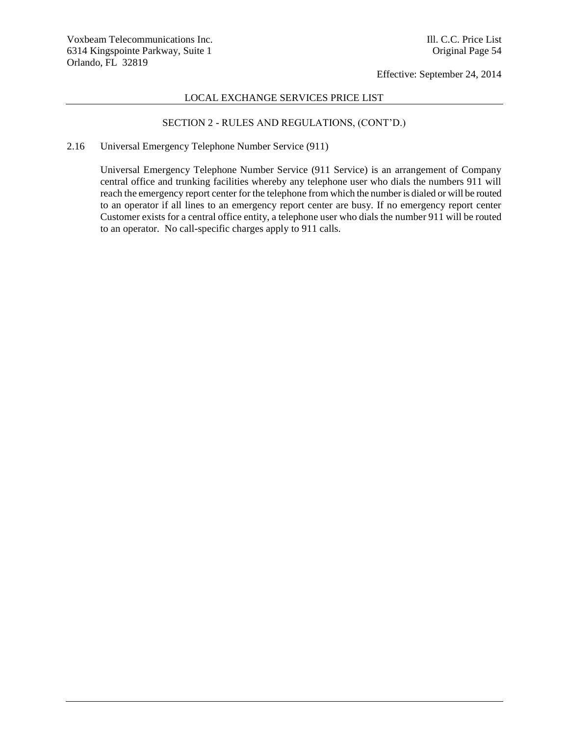## SECTION 2 - RULES AND REGULATIONS, (CONT'D.)

### 2.16 Universal Emergency Telephone Number Service (911)

Universal Emergency Telephone Number Service (911 Service) is an arrangement of Company central office and trunking facilities whereby any telephone user who dials the numbers 911 will reach the emergency report center for the telephone from which the number is dialed or will be routed to an operator if all lines to an emergency report center are busy. If no emergency report center Customer exists for a central office entity, a telephone user who dials the number 911 will be routed to an operator. No call-specific charges apply to 911 calls.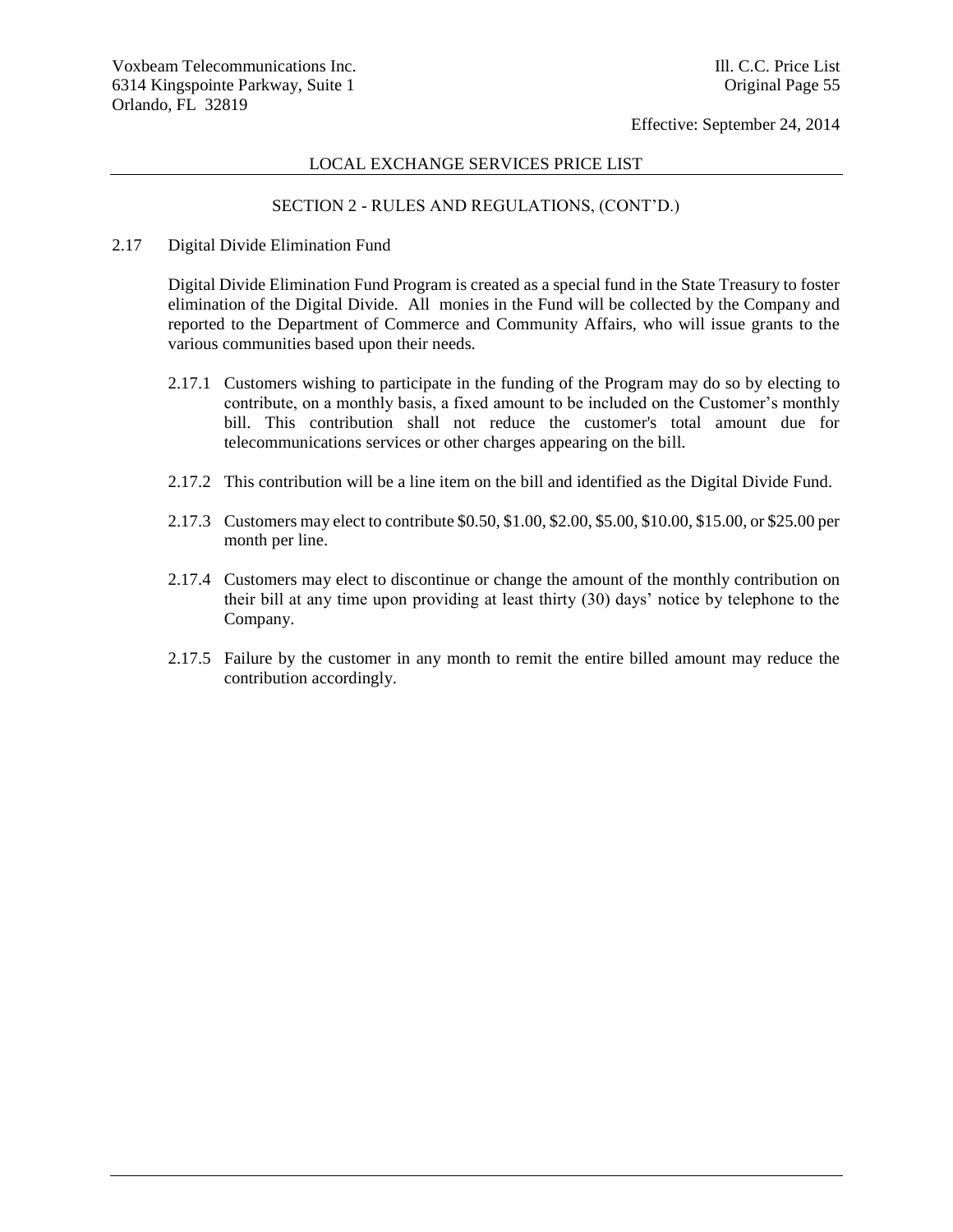## LOCAL EXCHANGE SERVICES PRICE LIST

### SECTION 2 - RULES AND REGULATIONS, (CONT'D.)

2.17 Digital Divide Elimination Fund

Digital Divide Elimination Fund Program is created as a special fund in the State Treasury to foster elimination of the Digital Divide. All monies in the Fund will be collected by the Company and reported to the Department of Commerce and Community Affairs, who will issue grants to the various communities based upon their needs.

2.17.1 Customers wishing to participate in the funding of the Program may do so by electing to contribute, on a monthly basis, a fixed amount to be included on the Customer's monthly bill. This contribution shall not reduce the customer's total amount due for telecommunications services or other charges appearing on the bill.

2.17.2 This contribution will be a line item on the bill and identified as the Digital Divide Fund.

2.17.3 Customers may elect to contribute $0.50, $1.00, $2.00, $5.00, $10.00, $15.00, or $25.00 per month per line.

2.17.4 Customers may elect to discontinue or change the amount of the monthly contribution on their bill at any time upon providing at least thirty (30) days' notice by telephone to the Company.

2.17.5 Failure by the customer in any month to remit the entire billed amount may reduce the contribution accordingly.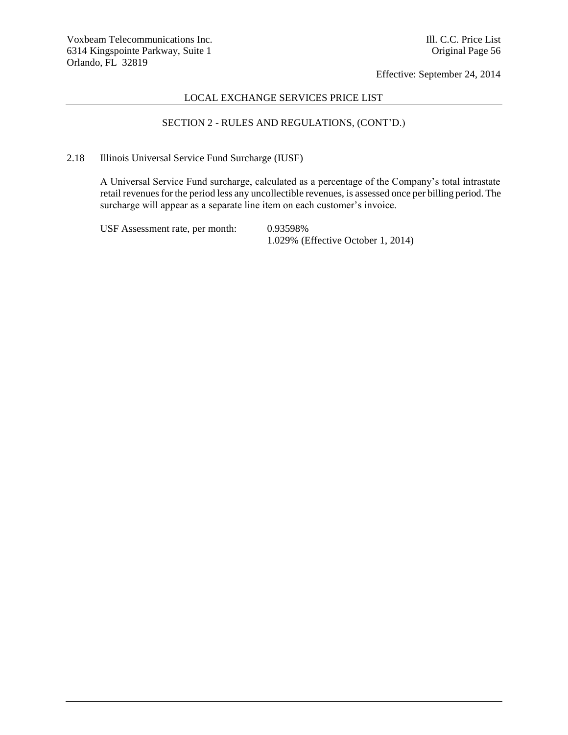## LOCAL EXCHANGE SERVICES PRICE LIST

### SECTION 2 - RULES AND REGULATIONS, (CONT'D.)

2.18 Illinois Universal Service Fund Surcharge (IUSF)

A Universal Service Fund surcharge, calculated as a percentage of the Company's total intrastate retail revenues for the period less any uncollectible revenues, is assessed once per billing period. The surcharge will appear as a separate line item on each customer's invoice.

USF Assessment rate, per month: 0.93598%
1.029% (Effective October 1, 2014)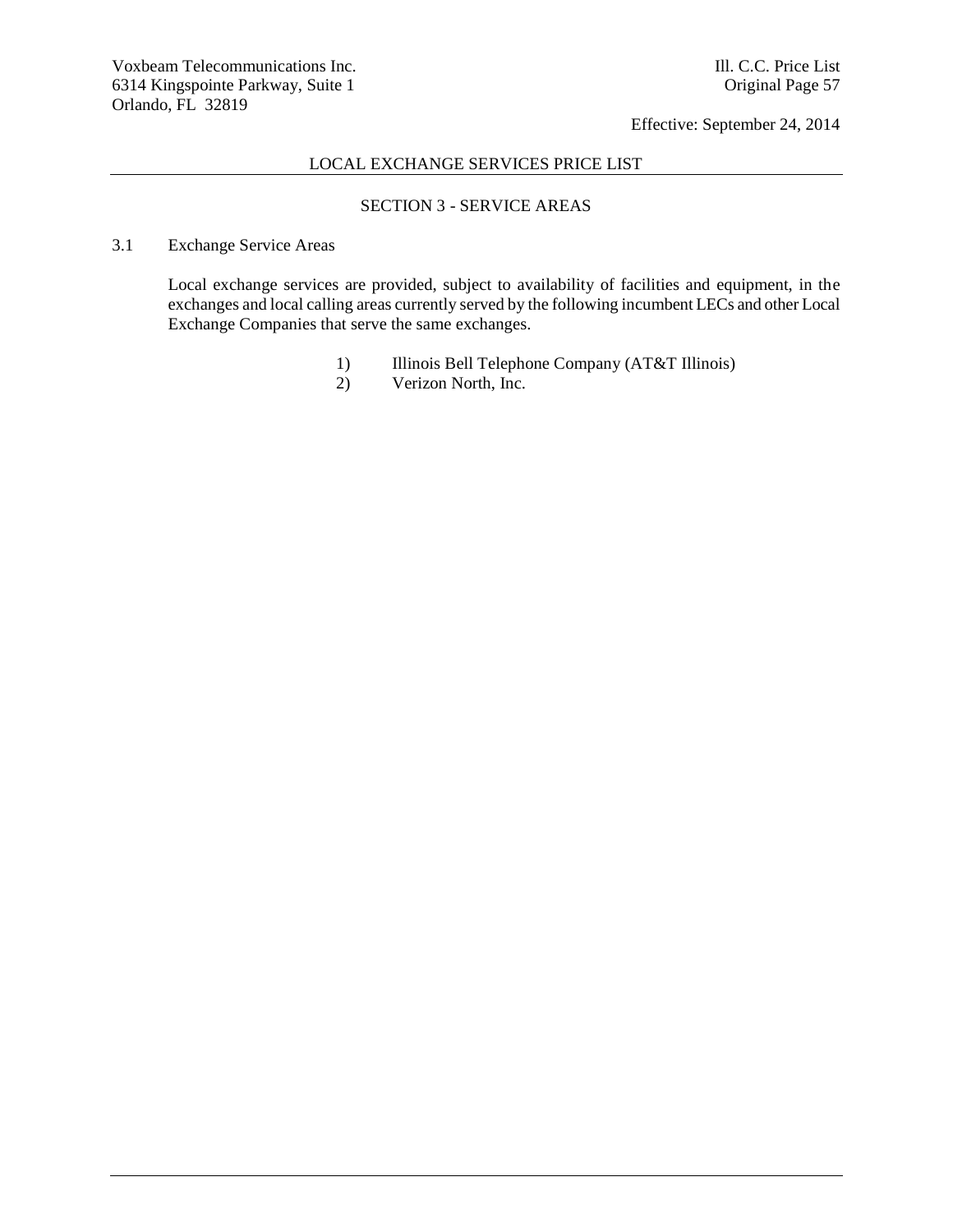## LOCAL EXCHANGE SERVICES PRICE LIST

### SECTION 3 - SERVICE AREAS

3.1 Exchange Service Areas

Local exchange services are provided, subject to availability of facilities and equipment, in the exchanges and local calling areas currently served by the following incumbent LECs and other Local Exchange Companies that serve the same exchanges.

1) Illinois Bell Telephone Company (AT&T Illinois)
2) Verizon North, Inc.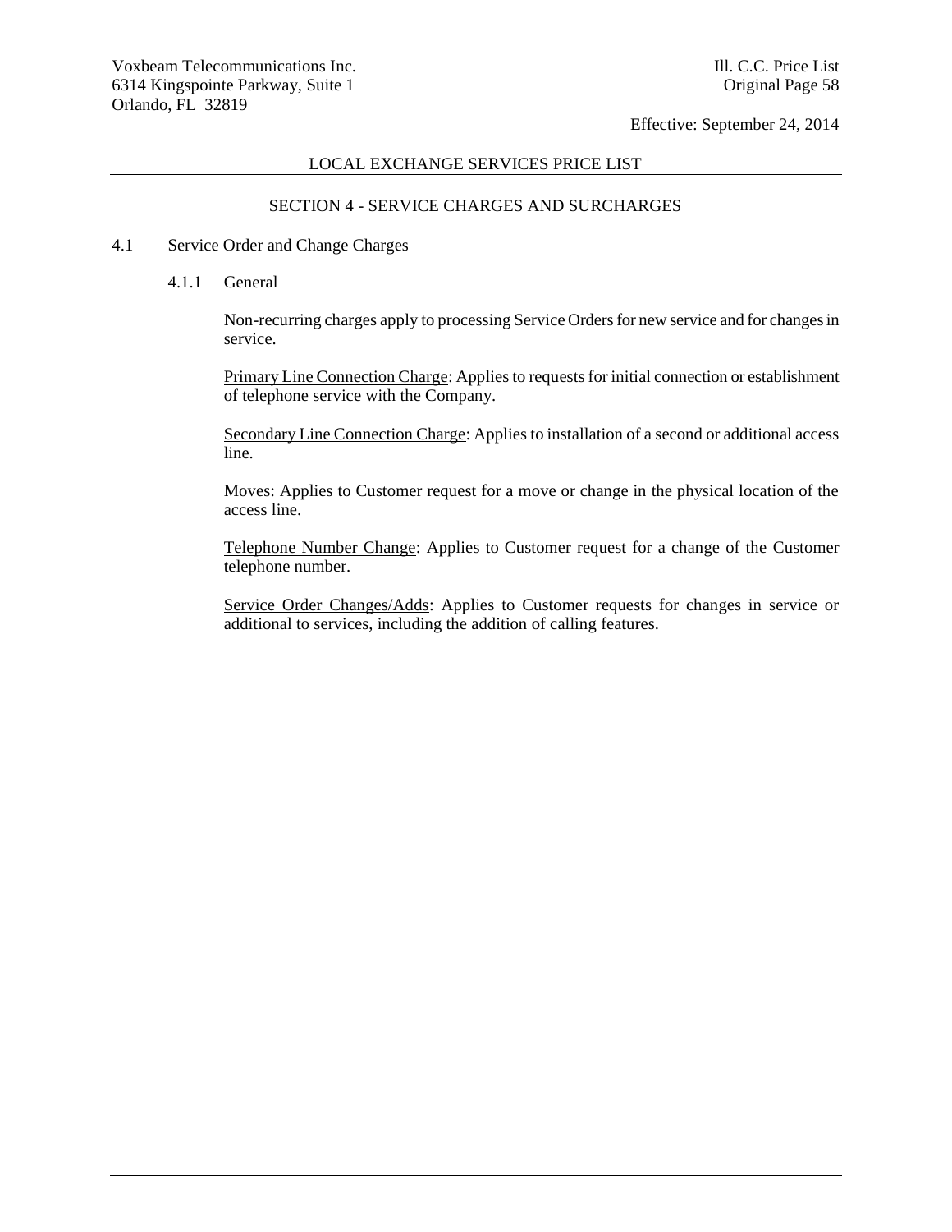## LOCAL EXCHANGE SERVICES PRICE LIST

### SECTION 4 - SERVICE CHARGES AND SURCHARGES

4.1 Service Order and Change Charges

4.1.1 General

Non-recurring charges apply to processing Service Orders for new service and for changes in service.

Primary Line Connection Charge: Applies to requests for initial connection or establishment of telephone service with the Company.

Secondary Line Connection Charge: Applies to installation of a second or additional access line.

Moves: Applies to Customer request for a move or change in the physical location of the access line.

Telephone Number Change: Applies to Customer request for a change of the Customer telephone number.

Service Order Changes/Adds: Applies to Customer requests for changes in service or additional to services, including the addition of calling features.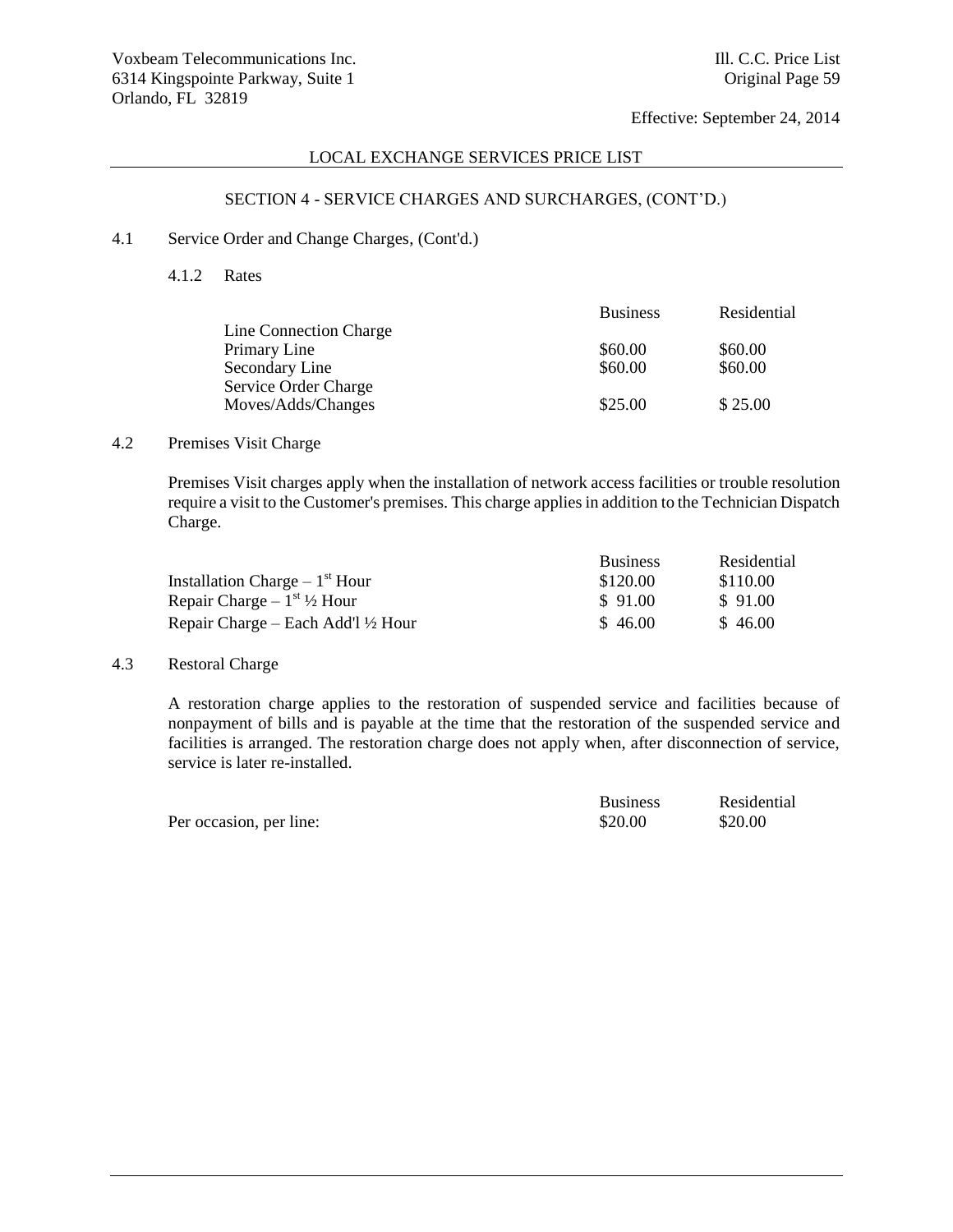## SECTION 4 - SERVICE CHARGES AND SURCHARGES, (CONT'D.)

### 4.1 Service Order and Change Charges, (Cont'd.)

#### 4.1.2 Rates

| | Business | Residential |
|---|---|---|
| Line Connection Charge | | |
| Primary Line | $60.00 | $60.00 |
| Secondary Line | $60.00 | $60.00 |
| Service Order Charge | | |
| Moves/Adds/Changes | $25.00 | $ 25.00 |

### 4.2 Premises Visit Charge

Premises Visit charges apply when the installation of network access facilities or trouble resolution require a visit to the Customer's premises. This charge applies in addition to the Technician Dispatch Charge.

| | Business | Residential |
|---|---|---|
| Installation Charge – 1st Hour | $120.00 | $110.00 |
| Repair Charge – 1st ½ Hour | $ 91.00 | $ 91.00 |
| Repair Charge – Each Add'l ½ Hour | $ 46.00 | $ 46.00 |

### 4.3 Restoral Charge

A restoration charge applies to the restoration of suspended service and facilities because of nonpayment of bills and is payable at the time that the restoration of the suspended service and facilities is arranged. The restoration charge does not apply when, after disconnection of service, service is later re-installed.

| | Business | Residential |
|---|---|---|
| Per occasion, per line: | $20.00 | $20.00 |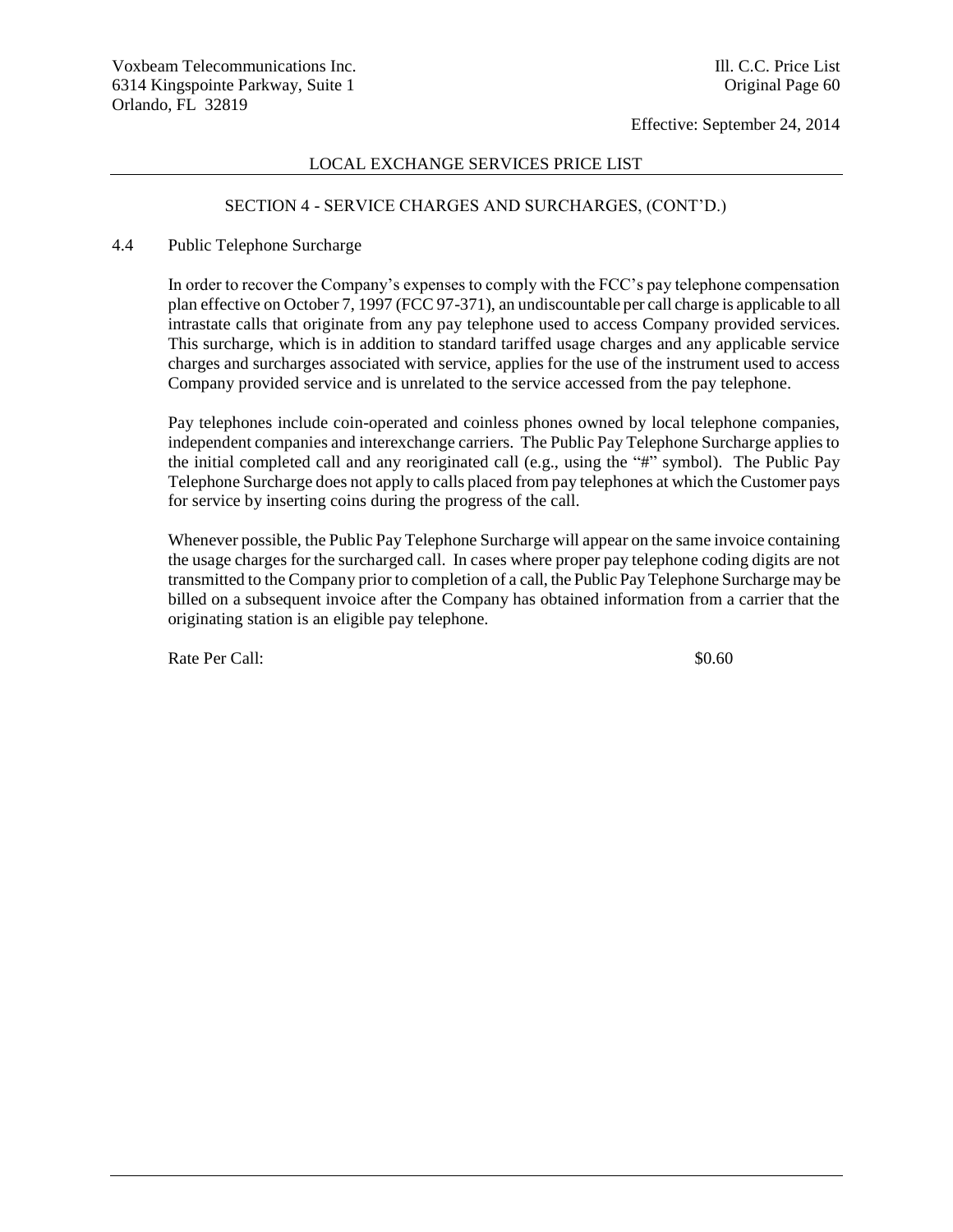## SECTION 4 - SERVICE CHARGES AND SURCHARGES, (CONT'D.)

### 4.4 Public Telephone Surcharge

In order to recover the Company's expenses to comply with the FCC's pay telephone compensation plan effective on October 7, 1997 (FCC 97-371), an undiscountable per call charge is applicable to all intrastate calls that originate from any pay telephone used to access Company provided services. This surcharge, which is in addition to standard tariffed usage charges and any applicable service charges and surcharges associated with service, applies for the use of the instrument used to access Company provided service and is unrelated to the service accessed from the pay telephone.

Pay telephones include coin-operated and coinless phones owned by local telephone companies, independent companies and interexchange carriers. The Public Pay Telephone Surcharge applies to the initial completed call and any reoriginated call (e.g., using the "#" symbol). The Public Pay Telephone Surcharge does not apply to calls placed from pay telephones at which the Customer pays for service by inserting coins during the progress of the call.

Whenever possible, the Public Pay Telephone Surcharge will appear on the same invoice containing the usage charges for the surcharged call. In cases where proper pay telephone coding digits are not transmitted to the Company prior to completion of a call, the Public Pay Telephone Surcharge may be billed on a subsequent invoice after the Company has obtained information from a carrier that the originating station is an eligible pay telephone.

| | |
|---|---|
| Rate Per Call: | $0.60 |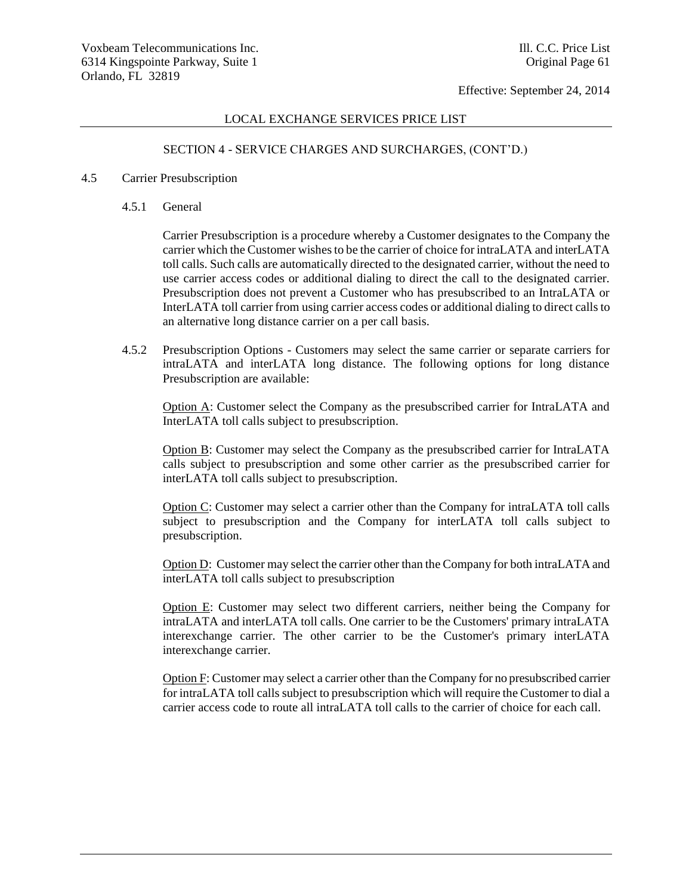LOCAL EXCHANGE SERVICES PRICE LIST

SECTION 4 - SERVICE CHARGES AND SURCHARGES, (CONT'D.)

4.5 Carrier Presubscription

4.5.1 General

Carrier Presubscription is a procedure whereby a Customer designates to the Company the carrier which the Customer wishes to be the carrier of choice for intraLATA and interLATA toll calls. Such calls are automatically directed to the designated carrier, without the need to use carrier access codes or additional dialing to direct the call to the designated carrier. Presubscription does not prevent a Customer who has presubscribed to an IntraLATA or InterLATA toll carrier from using carrier access codes or additional dialing to direct calls to an alternative long distance carrier on a per call basis.

4.5.2 Presubscription Options - Customers may select the same carrier or separate carriers for intraLATA and interLATA long distance. The following options for long distance Presubscription are available:

Option A: Customer select the Company as the presubscribed carrier for IntraLATA and InterLATA toll calls subject to presubscription.

Option B: Customer may select the Company as the presubscribed carrier for IntraLATA calls subject to presubscription and some other carrier as the presubscribed carrier for interLATA toll calls subject to presubscription.

Option C: Customer may select a carrier other than the Company for intraLATA toll calls subject to presubscription and the Company for interLATA toll calls subject to presubscription.

Option D: Customer may select the carrier other than the Company for both intraLATA and interLATA toll calls subject to presubscription

Option E: Customer may select two different carriers, neither being the Company for intraLATA and interLATA toll calls. One carrier to be the Customers' primary intraLATA interexchange carrier. The other carrier to be the Customer's primary interLATA interexchange carrier.

Option F: Customer may select a carrier other than the Company for no presubscribed carrier for intraLATA toll calls subject to presubscription which will require the Customer to dial a carrier access code to route all intraLATA toll calls to the carrier of choice for each call.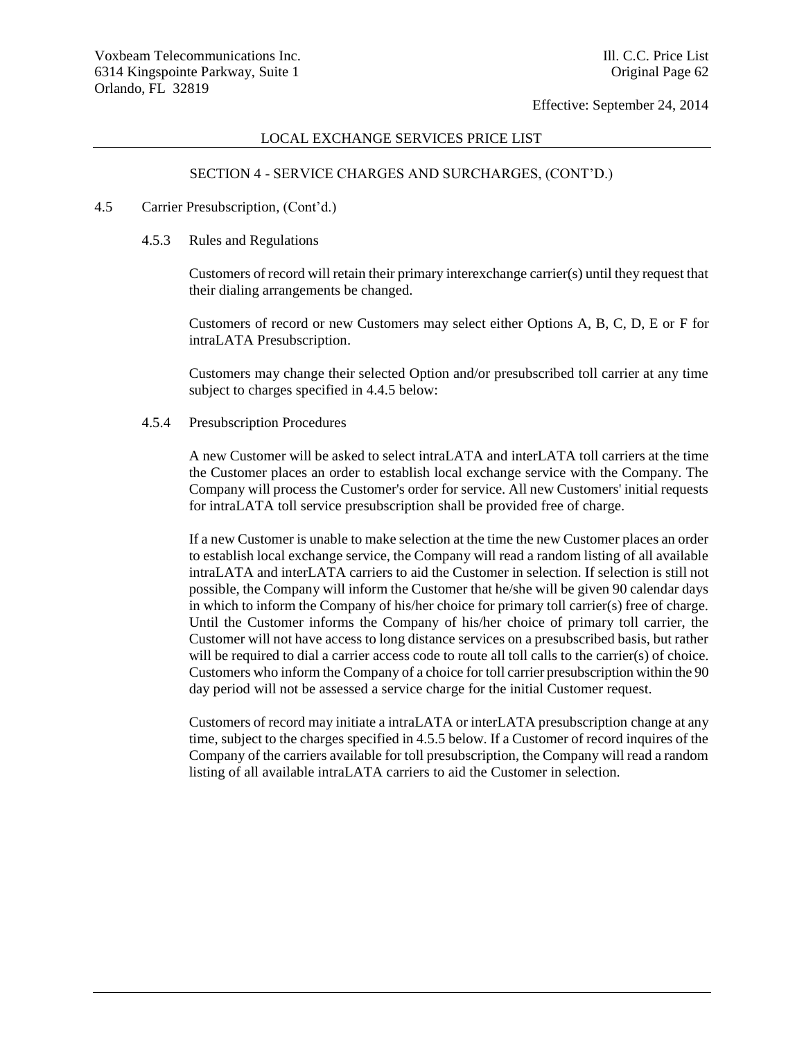LOCAL EXCHANGE SERVICES PRICE LIST

SECTION 4 - SERVICE CHARGES AND SURCHARGES, (CONT'D.)

4.5 Carrier Presubscription, (Cont'd.)

4.5.3 Rules and Regulations

Customers of record will retain their primary interexchange carrier(s) until they request that their dialing arrangements be changed.

Customers of record or new Customers may select either Options A, B, C, D, E or F for intraLATA Presubscription.

Customers may change their selected Option and/or presubscribed toll carrier at any time subject to charges specified in 4.4.5 below:

4.5.4 Presubscription Procedures

A new Customer will be asked to select intraLATA and interLATA toll carriers at the time the Customer places an order to establish local exchange service with the Company. The Company will process the Customer's order for service. All new Customers' initial requests for intraLATA toll service presubscription shall be provided free of charge.

If a new Customer is unable to make selection at the time the new Customer places an order to establish local exchange service, the Company will read a random listing of all available intraLATA and interLATA carriers to aid the Customer in selection. If selection is still not possible, the Company will inform the Customer that he/she will be given 90 calendar days in which to inform the Company of his/her choice for primary toll carrier(s) free of charge. Until the Customer informs the Company of his/her choice of primary toll carrier, the Customer will not have access to long distance services on a presubscribed basis, but rather will be required to dial a carrier access code to route all toll calls to the carrier(s) of choice. Customers who inform the Company of a choice for toll carrier presubscription within the 90 day period will not be assessed a service charge for the initial Customer request.

Customers of record may initiate a intraLATA or interLATA presubscription change at any time, subject to the charges specified in 4.5.5 below. If a Customer of record inquires of the Company of the carriers available for toll presubscription, the Company will read a random listing of all available intraLATA carriers to aid the Customer in selection.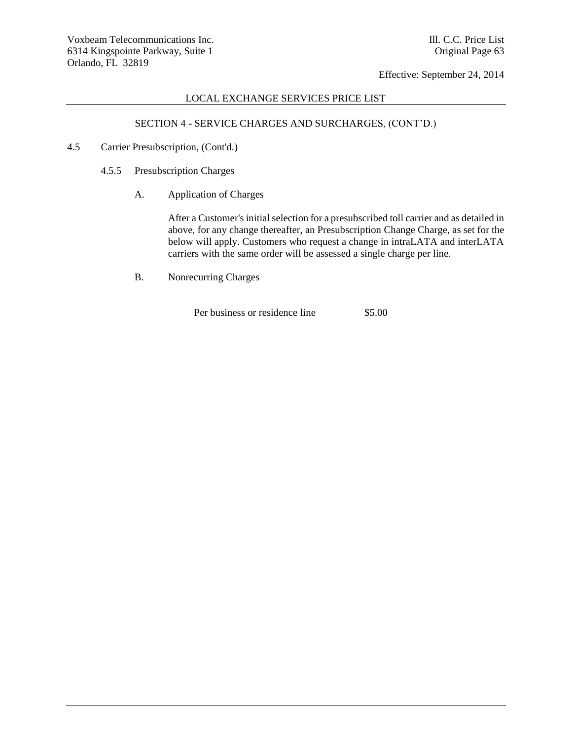## SECTION 4 - SERVICE CHARGES AND SURCHARGES, (CONT'D.)

4.5 Carrier Presubscription, (Cont'd.)

4.5.5 Presubscription Charges

A. Application of Charges

After a Customer's initial selection for a presubscribed toll carrier and as detailed in above, for any change thereafter, an Presubscription Change Charge, as set for the below will apply. Customers who request a change in intraLATA and interLATA carriers with the same order will be assessed a single charge per line.

B. Nonrecurring Charges

| | |
|---|---|
| Per business or residence line | $5.00 |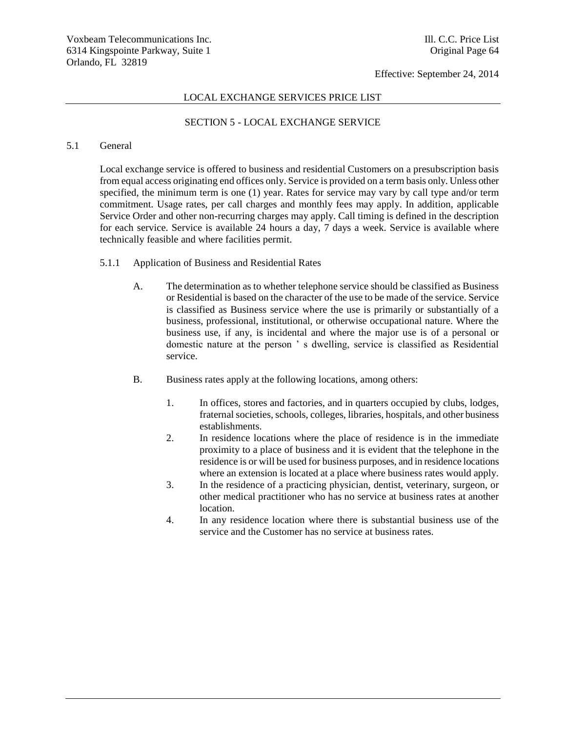LOCAL EXCHANGE SERVICES PRICE LIST

## SECTION 5 - LOCAL EXCHANGE SERVICE

### 5.1 General

Local exchange service is offered to business and residential Customers on a presubscription basis from equal access originating end offices only. Service is provided on a term basis only. Unless other specified, the minimum term is one (1) year. Rates for service may vary by call type and/or term commitment. Usage rates, per call charges and monthly fees may apply. In addition, applicable Service Order and other non-recurring charges may apply. Call timing is defined in the description for each service. Service is available 24 hours a day, 7 days a week. Service is available where technically feasible and where facilities permit.

#### 5.1.1 Application of Business and Residential Rates

A. The determination as to whether telephone service should be classified as Business or Residential is based on the character of the use to be made of the service. Service is classified as Business service where the use is primarily or substantially of a business, professional, institutional, or otherwise occupational nature. Where the business use, if any, is incidental and where the major use is of a personal or domestic nature at the person ' s dwelling, service is classified as Residential service.

B. Business rates apply at the following locations, among others:

1. In offices, stores and factories, and in quarters occupied by clubs, lodges, fraternal societies, schools, colleges, libraries, hospitals, and other business establishments.
2. In residence locations where the place of residence is in the immediate proximity to a place of business and it is evident that the telephone in the residence is or will be used for business purposes, and in residence locations where an extension is located at a place where business rates would apply.
3. In the residence of a practicing physician, dentist, veterinary, surgeon, or other medical practitioner who has no service at business rates at another location.
4. In any residence location where there is substantial business use of the service and the Customer has no service at business rates.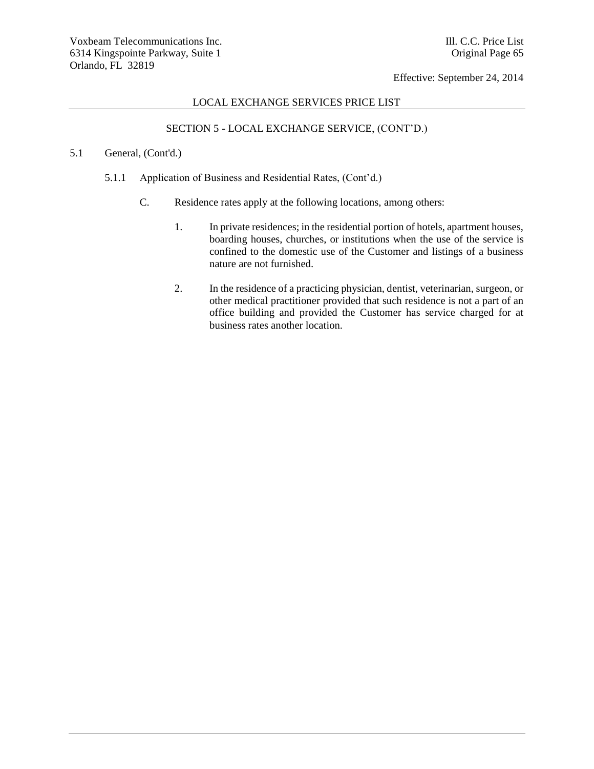LOCAL EXCHANGE SERVICES PRICE LIST

SECTION 5 - LOCAL EXCHANGE SERVICE, (CONT'D.)

5.1 General, (Cont'd.)

5.1.1 Application of Business and Residential Rates, (Cont'd.)

C. Residence rates apply at the following locations, among others:

1. In private residences; in the residential portion of hotels, apartment houses, boarding houses, churches, or institutions when the use of the service is confined to the domestic use of the Customer and listings of a business nature are not furnished.

2. In the residence of a practicing physician, dentist, veterinarian, surgeon, or other medical practitioner provided that such residence is not a part of an office building and provided the Customer has service charged for at business rates another location.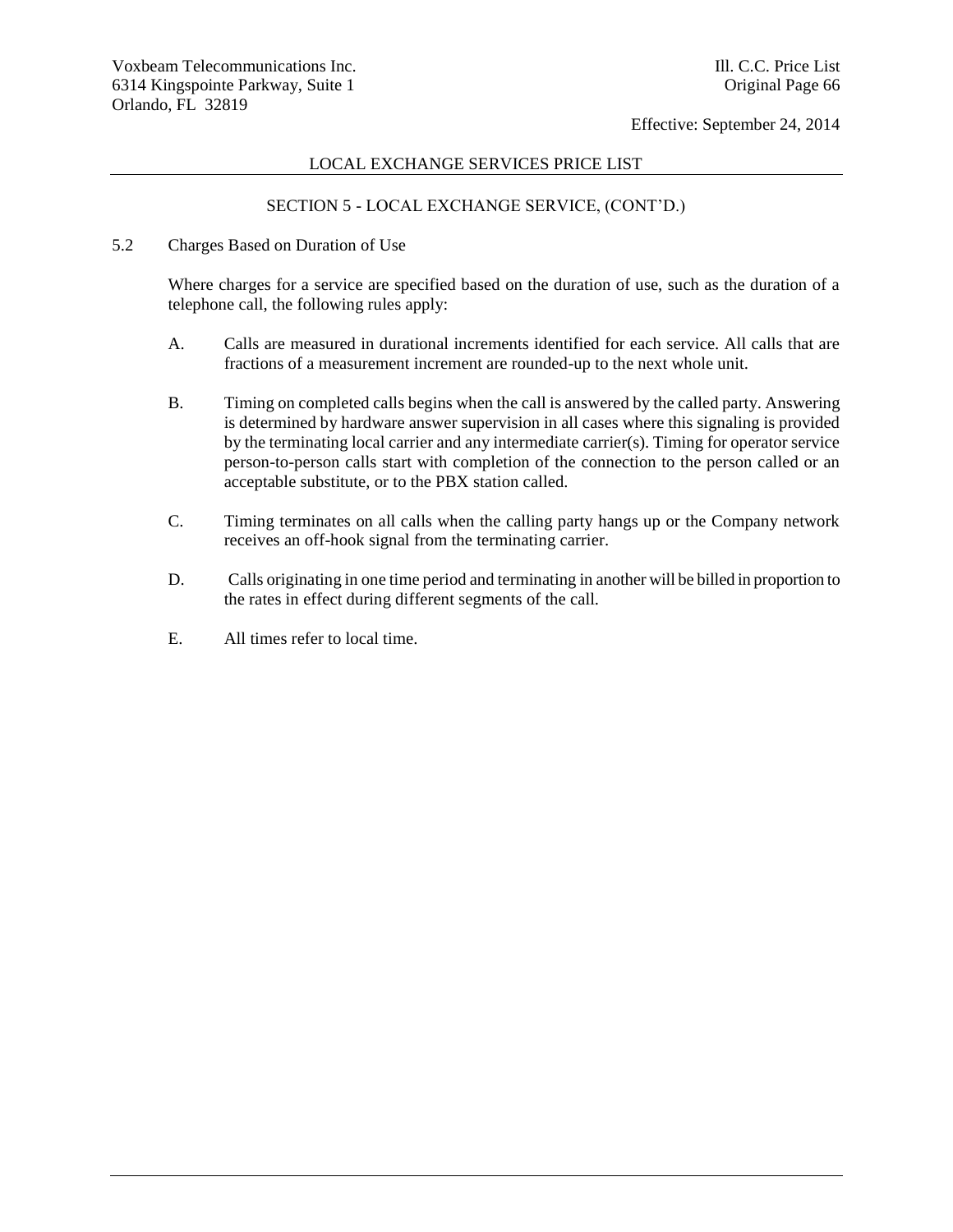## LOCAL EXCHANGE SERVICES PRICE LIST

### SECTION 5 - LOCAL EXCHANGE SERVICE, (CONT'D.)

5.2 Charges Based on Duration of Use

Where charges for a service are specified based on the duration of use, such as the duration of a telephone call, the following rules apply:

A. Calls are measured in durational increments identified for each service. All calls that are fractions of a measurement increment are rounded-up to the next whole unit.

B. Timing on completed calls begins when the call is answered by the called party. Answering is determined by hardware answer supervision in all cases where this signaling is provided by the terminating local carrier and any intermediate carrier(s). Timing for operator service person-to-person calls start with completion of the connection to the person called or an acceptable substitute, or to the PBX station called.

C. Timing terminates on all calls when the calling party hangs up or the Company network receives an off-hook signal from the terminating carrier.

D. Calls originating in one time period and terminating in another will be billed in proportion to the rates in effect during different segments of the call.

E. All times refer to local time.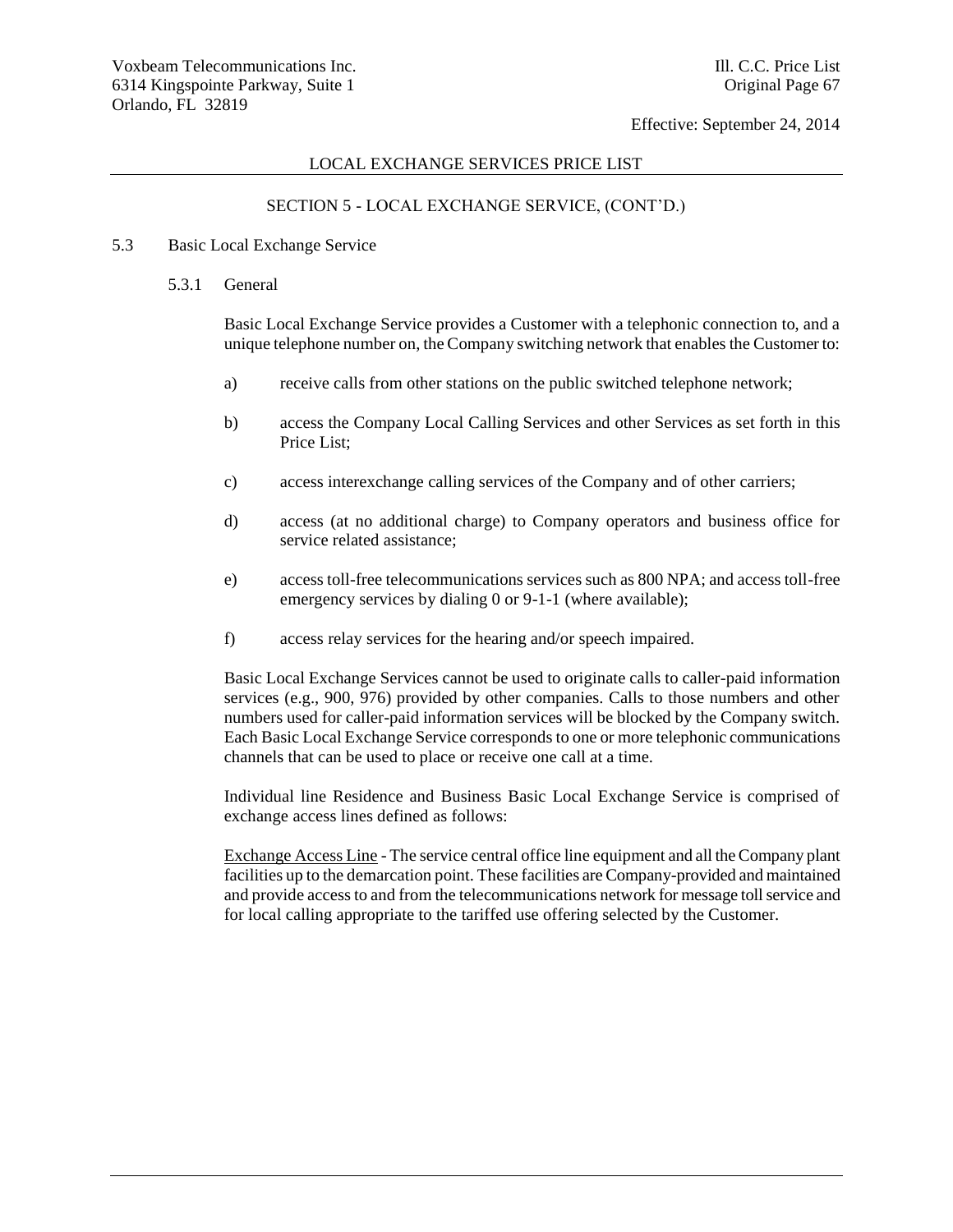LOCAL EXCHANGE SERVICES PRICE LIST

SECTION 5 - LOCAL EXCHANGE SERVICE, (CONT'D.)

## 5.3 Basic Local Exchange Service

### 5.3.1 General

Basic Local Exchange Service provides a Customer with a telephonic connection to, and a unique telephone number on, the Company switching network that enables the Customer to:

a) receive calls from other stations on the public switched telephone network;

b) access the Company Local Calling Services and other Services as set forth in this Price List;

c) access interexchange calling services of the Company and of other carriers;

d) access (at no additional charge) to Company operators and business office for service related assistance;

e) access toll-free telecommunications services such as 800 NPA; and access toll-free emergency services by dialing 0 or 9-1-1 (where available);

f) access relay services for the hearing and/or speech impaired.

Basic Local Exchange Services cannot be used to originate calls to caller-paid information services (e.g., 900, 976) provided by other companies. Calls to those numbers and other numbers used for caller-paid information services will be blocked by the Company switch. Each Basic Local Exchange Service corresponds to one or more telephonic communications channels that can be used to place or receive one call at a time.

Individual line Residence and Business Basic Local Exchange Service is comprised of exchange access lines defined as follows:

Exchange Access Line - The service central office line equipment and all the Company plant facilities up to the demarcation point. These facilities are Company-provided and maintained and provide access to and from the telecommunications network for message toll service and for local calling appropriate to the tariffed use offering selected by the Customer.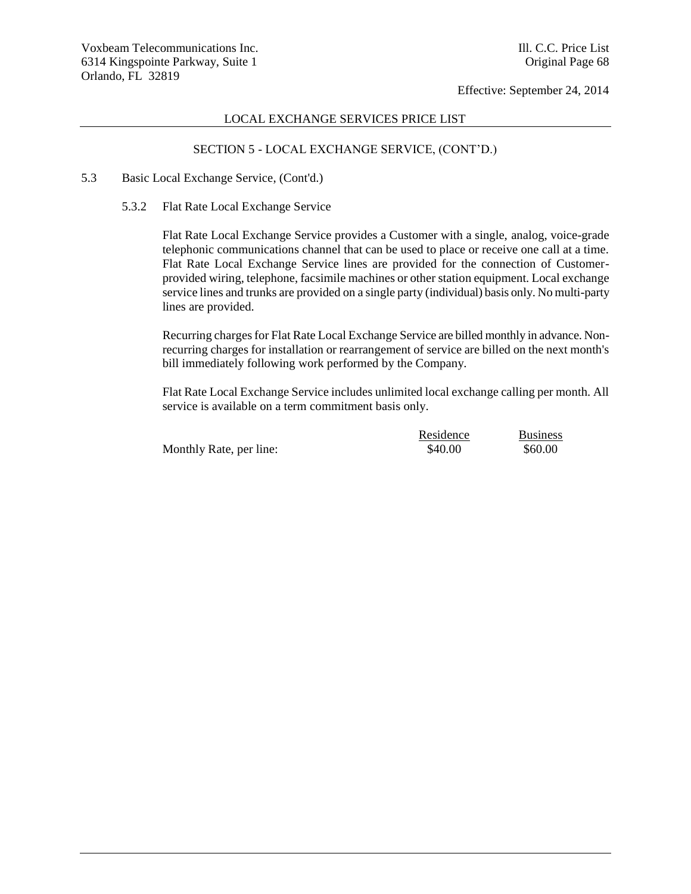LOCAL EXCHANGE SERVICES PRICE LIST

SECTION 5 - LOCAL EXCHANGE SERVICE, (CONT'D.)

5.3 Basic Local Exchange Service, (Cont'd.)

5.3.2 Flat Rate Local Exchange Service

Flat Rate Local Exchange Service provides a Customer with a single, analog, voice-grade telephonic communications channel that can be used to place or receive one call at a time. Flat Rate Local Exchange Service lines are provided for the connection of Customer-provided wiring, telephone, facsimile machines or other station equipment. Local exchange service lines and trunks are provided on a single party (individual) basis only. No multi-party lines are provided.

Recurring charges for Flat Rate Local Exchange Service are billed monthly in advance. Non-recurring charges for installation or rearrangement of service are billed on the next month's bill immediately following work performed by the Company.

Flat Rate Local Exchange Service includes unlimited local exchange calling per month. All service is available on a term commitment basis only.

| | Residence | Business |
|---|---|---|
| Monthly Rate, per line: | $40.00 | $60.00 |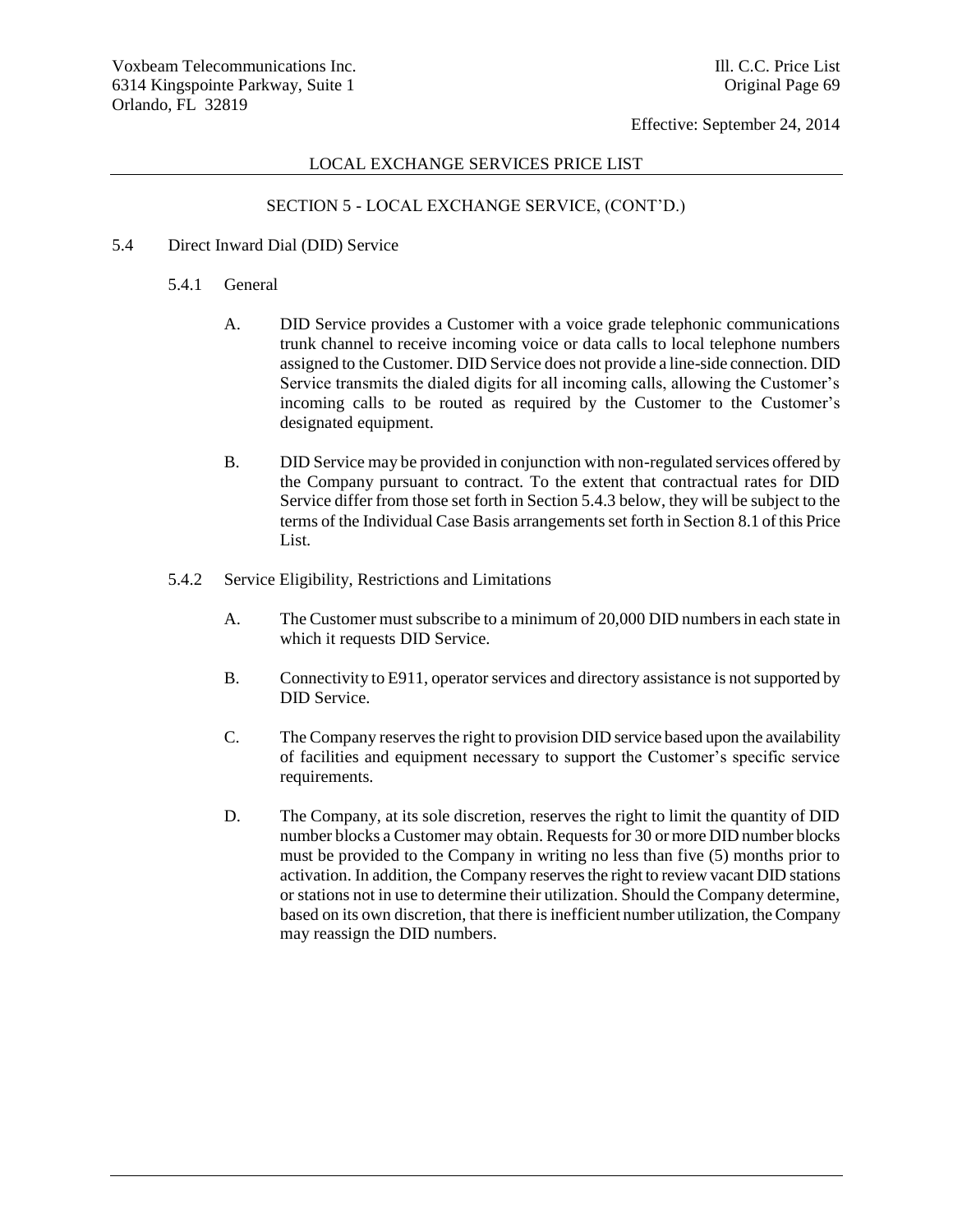LOCAL EXCHANGE SERVICES PRICE LIST

SECTION 5 - LOCAL EXCHANGE SERVICE, (CONT'D.)

5.4 Direct Inward Dial (DID) Service

5.4.1 General

A. DID Service provides a Customer with a voice grade telephonic communications trunk channel to receive incoming voice or data calls to local telephone numbers assigned to the Customer. DID Service does not provide a line-side connection. DID Service transmits the dialed digits for all incoming calls, allowing the Customer's incoming calls to be routed as required by the Customer to the Customer's designated equipment.

B. DID Service may be provided in conjunction with non-regulated services offered by the Company pursuant to contract. To the extent that contractual rates for DID Service differ from those set forth in Section 5.4.3 below, they will be subject to the terms of the Individual Case Basis arrangements set forth in Section 8.1 of this Price List.

5.4.2 Service Eligibility, Restrictions and Limitations

A. The Customer must subscribe to a minimum of 20,000 DID numbers in each state in which it requests DID Service.

B. Connectivity to E911, operator services and directory assistance is not supported by DID Service.

C. The Company reserves the right to provision DID service based upon the availability of facilities and equipment necessary to support the Customer's specific service requirements.

D. The Company, at its sole discretion, reserves the right to limit the quantity of DID number blocks a Customer may obtain. Requests for 30 or more DID number blocks must be provided to the Company in writing no less than five (5) months prior to activation. In addition, the Company reserves the right to review vacant DID stations or stations not in use to determine their utilization. Should the Company determine, based on its own discretion, that there is inefficient number utilization, the Company may reassign the DID numbers.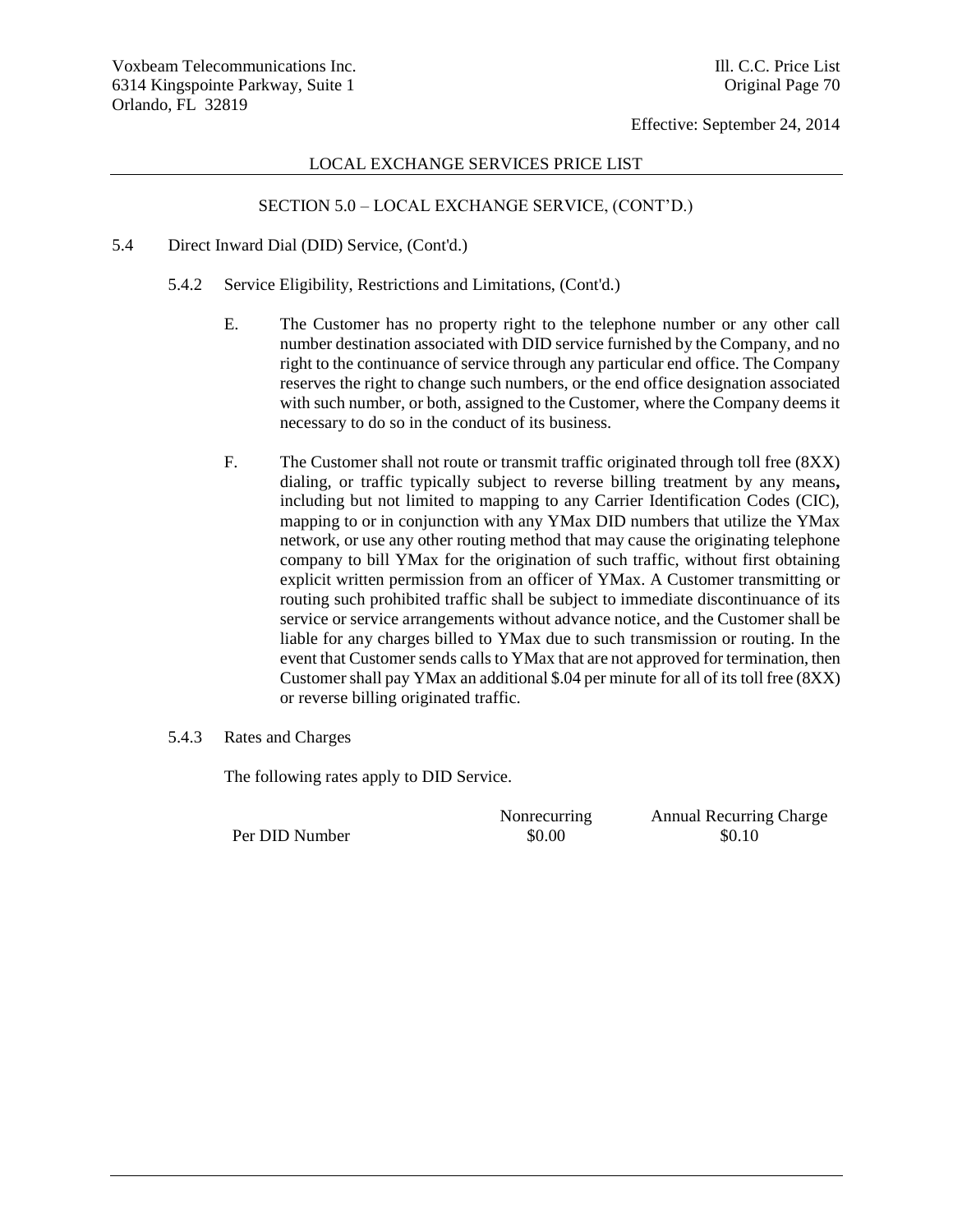LOCAL EXCHANGE SERVICES PRICE LIST

SECTION 5.0 – LOCAL EXCHANGE SERVICE, (CONT'D.)

5.4 Direct Inward Dial (DID) Service, (Cont'd.)

5.4.2 Service Eligibility, Restrictions and Limitations, (Cont'd.)

E. The Customer has no property right to the telephone number or any other call number destination associated with DID service furnished by the Company, and no right to the continuance of service through any particular end office. The Company reserves the right to change such numbers, or the end office designation associated with such number, or both, assigned to the Customer, where the Company deems it necessary to do so in the conduct of its business.

F. The Customer shall not route or transmit traffic originated through toll free (8XX) dialing, or traffic typically subject to reverse billing treatment by any means**,** including but not limited to mapping to any Carrier Identification Codes (CIC), mapping to or in conjunction with any YMax DID numbers that utilize the YMax network, or use any other routing method that may cause the originating telephone company to bill YMax for the origination of such traffic, without first obtaining explicit written permission from an officer of YMax. A Customer transmitting or routing such prohibited traffic shall be subject to immediate discontinuance of its service or service arrangements without advance notice, and the Customer shall be liable for any charges billed to YMax due to such transmission or routing. In the event that Customer sends calls to YMax that are not approved for termination, then Customer shall pay YMax an additional $.04 per minute for all of its toll free (8XX) or reverse billing originated traffic.

5.4.3 Rates and Charges

The following rates apply to DID Service.

| | Nonrecurring | Annual Recurring Charge |
|---|---|---|
| Per DID Number | $0.00 | $0.10 |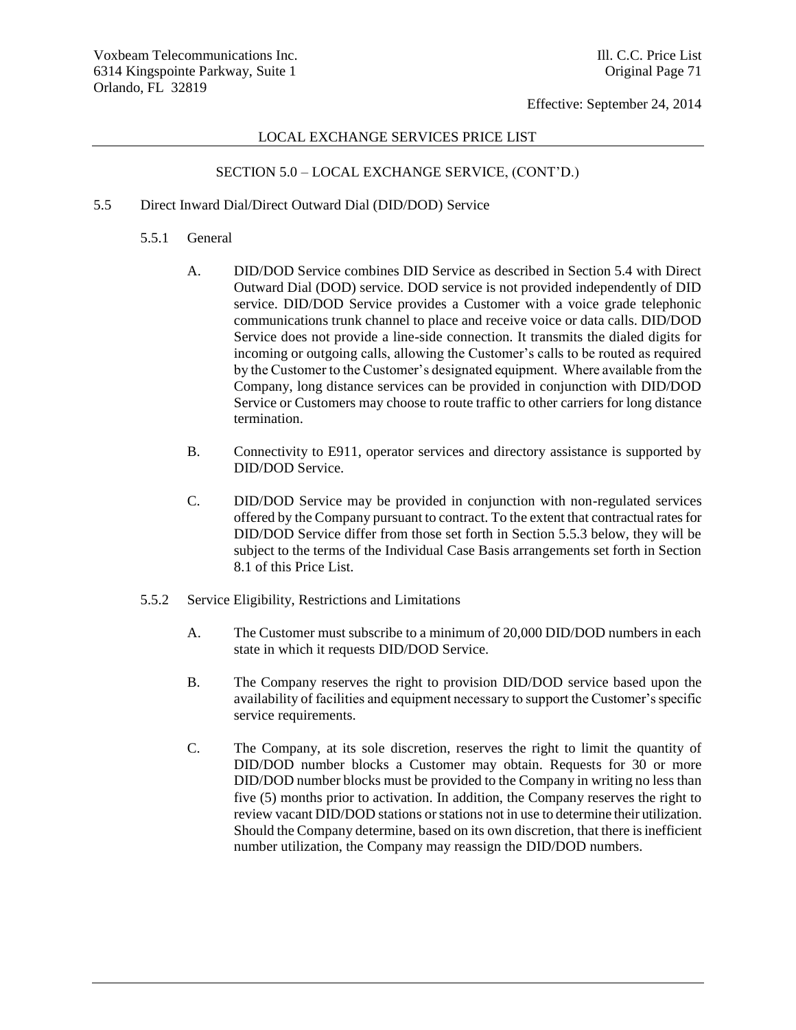## LOCAL EXCHANGE SERVICES PRICE LIST

### SECTION 5.0 – LOCAL EXCHANGE SERVICE, (CONT'D.)

5.5 Direct Inward Dial/Direct Outward Dial (DID/DOD) Service

5.5.1 General

A. DID/DOD Service combines DID Service as described in Section 5.4 with Direct Outward Dial (DOD) service. DOD service is not provided independently of DID service. DID/DOD Service provides a Customer with a voice grade telephonic communications trunk channel to place and receive voice or data calls. DID/DOD Service does not provide a line-side connection. It transmits the dialed digits for incoming or outgoing calls, allowing the Customer's calls to be routed as required by the Customer to the Customer's designated equipment. Where available from the Company, long distance services can be provided in conjunction with DID/DOD Service or Customers may choose to route traffic to other carriers for long distance termination.

B. Connectivity to E911, operator services and directory assistance is supported by DID/DOD Service.

C. DID/DOD Service may be provided in conjunction with non-regulated services offered by the Company pursuant to contract. To the extent that contractual rates for DID/DOD Service differ from those set forth in Section 5.5.3 below, they will be subject to the terms of the Individual Case Basis arrangements set forth in Section 8.1 of this Price List.

5.5.2 Service Eligibility, Restrictions and Limitations

A. The Customer must subscribe to a minimum of 20,000 DID/DOD numbers in each state in which it requests DID/DOD Service.

B. The Company reserves the right to provision DID/DOD service based upon the availability of facilities and equipment necessary to support the Customer's specific service requirements.

C. The Company, at its sole discretion, reserves the right to limit the quantity of DID/DOD number blocks a Customer may obtain. Requests for 30 or more DID/DOD number blocks must be provided to the Company in writing no less than five (5) months prior to activation. In addition, the Company reserves the right to review vacant DID/DOD stations or stations not in use to determine their utilization. Should the Company determine, based on its own discretion, that there is inefficient number utilization, the Company may reassign the DID/DOD numbers.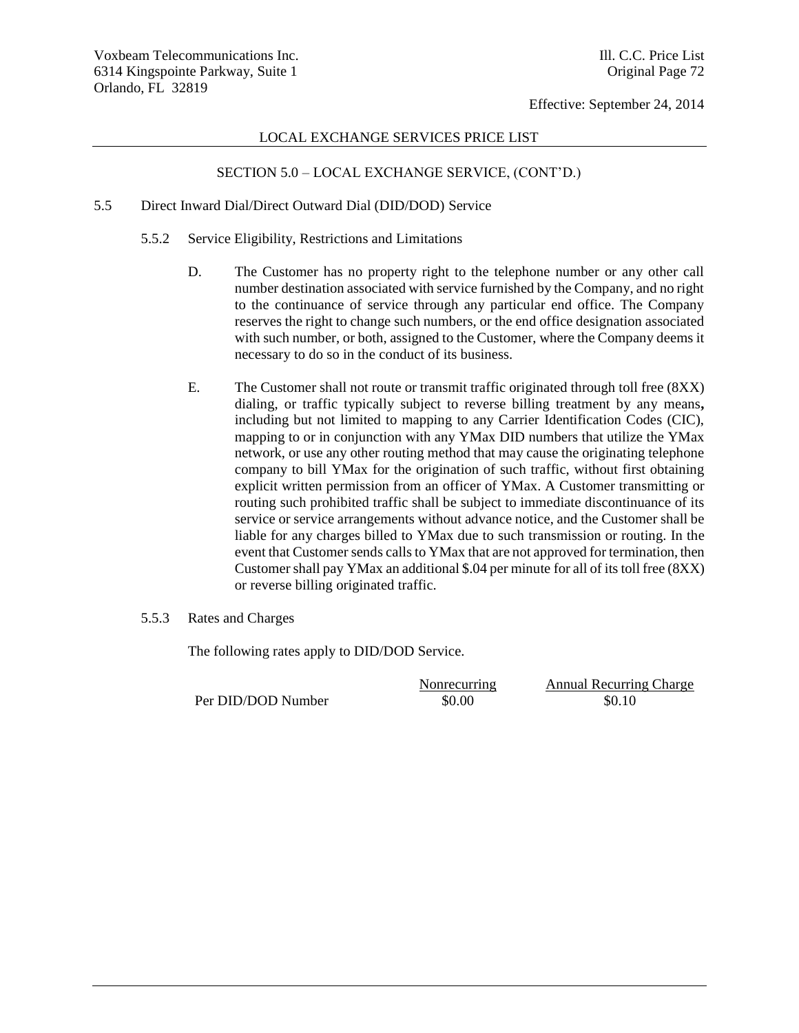LOCAL EXCHANGE SERVICES PRICE LIST

SECTION 5.0 – LOCAL EXCHANGE SERVICE, (CONT'D.)

## 5.5 Direct Inward Dial/Direct Outward Dial (DID/DOD) Service

### 5.5.2 Service Eligibility, Restrictions and Limitations

D. The Customer has no property right to the telephone number or any other call number destination associated with service furnished by the Company, and no right to the continuance of service through any particular end office. The Company reserves the right to change such numbers, or the end office designation associated with such number, or both, assigned to the Customer, where the Company deems it necessary to do so in the conduct of its business.

E. The Customer shall not route or transmit traffic originated through toll free (8XX) dialing, or traffic typically subject to reverse billing treatment by any means**,** including but not limited to mapping to any Carrier Identification Codes (CIC), mapping to or in conjunction with any YMax DID numbers that utilize the YMax network, or use any other routing method that may cause the originating telephone company to bill YMax for the origination of such traffic, without first obtaining explicit written permission from an officer of YMax. A Customer transmitting or routing such prohibited traffic shall be subject to immediate discontinuance of its service or service arrangements without advance notice, and the Customer shall be liable for any charges billed to YMax due to such transmission or routing. In the event that Customer sends calls to YMax that are not approved for termination, then Customer shall pay YMax an additional \$.04 per minute for all of its toll free (8XX) or reverse billing originated traffic.

### 5.5.3 Rates and Charges

The following rates apply to DID/DOD Service.

| | Nonrecurring | Annual Recurring Charge |
|---|---|---|
| Per DID/DOD Number | \$0.00 | \$0.10 |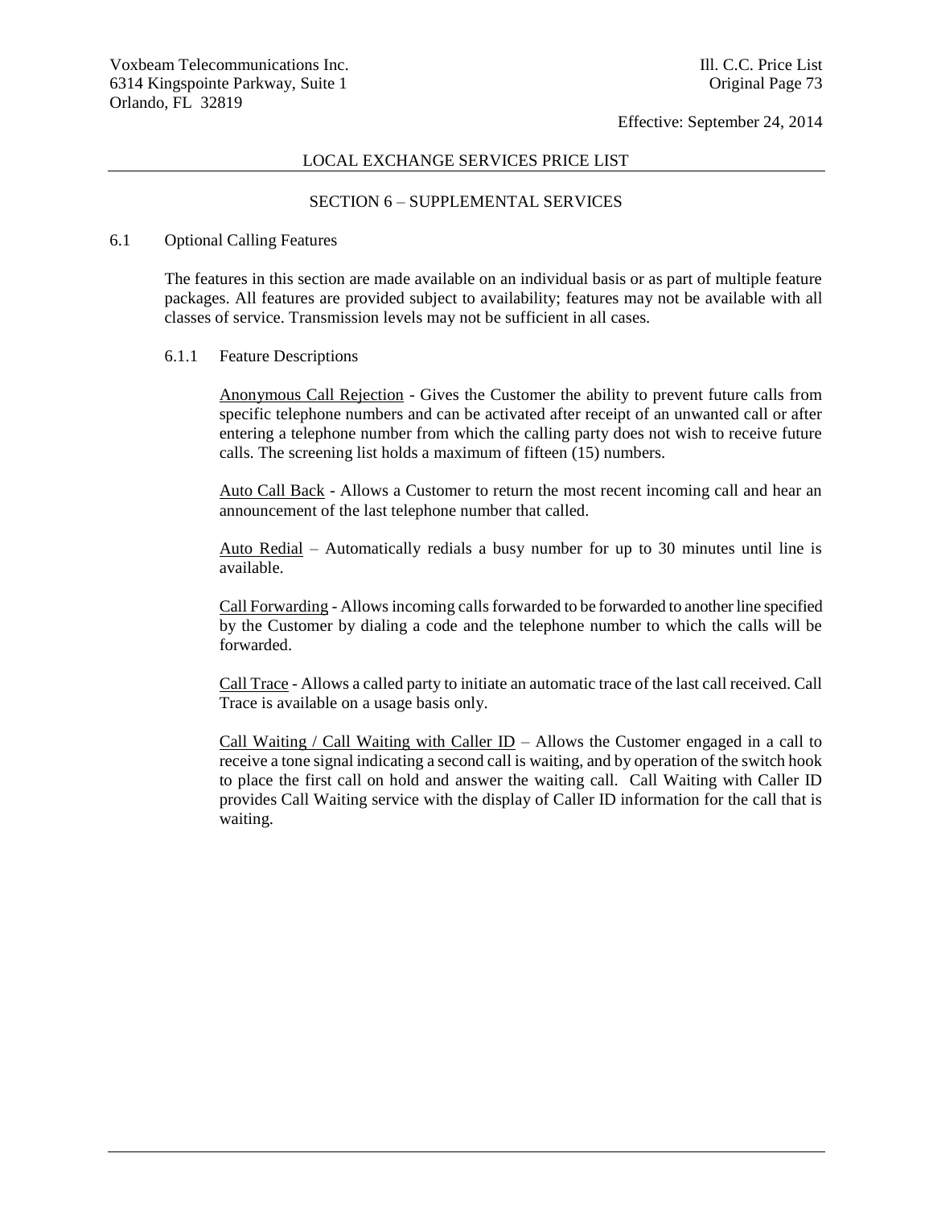## SECTION 6 – SUPPLEMENTAL SERVICES

### 6.1 Optional Calling Features

The features in this section are made available on an individual basis or as part of multiple feature packages. All features are provided subject to availability; features may not be available with all classes of service. Transmission levels may not be sufficient in all cases.

#### 6.1.1 Feature Descriptions

Anonymous Call Rejection - Gives the Customer the ability to prevent future calls from specific telephone numbers and can be activated after receipt of an unwanted call or after entering a telephone number from which the calling party does not wish to receive future calls. The screening list holds a maximum of fifteen (15) numbers.

Auto Call Back - Allows a Customer to return the most recent incoming call and hear an announcement of the last telephone number that called.

Auto Redial – Automatically redials a busy number for up to 30 minutes until line is available.

Call Forwarding - Allows incoming calls forwarded to be forwarded to another line specified by the Customer by dialing a code and the telephone number to which the calls will be forwarded.

Call Trace - Allows a called party to initiate an automatic trace of the last call received. Call Trace is available on a usage basis only.

Call Waiting / Call Waiting with Caller ID – Allows the Customer engaged in a call to receive a tone signal indicating a second call is waiting, and by operation of the switch hook to place the first call on hold and answer the waiting call. Call Waiting with Caller ID provides Call Waiting service with the display of Caller ID information for the call that is waiting.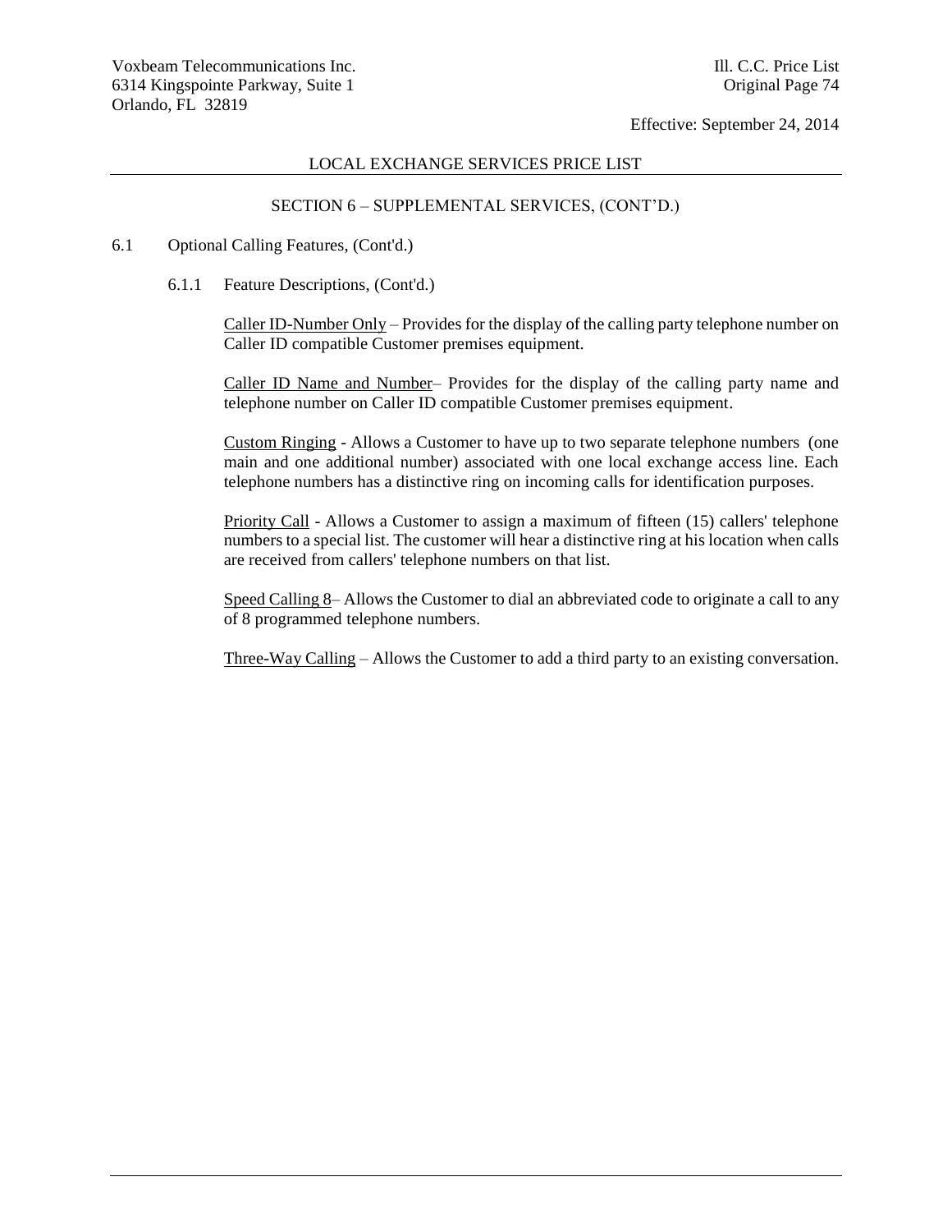## LOCAL EXCHANGE SERVICES PRICE LIST

### SECTION 6 – SUPPLEMENTAL SERVICES, (CONT'D.)

6.1 Optional Calling Features, (Cont'd.)

6.1.1 Feature Descriptions, (Cont'd.)

Caller ID-Number Only – Provides for the display of the calling party telephone number on Caller ID compatible Customer premises equipment.

Caller ID Name and Number– Provides for the display of the calling party name and telephone number on Caller ID compatible Customer premises equipment.

Custom Ringing - Allows a Customer to have up to two separate telephone numbers (one main and one additional number) associated with one local exchange access line. Each telephone numbers has a distinctive ring on incoming calls for identification purposes.

Priority Call - Allows a Customer to assign a maximum of fifteen (15) callers' telephone numbers to a special list. The customer will hear a distinctive ring at his location when calls are received from callers' telephone numbers on that list.

Speed Calling 8– Allows the Customer to dial an abbreviated code to originate a call to any of 8 programmed telephone numbers.

Three-Way Calling – Allows the Customer to add a third party to an existing conversation.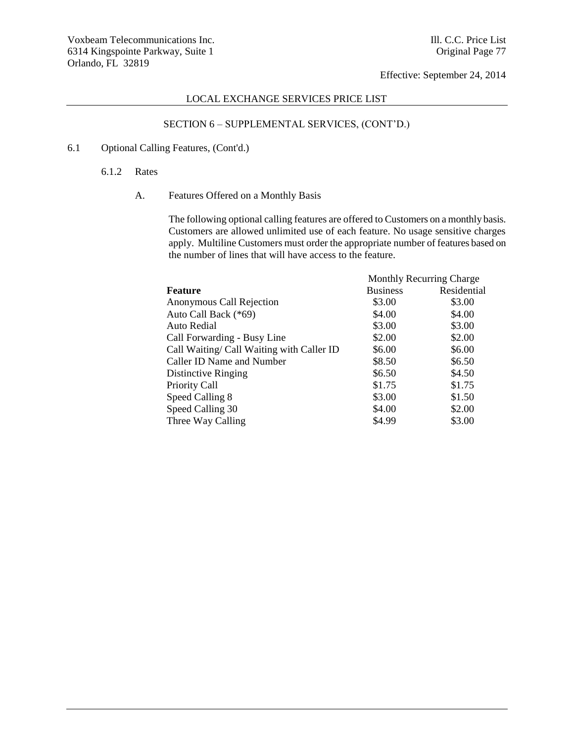LOCAL EXCHANGE SERVICES PRICE LIST

SECTION 6 – SUPPLEMENTAL SERVICES, (CONT'D.)

6.1 Optional Calling Features, (Cont'd.)

6.1.2 Rates

A. Features Offered on a Monthly Basis

The following optional calling features are offered to Customers on a monthly basis. Customers are allowed unlimited use of each feature. No usage sensitive charges apply. Multiline Customers must order the appropriate number of features based on the number of lines that will have access to the feature.

| | Monthly Recurring Charge | |
|---|---|---|
| **Feature** | Business | Residential |
| Anonymous Call Rejection | $3.00 | $3.00 |
| Auto Call Back (*69) | $4.00 | $4.00 |
| Auto Redial | $3.00 | $3.00 |
| Call Forwarding - Busy Line | $2.00 | $2.00 |
| Call Waiting/ Call Waiting with Caller ID | $6.00 | $6.00 |
| Caller ID Name and Number | $8.50 | $6.50 |
| Distinctive Ringing | $6.50 | $4.50 |
| Priority Call | $1.75 | $1.75 |
| Speed Calling 8 | $3.00 | $1.50 |
| Speed Calling 30 | $4.00 | $2.00 |
| Three Way Calling | $4.99 | $3.00 |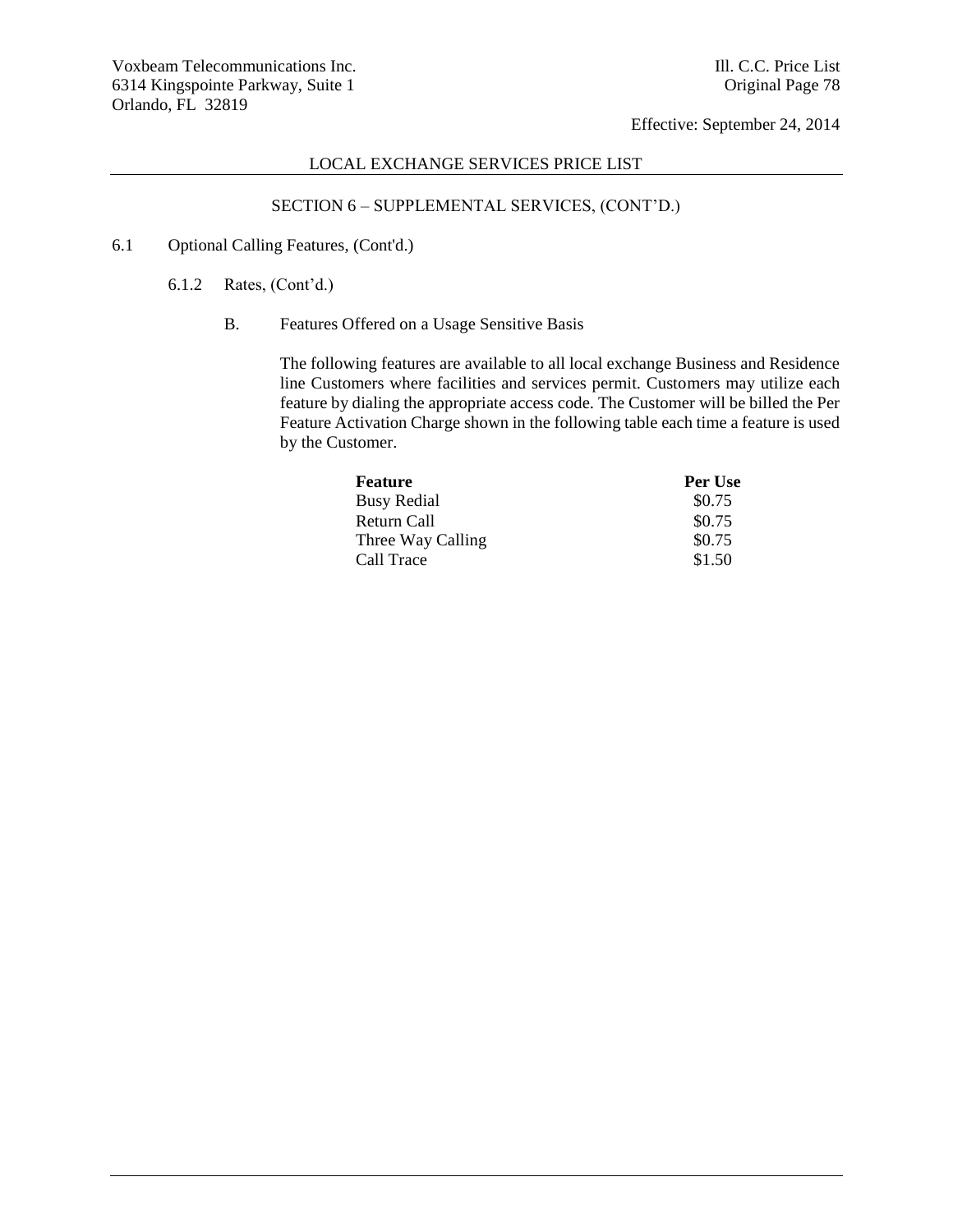## LOCAL EXCHANGE SERVICES PRICE LIST

### SECTION 6 – SUPPLEMENTAL SERVICES, (CONT'D.)

6.1 Optional Calling Features, (Cont'd.)

6.1.2 Rates, (Cont'd.)

B. Features Offered on a Usage Sensitive Basis

The following features are available to all local exchange Business and Residence line Customers where facilities and services permit. Customers may utilize each feature by dialing the appropriate access code. The Customer will be billed the Per Feature Activation Charge shown in the following table each time a feature is used by the Customer.

| Feature | Per Use |
|---|---|
| Busy Redial | $0.75 |
| Return Call | $0.75 |
| Three Way Calling | $0.75 |
| Call Trace | $1.50 |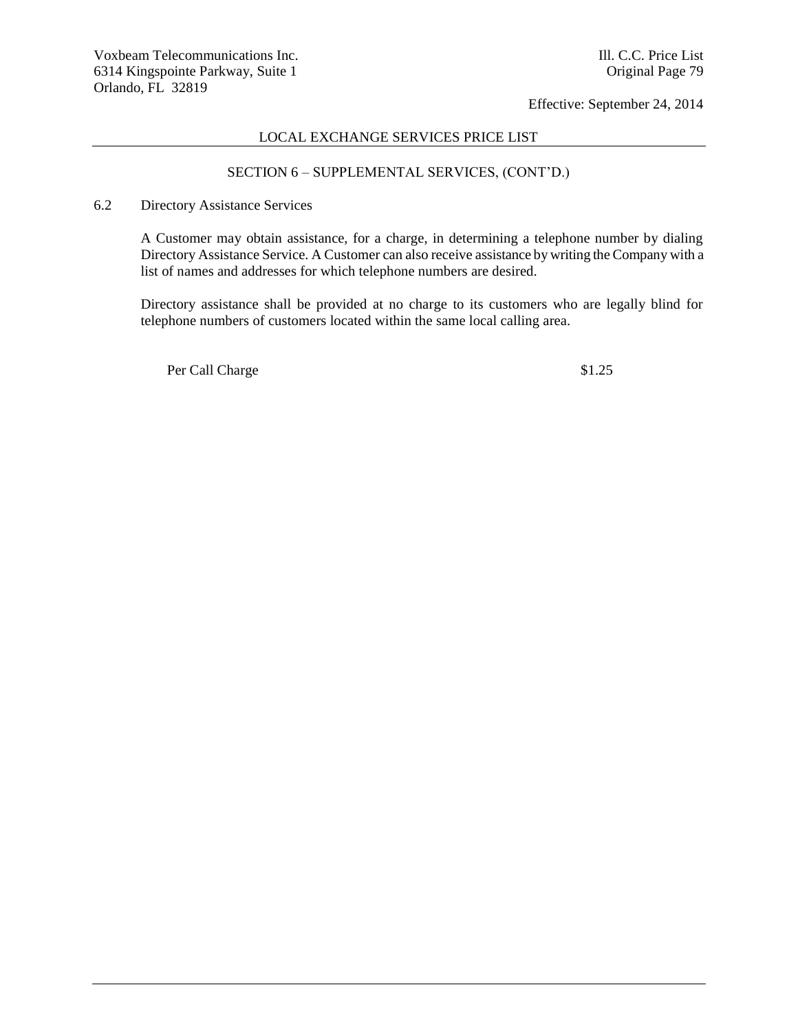## LOCAL EXCHANGE SERVICES PRICE LIST

### SECTION 6 – SUPPLEMENTAL SERVICES, (CONT'D.)

### 6.2 Directory Assistance Services

A Customer may obtain assistance, for a charge, in determining a telephone number by dialing Directory Assistance Service. A Customer can also receive assistance by writing the Company with a list of names and addresses for which telephone numbers are desired.

Directory assistance shall be provided at no charge to its customers who are legally blind for telephone numbers of customers located within the same local calling area.

| | |
|---|---|
| Per Call Charge | $1.25 |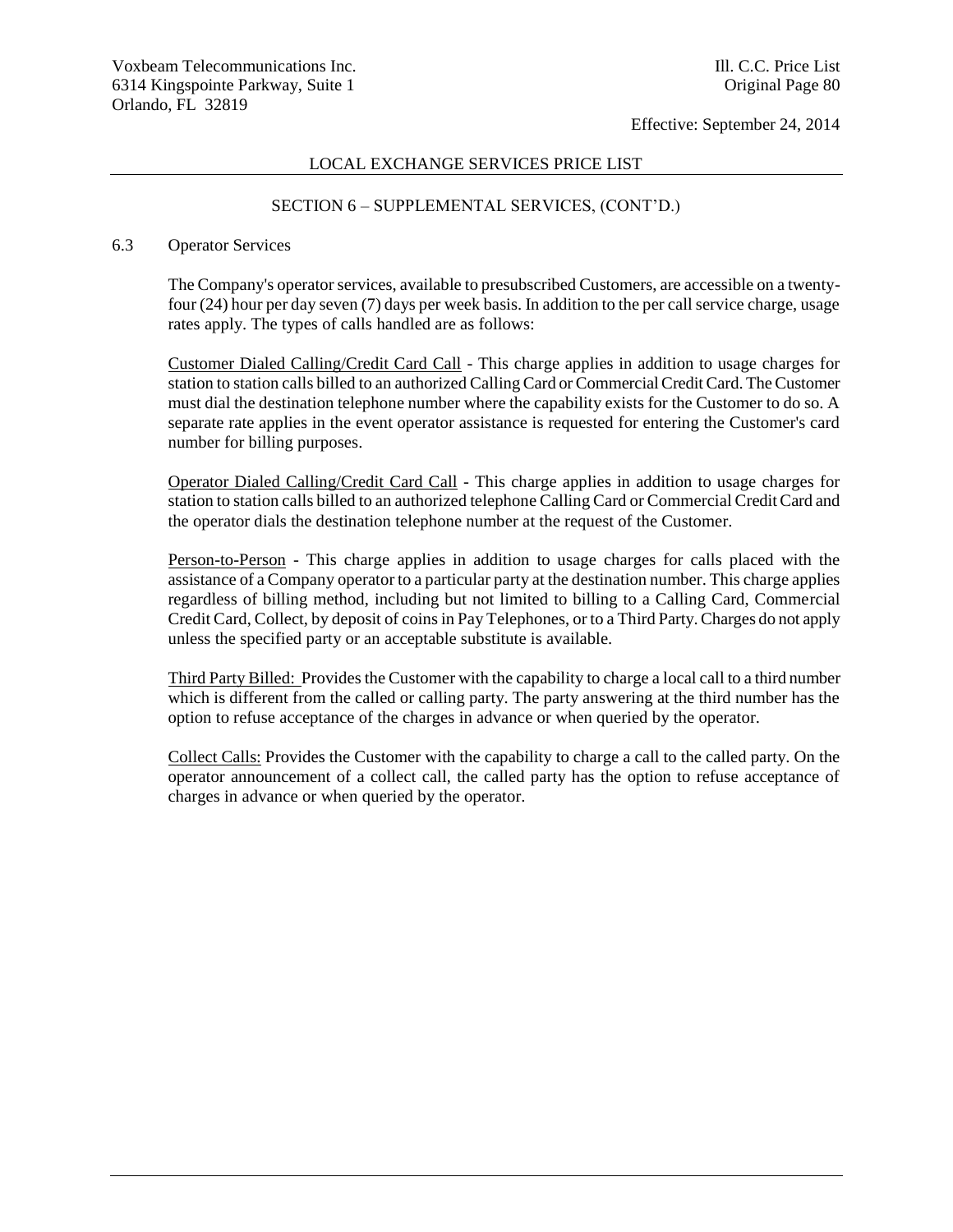## SECTION 6 – SUPPLEMENTAL SERVICES, (CONT'D.)

### 6.3 Operator Services

The Company's operator services, available to presubscribed Customers, are accessible on a twenty-four (24) hour per day seven (7) days per week basis. In addition to the per call service charge, usage rates apply. The types of calls handled are as follows:

Customer Dialed Calling/Credit Card Call - This charge applies in addition to usage charges for station to station calls billed to an authorized Calling Card or Commercial Credit Card. The Customer must dial the destination telephone number where the capability exists for the Customer to do so. A separate rate applies in the event operator assistance is requested for entering the Customer's card number for billing purposes.

Operator Dialed Calling/Credit Card Call - This charge applies in addition to usage charges for station to station calls billed to an authorized telephone Calling Card or Commercial Credit Card and the operator dials the destination telephone number at the request of the Customer.

Person-to-Person - This charge applies in addition to usage charges for calls placed with the assistance of a Company operator to a particular party at the destination number. This charge applies regardless of billing method, including but not limited to billing to a Calling Card, Commercial Credit Card, Collect, by deposit of coins in Pay Telephones, or to a Third Party. Charges do not apply unless the specified party or an acceptable substitute is available.

Third Party Billed: Provides the Customer with the capability to charge a local call to a third number which is different from the called or calling party. The party answering at the third number has the option to refuse acceptance of the charges in advance or when queried by the operator.

Collect Calls: Provides the Customer with the capability to charge a call to the called party. On the operator announcement of a collect call, the called party has the option to refuse acceptance of charges in advance or when queried by the operator.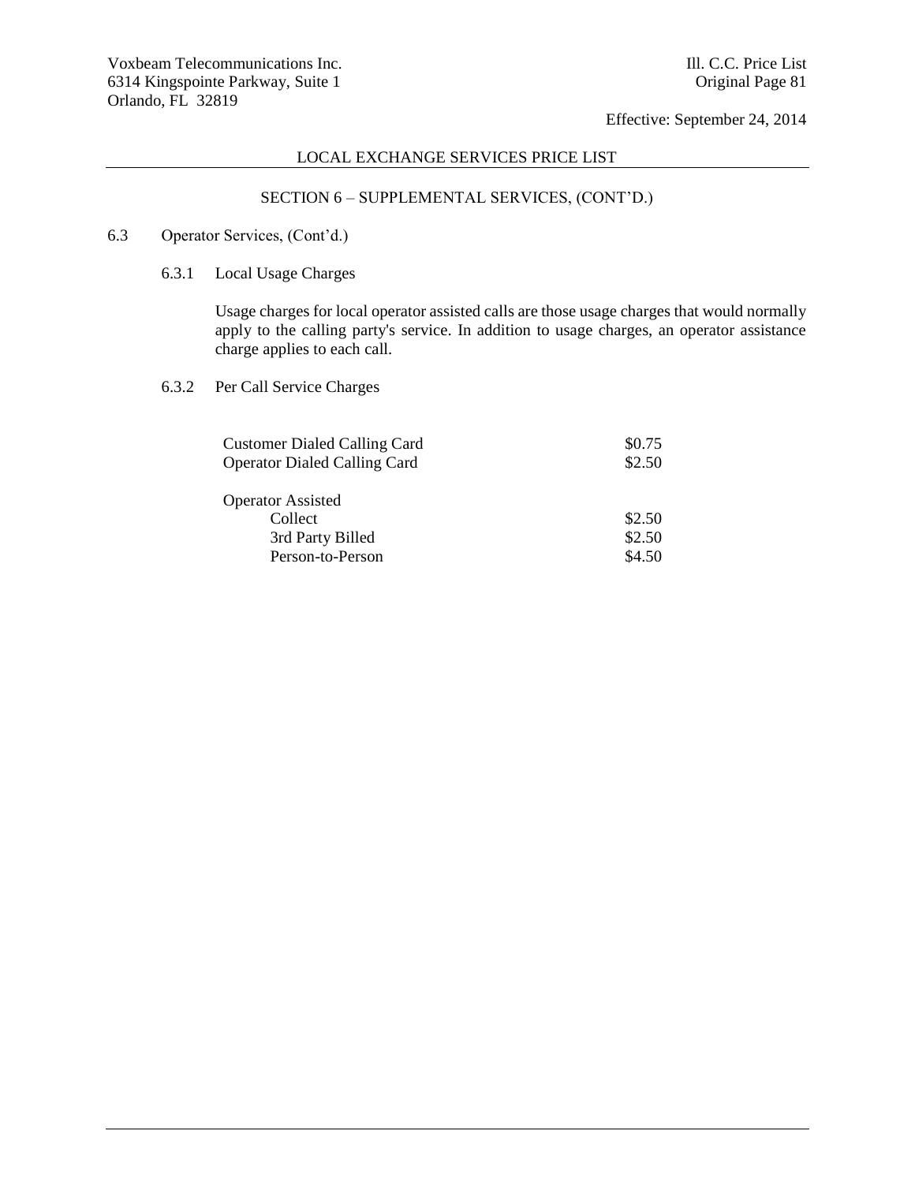## LOCAL EXCHANGE SERVICES PRICE LIST

### SECTION 6 – SUPPLEMENTAL SERVICES, (CONT'D.)

6.3 Operator Services, (Cont'd.)

6.3.1 Local Usage Charges

Usage charges for local operator assisted calls are those usage charges that would normally apply to the calling party's service. In addition to usage charges, an operator assistance charge applies to each call.

6.3.2 Per Call Service Charges

| | |
|---|---|
| Customer Dialed Calling Card | $0.75 |
| Operator Dialed Calling Card | $2.50 |
| Operator Assisted | |
| Collect | $2.50 |
| 3rd Party Billed | $2.50 |
| Person-to-Person | $4.50 |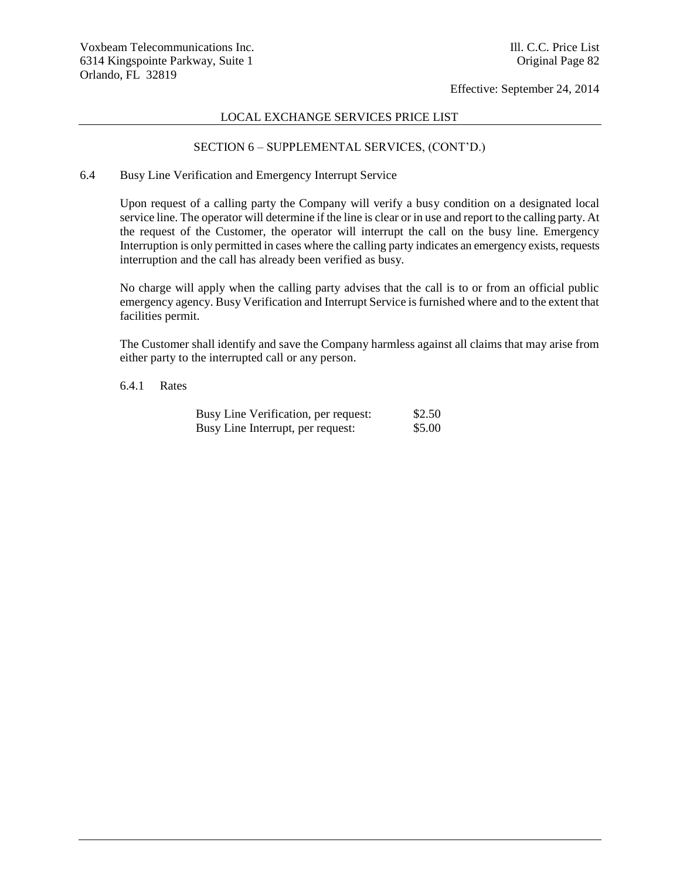## SECTION 6 – SUPPLEMENTAL SERVICES, (CONT'D.)

### 6.4 Busy Line Verification and Emergency Interrupt Service

Upon request of a calling party the Company will verify a busy condition on a designated local service line. The operator will determine if the line is clear or in use and report to the calling party. At the request of the Customer, the operator will interrupt the call on the busy line. Emergency Interruption is only permitted in cases where the calling party indicates an emergency exists, requests interruption and the call has already been verified as busy.

No charge will apply when the calling party advises that the call is to or from an official public emergency agency. Busy Verification and Interrupt Service is furnished where and to the extent that facilities permit.

The Customer shall identify and save the Company harmless against all claims that may arise from either party to the interrupted call or any person.

#### 6.4.1 Rates

| | |
|---|---|
| Busy Line Verification, per request: | $2.50 |
| Busy Line Interrupt, per request: | $5.00 |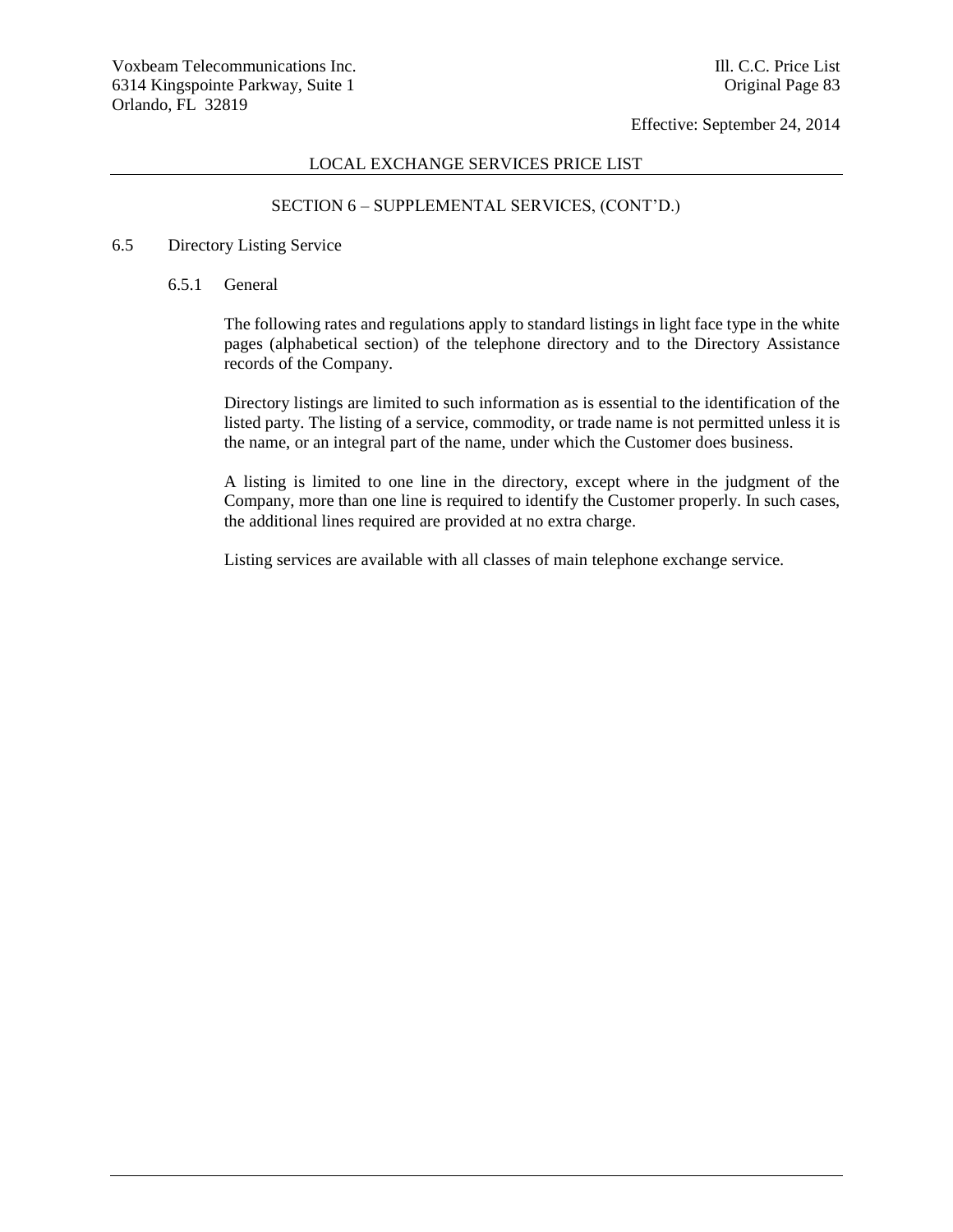## LOCAL EXCHANGE SERVICES PRICE LIST

### SECTION 6 – SUPPLEMENTAL SERVICES, (CONT'D.)

6.5 Directory Listing Service

6.5.1 General

The following rates and regulations apply to standard listings in light face type in the white pages (alphabetical section) of the telephone directory and to the Directory Assistance records of the Company.

Directory listings are limited to such information as is essential to the identification of the listed party. The listing of a service, commodity, or trade name is not permitted unless it is the name, or an integral part of the name, under which the Customer does business.

A listing is limited to one line in the directory, except where in the judgment of the Company, more than one line is required to identify the Customer properly. In such cases, the additional lines required are provided at no extra charge.

Listing services are available with all classes of main telephone exchange service.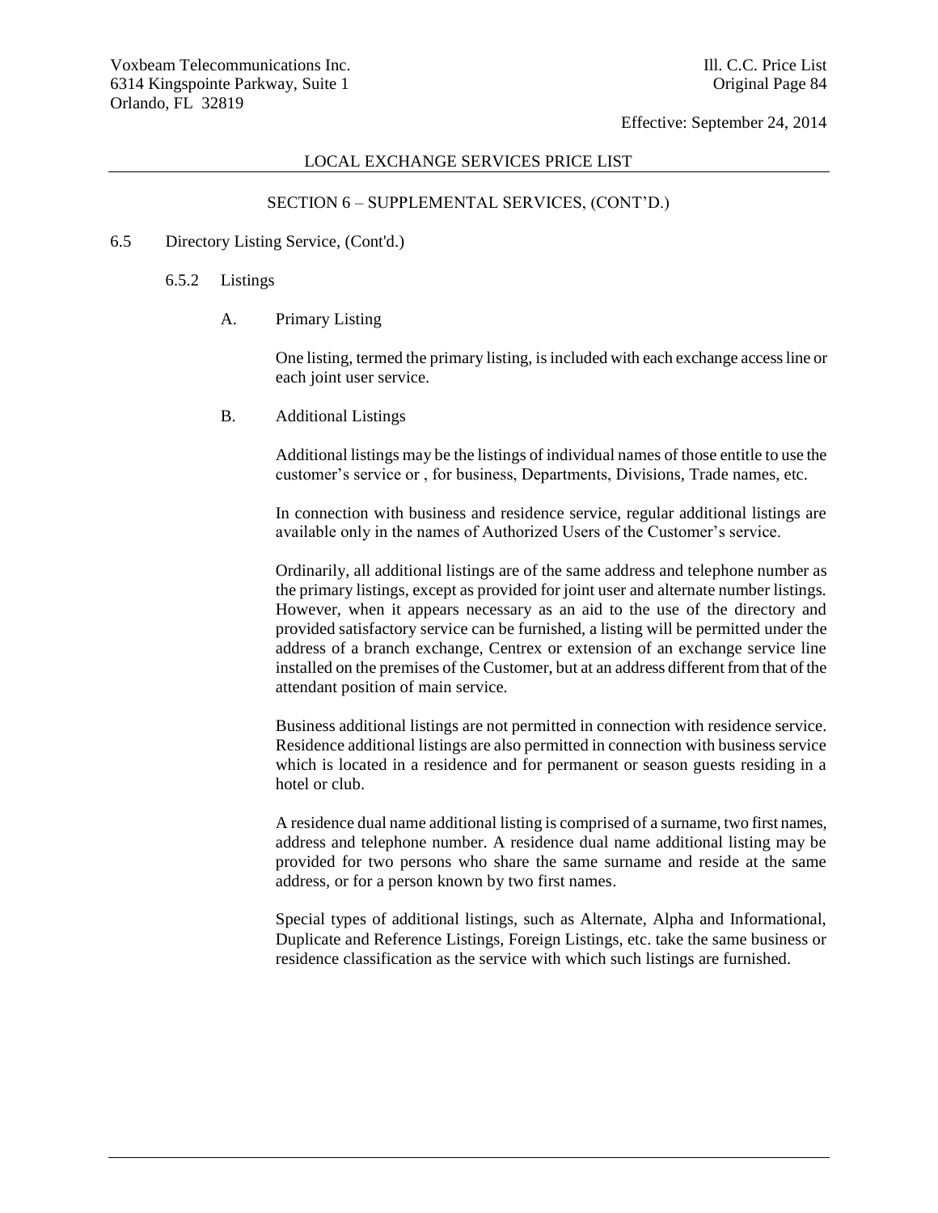## SECTION 6 – SUPPLEMENTAL SERVICES, (CONT'D.)

### 6.5 Directory Listing Service, (Cont'd.)

#### 6.5.2 Listings

A. Primary Listing

One listing, termed the primary listing, is included with each exchange access line or each joint user service.

B. Additional Listings

Additional listings may be the listings of individual names of those entitle to use the customer's service or , for business, Departments, Divisions, Trade names, etc.

In connection with business and residence service, regular additional listings are available only in the names of Authorized Users of the Customer's service.

Ordinarily, all additional listings are of the same address and telephone number as the primary listings, except as provided for joint user and alternate number listings. However, when it appears necessary as an aid to the use of the directory and provided satisfactory service can be furnished, a listing will be permitted under the address of a branch exchange, Centrex or extension of an exchange service line installed on the premises of the Customer, but at an address different from that of the attendant position of main service.

Business additional listings are not permitted in connection with residence service. Residence additional listings are also permitted in connection with business service which is located in a residence and for permanent or season guests residing in a hotel or club.

A residence dual name additional listing is comprised of a surname, two first names, address and telephone number. A residence dual name additional listing may be provided for two persons who share the same surname and reside at the same address, or for a person known by two first names.

Special types of additional listings, such as Alternate, Alpha and Informational, Duplicate and Reference Listings, Foreign Listings, etc. take the same business or residence classification as the service with which such listings are furnished.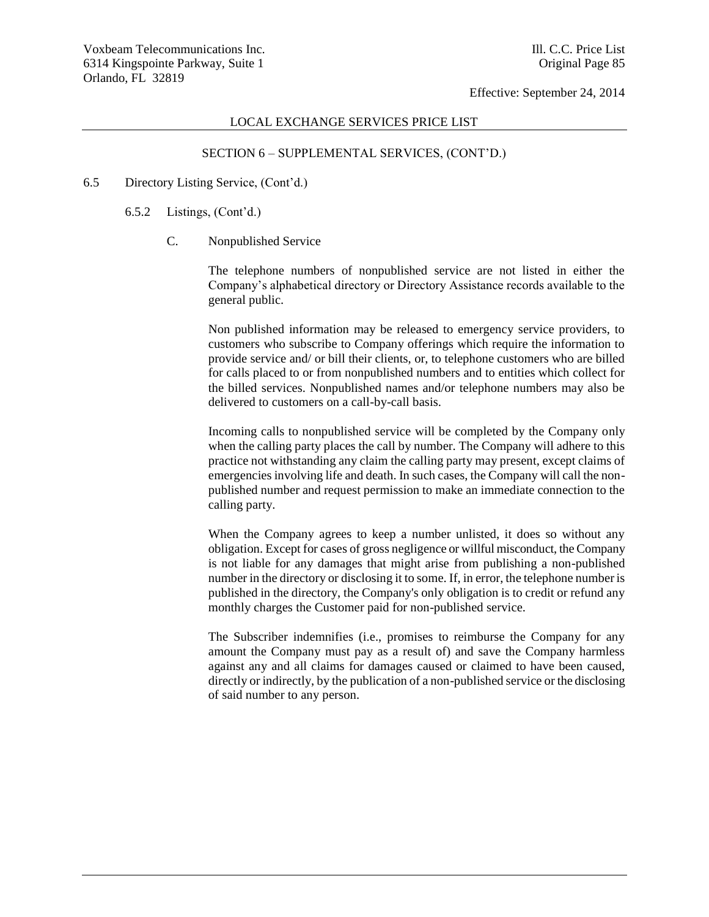## LOCAL EXCHANGE SERVICES PRICE LIST

### SECTION 6 – SUPPLEMENTAL SERVICES, (CONT'D.)

6.5 Directory Listing Service, (Cont'd.)

6.5.2 Listings, (Cont'd.)

C. Nonpublished Service

The telephone numbers of nonpublished service are not listed in either the Company's alphabetical directory or Directory Assistance records available to the general public.

Non published information may be released to emergency service providers, to customers who subscribe to Company offerings which require the information to provide service and/ or bill their clients, or, to telephone customers who are billed for calls placed to or from nonpublished numbers and to entities which collect for the billed services. Nonpublished names and/or telephone numbers may also be delivered to customers on a call-by-call basis.

Incoming calls to nonpublished service will be completed by the Company only when the calling party places the call by number. The Company will adhere to this practice not withstanding any claim the calling party may present, except claims of emergencies involving life and death. In such cases, the Company will call the non-published number and request permission to make an immediate connection to the calling party.

When the Company agrees to keep a number unlisted, it does so without any obligation. Except for cases of gross negligence or willful misconduct, the Company is not liable for any damages that might arise from publishing a non-published number in the directory or disclosing it to some. If, in error, the telephone number is published in the directory, the Company's only obligation is to credit or refund any monthly charges the Customer paid for non-published service.

The Subscriber indemnifies (i.e., promises to reimburse the Company for any amount the Company must pay as a result of) and save the Company harmless against any and all claims for damages caused or claimed to have been caused, directly or indirectly, by the publication of a non-published service or the disclosing of said number to any person.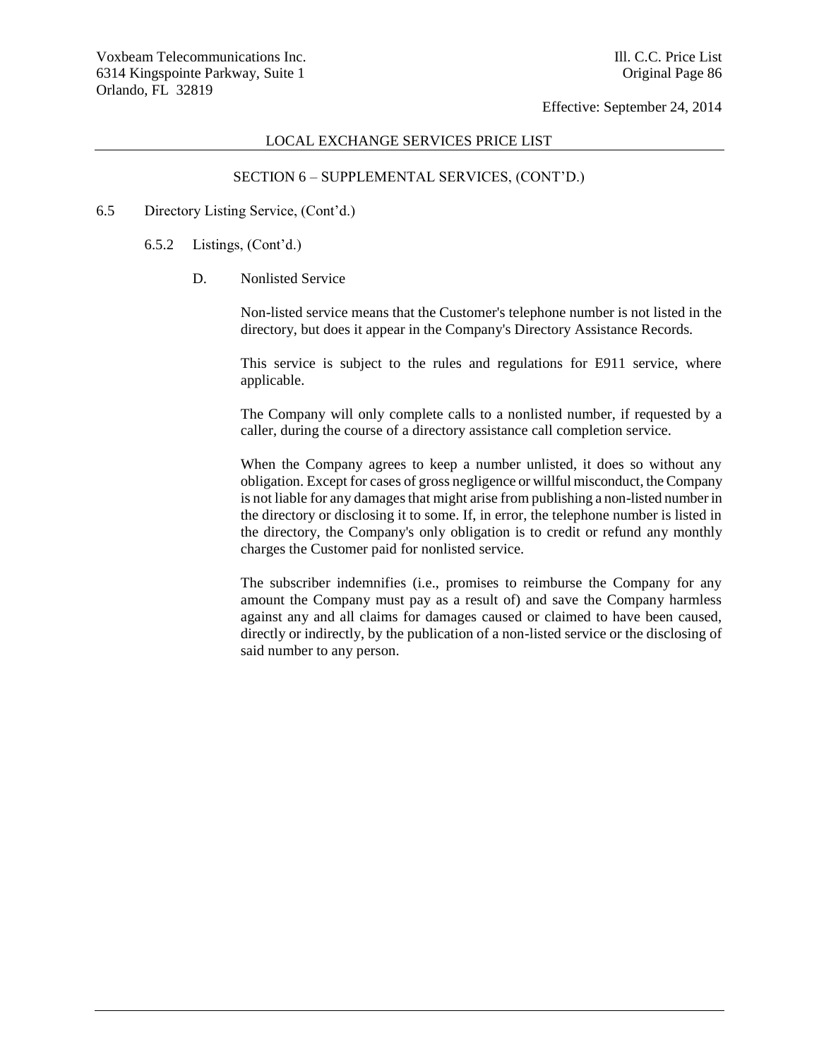## LOCAL EXCHANGE SERVICES PRICE LIST

### SECTION 6 – SUPPLEMENTAL SERVICES, (CONT'D.)

6.5 Directory Listing Service, (Cont'd.)

6.5.2 Listings, (Cont'd.)

D. Nonlisted Service

Non-listed service means that the Customer's telephone number is not listed in the directory, but does it appear in the Company's Directory Assistance Records.

This service is subject to the rules and regulations for E911 service, where applicable.

The Company will only complete calls to a nonlisted number, if requested by a caller, during the course of a directory assistance call completion service.

When the Company agrees to keep a number unlisted, it does so without any obligation. Except for cases of gross negligence or willful misconduct, the Company is not liable for any damages that might arise from publishing a non-listed number in the directory or disclosing it to some. If, in error, the telephone number is listed in the directory, the Company's only obligation is to credit or refund any monthly charges the Customer paid for nonlisted service.

The subscriber indemnifies (i.e., promises to reimburse the Company for any amount the Company must pay as a result of) and save the Company harmless against any and all claims for damages caused or claimed to have been caused, directly or indirectly, by the publication of a non-listed service or the disclosing of said number to any person.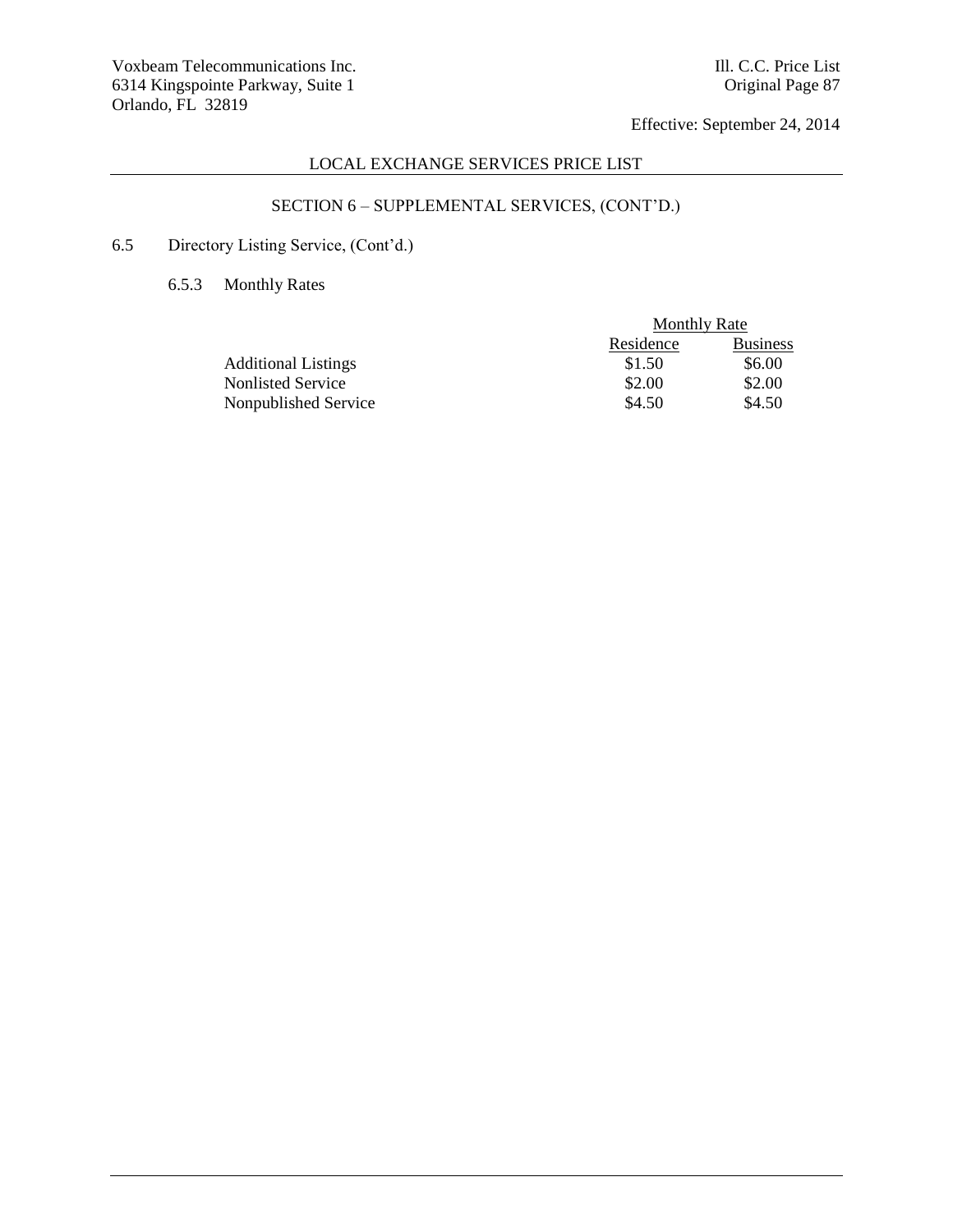## SECTION 6 – SUPPLEMENTAL SERVICES, (CONT'D.)

### 6.5 Directory Listing Service, (Cont'd.)

#### 6.5.3 Monthly Rates

| | Monthly Rate | |
|---|---|---|
| | Residence | Business |
| Additional Listings | \$1.50 | \$6.00 |
| Nonlisted Service | \$2.00 | \$2.00 |
| Nonpublished Service | \$4.50 | \$4.50 |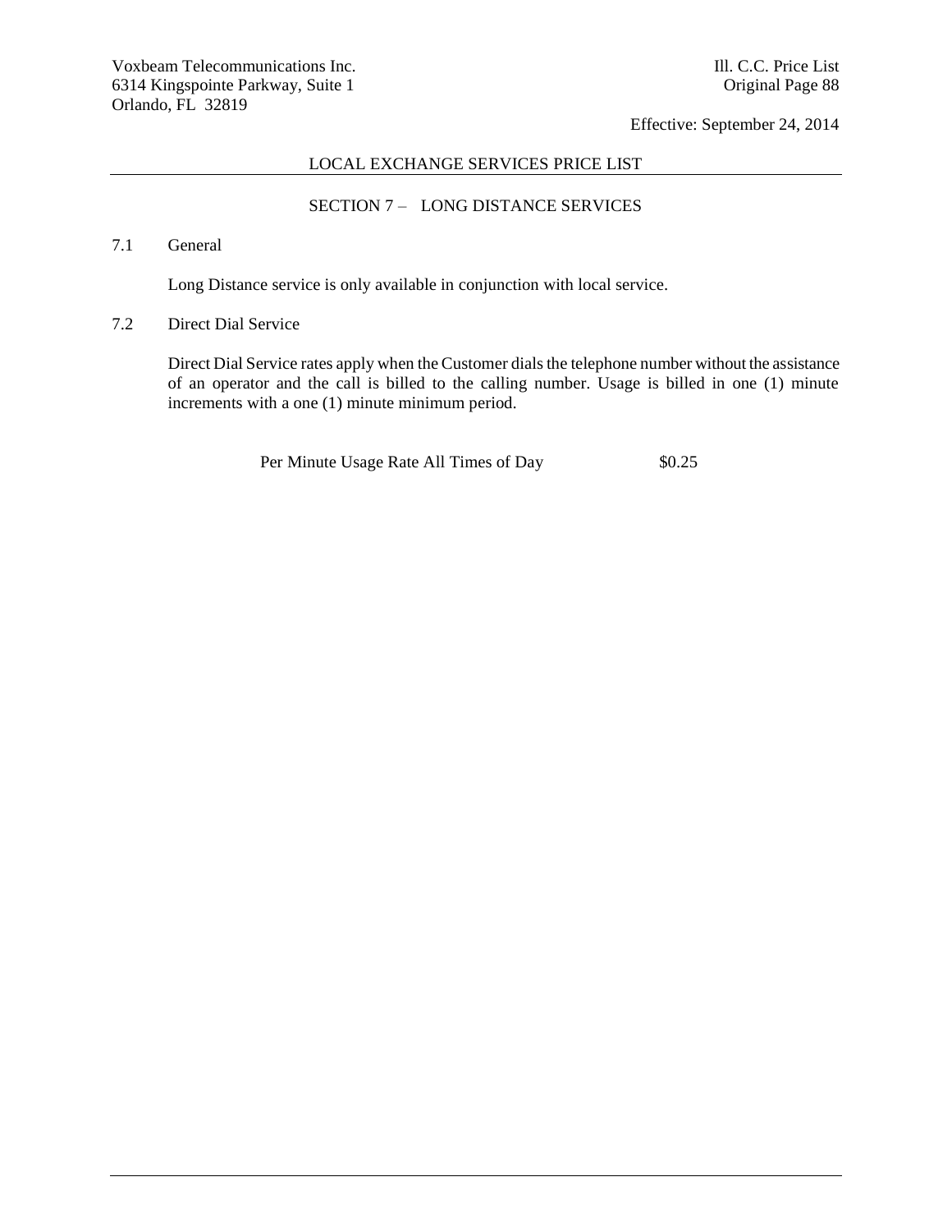## SECTION 7 – LONG DISTANCE SERVICES

### 7.1 General

Long Distance service is only available in conjunction with local service.

### 7.2 Direct Dial Service

Direct Dial Service rates apply when the Customer dials the telephone number without the assistance of an operator and the call is billed to the calling number. Usage is billed in one (1) minute increments with a one (1) minute minimum period.

| | |
|---|---|
| Per Minute Usage Rate All Times of Day | $0.25 |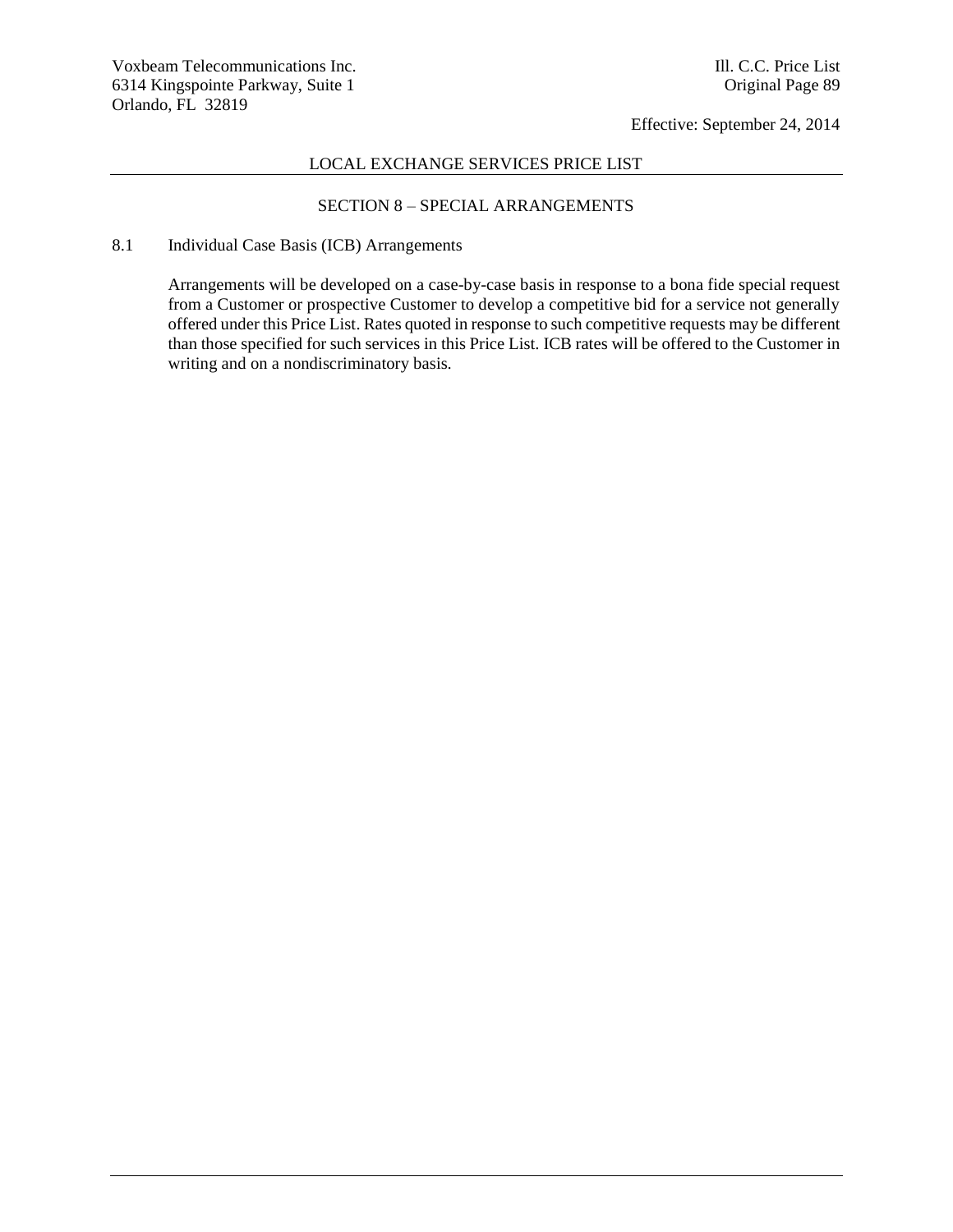## LOCAL EXCHANGE SERVICES PRICE LIST

### SECTION 8 – SPECIAL ARRANGEMENTS

8.1 Individual Case Basis (ICB) Arrangements

Arrangements will be developed on a case-by-case basis in response to a bona fide special request from a Customer or prospective Customer to develop a competitive bid for a service not generally offered under this Price List. Rates quoted in response to such competitive requests may be different than those specified for such services in this Price List. ICB rates will be offered to the Customer in writing and on a nondiscriminatory basis.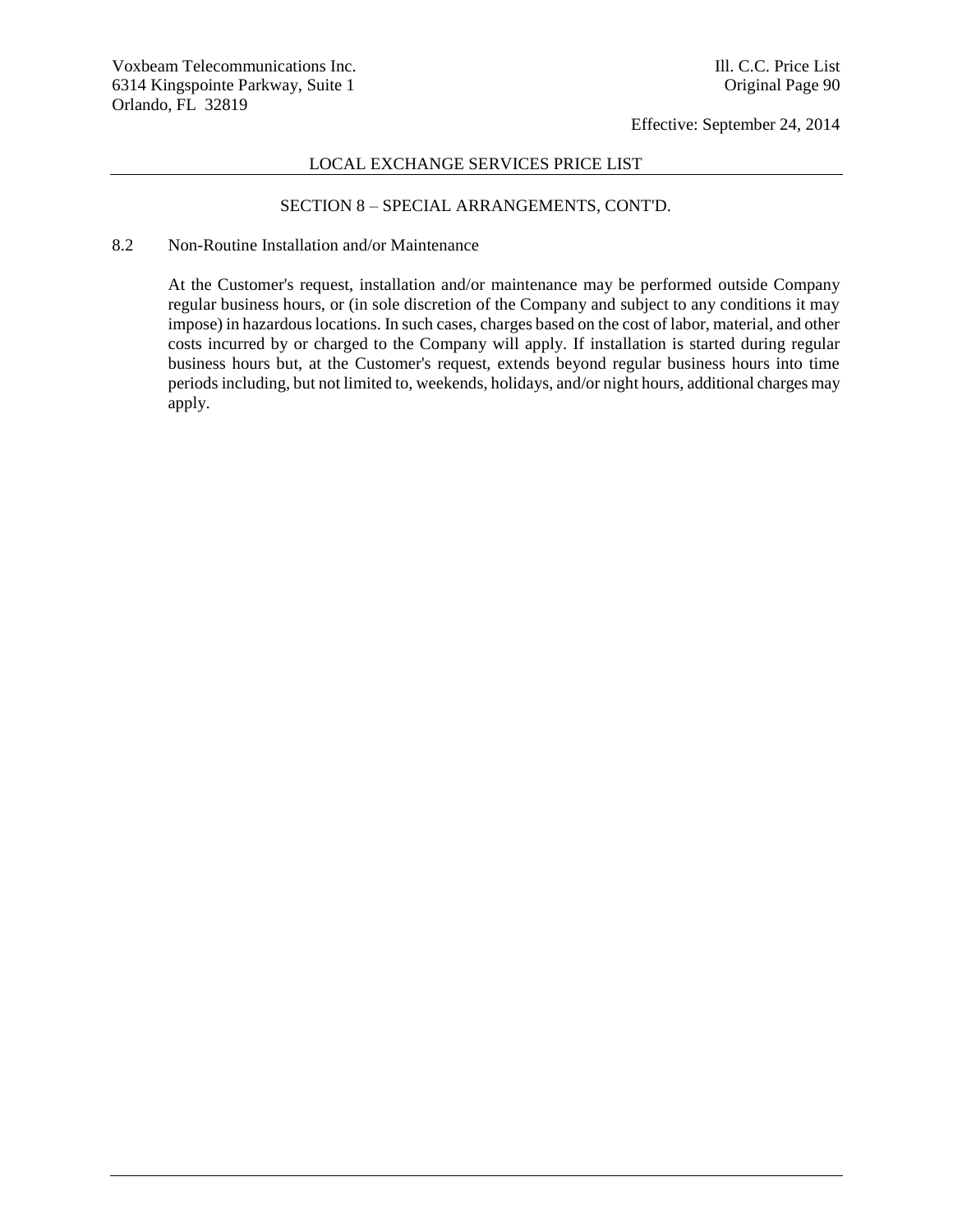## LOCAL EXCHANGE SERVICES PRICE LIST

### SECTION 8 – SPECIAL ARRANGEMENTS, CONT'D.

8.2 Non-Routine Installation and/or Maintenance

At the Customer's request, installation and/or maintenance may be performed outside Company regular business hours, or (in sole discretion of the Company and subject to any conditions it may impose) in hazardous locations. In such cases, charges based on the cost of labor, material, and other costs incurred by or charged to the Company will apply. If installation is started during regular business hours but, at the Customer's request, extends beyond regular business hours into time periods including, but not limited to, weekends, holidays, and/or night hours, additional charges may apply.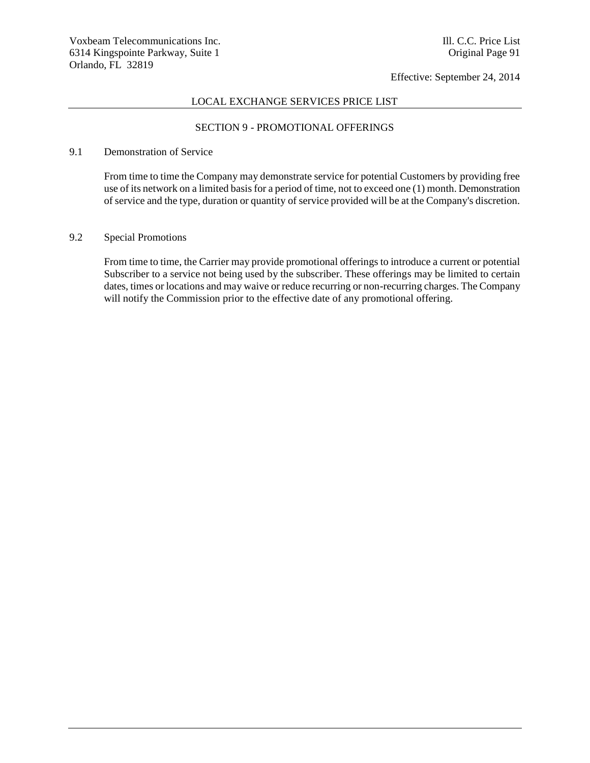# LOCAL EXCHANGE SERVICES PRICE LIST

## SECTION 9 - PROMOTIONAL OFFERINGS

### 9.1 Demonstration of Service

From time to time the Company may demonstrate service for potential Customers by providing free use of its network on a limited basis for a period of time, not to exceed one (1) month. Demonstration of service and the type, duration or quantity of service provided will be at the Company's discretion.

### 9.2 Special Promotions

From time to time, the Carrier may provide promotional offerings to introduce a current or potential Subscriber to a service not being used by the subscriber. These offerings may be limited to certain dates, times or locations and may waive or reduce recurring or non-recurring charges. The Company will notify the Commission prior to the effective date of any promotional offering.